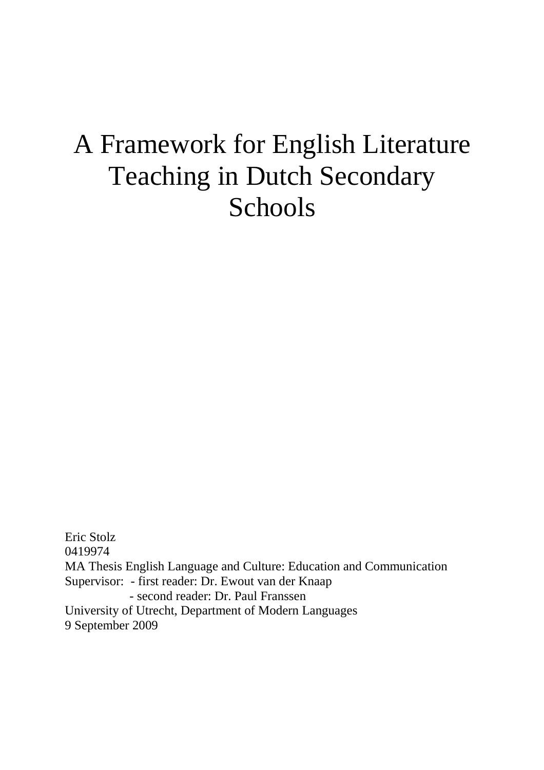# A Framework for English Literature Teaching in Dutch Secondary Schools

Eric Stolz
0419974
MA Thesis English Language and Culture: Education and Communication
Supervisor: - first reader: Dr. Ewout van der Knaap
- second reader: Dr. Paul Franssen
University of Utrecht, Department of Modern Languages
9 September 2009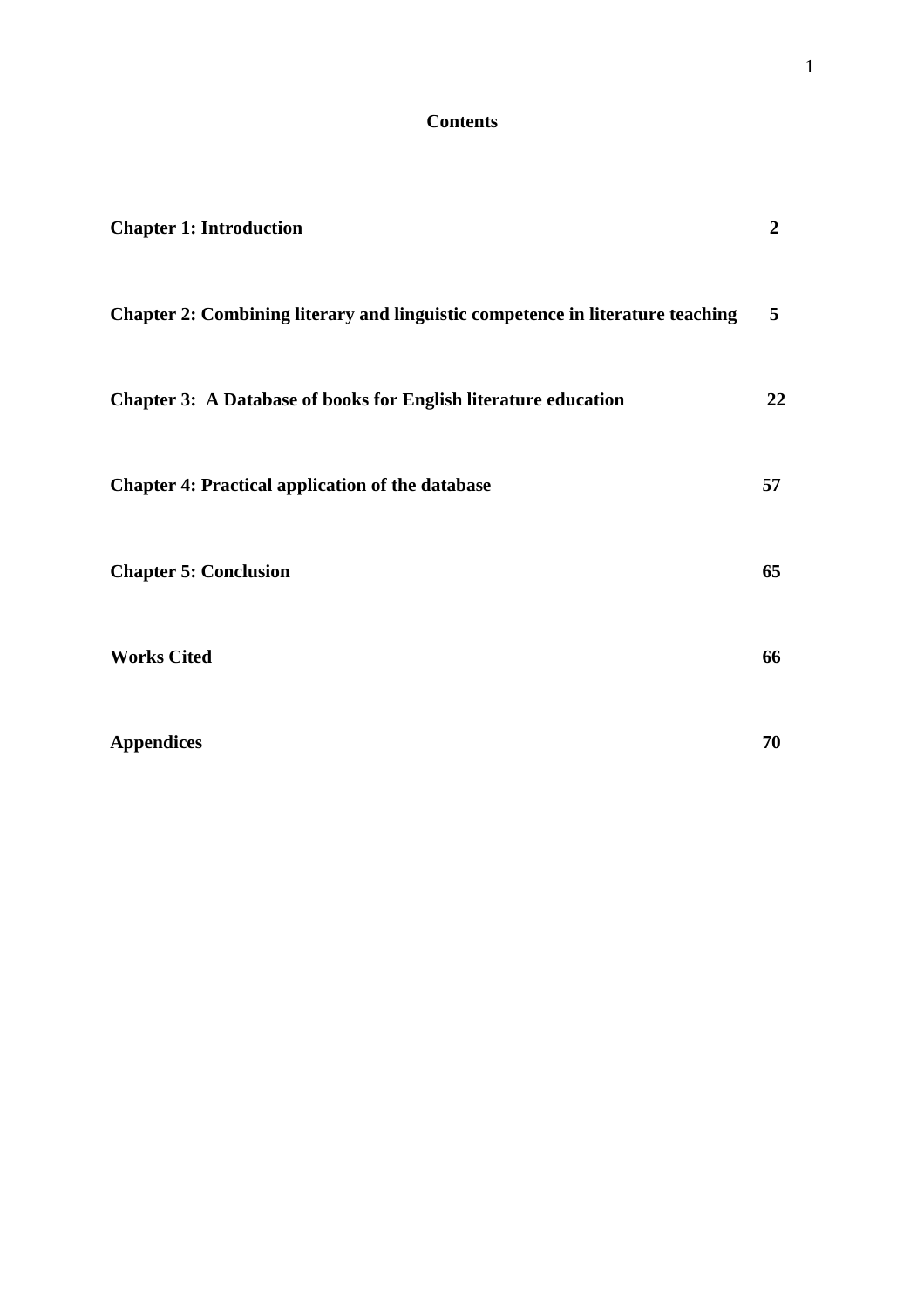# Contents

| | |
|---|---|
| **Chapter 1: Introduction** | **2** |
| **Chapter 2: Combining literary and linguistic competence in literature teaching** | **5** |
| **Chapter 3: A Database of books for English literature education** | **22** |
| **Chapter 4: Practical application of the database** | **57** |
| **Chapter 5: Conclusion** | **65** |
| **Works Cited** | **66** |
| **Appendices** | **70** |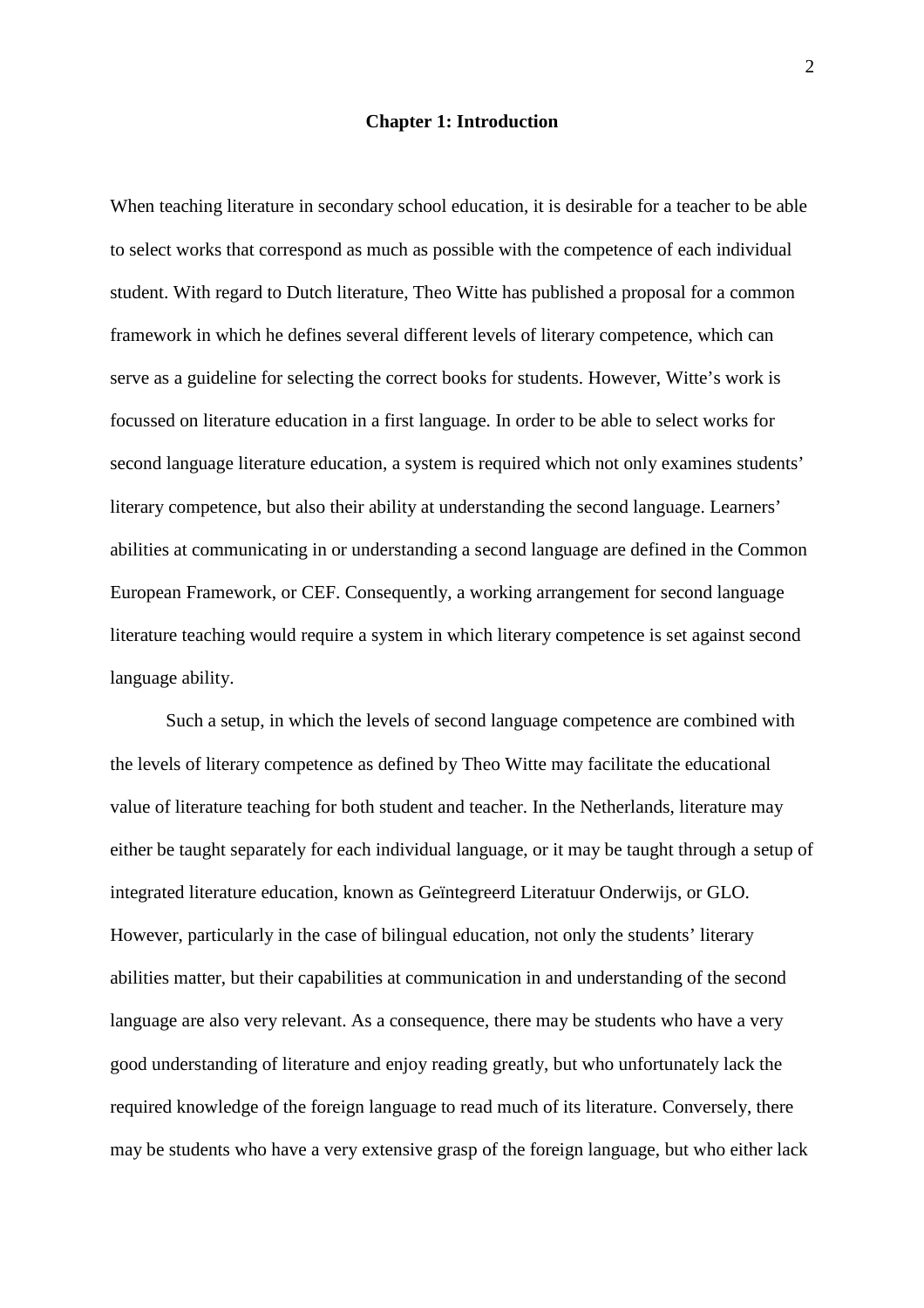# Chapter 1: Introduction

When teaching literature in secondary school education, it is desirable for a teacher to be able to select works that correspond as much as possible with the competence of each individual student. With regard to Dutch literature, Theo Witte has published a proposal for a common framework in which he defines several different levels of literary competence, which can serve as a guideline for selecting the correct books for students. However, Witte's work is focussed on literature education in a first language. In order to be able to select works for second language literature education, a system is required which not only examines students' literary competence, but also their ability at understanding the second language. Learners' abilities at communicating in or understanding a second language are defined in the Common European Framework, or CEF. Consequently, a working arrangement for second language literature teaching would require a system in which literary competence is set against second language ability.

Such a setup, in which the levels of second language competence are combined with the levels of literary competence as defined by Theo Witte may facilitate the educational value of literature teaching for both student and teacher. In the Netherlands, literature may either be taught separately for each individual language, or it may be taught through a setup of integrated literature education, known as Geïntegreerd Literatuur Onderwijs, or GLO. However, particularly in the case of bilingual education, not only the students' literary abilities matter, but their capabilities at communication in and understanding of the second language are also very relevant. As a consequence, there may be students who have a very good understanding of literature and enjoy reading greatly, but who unfortunately lack the required knowledge of the foreign language to read much of its literature. Conversely, there may be students who have a very extensive grasp of the foreign language, but who either lack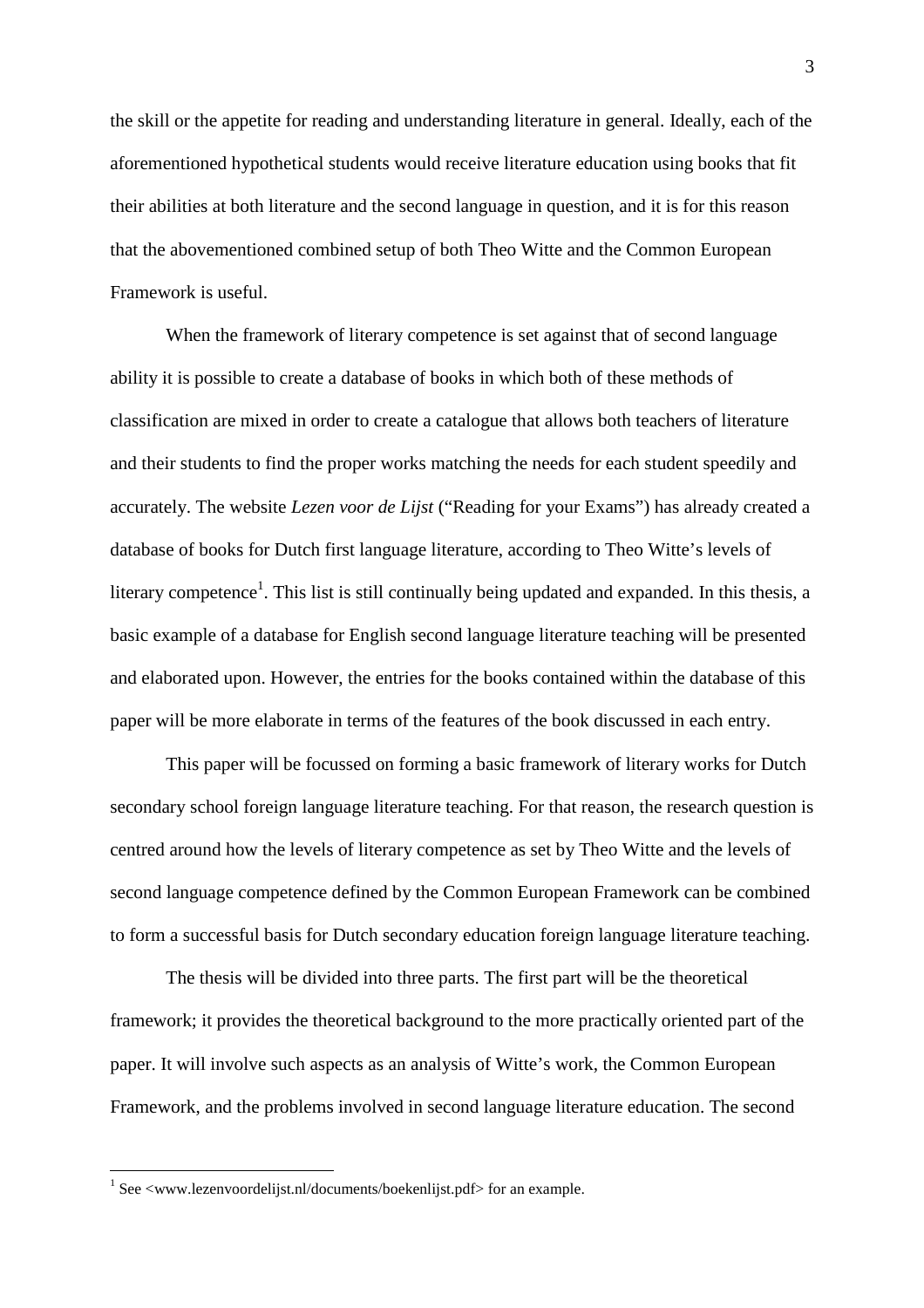the skill or the appetite for reading and understanding literature in general. Ideally, each of the aforementioned hypothetical students would receive literature education using books that fit their abilities at both literature and the second language in question, and it is for this reason that the abovementioned combined setup of both Theo Witte and the Common European Framework is useful.

When the framework of literary competence is set against that of second language ability it is possible to create a database of books in which both of these methods of classification are mixed in order to create a catalogue that allows both teachers of literature and their students to find the proper works matching the needs for each student speedily and accurately. The website *Lezen voor de Lijst* ("Reading for your Exams") has already created a database of books for Dutch first language literature, according to Theo Witte's levels of literary competence[1]. This list is still continually being updated and expanded. In this thesis, a basic example of a database for English second language literature teaching will be presented and elaborated upon. However, the entries for the books contained within the database of this paper will be more elaborate in terms of the features of the book discussed in each entry.

This paper will be focussed on forming a basic framework of literary works for Dutch secondary school foreign language literature teaching. For that reason, the research question is centred around how the levels of literary competence as set by Theo Witte and the levels of second language competence defined by the Common European Framework can be combined to form a successful basis for Dutch secondary education foreign language literature teaching.

The thesis will be divided into three parts. The first part will be the theoretical framework; it provides the theoretical background to the more practically oriented part of the paper. It will involve such aspects as an analysis of Witte's work, the Common European Framework, and the problems involved in second language literature education. The second

[1] See <www.lezenvoordelijst.nl/documents/boekenlijst.pdf> for an example.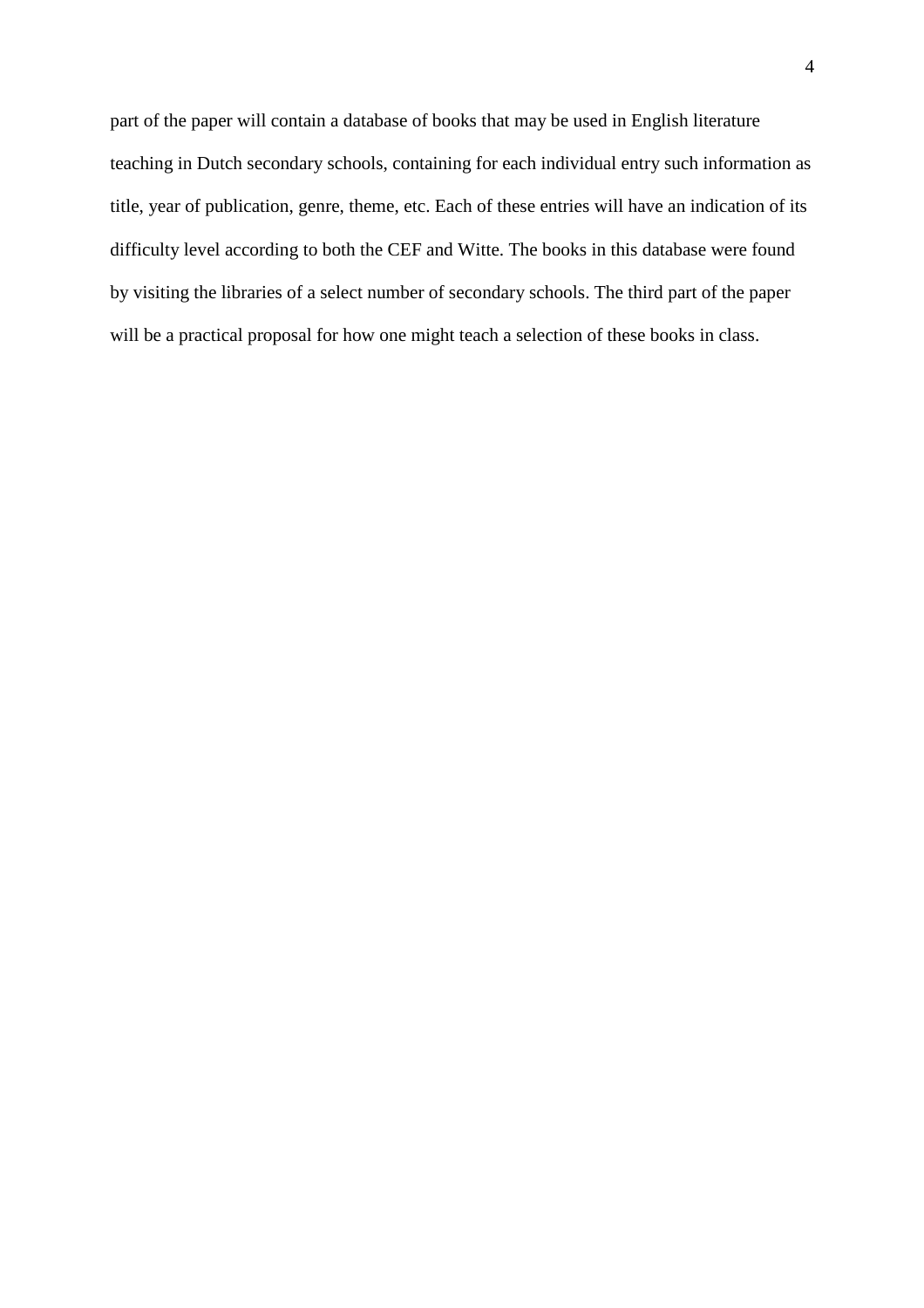part of the paper will contain a database of books that may be used in English literature teaching in Dutch secondary schools, containing for each individual entry such information as title, year of publication, genre, theme, etc. Each of these entries will have an indication of its difficulty level according to both the CEF and Witte. The books in this database were found by visiting the libraries of a select number of secondary schools. The third part of the paper will be a practical proposal for how one might teach a selection of these books in class.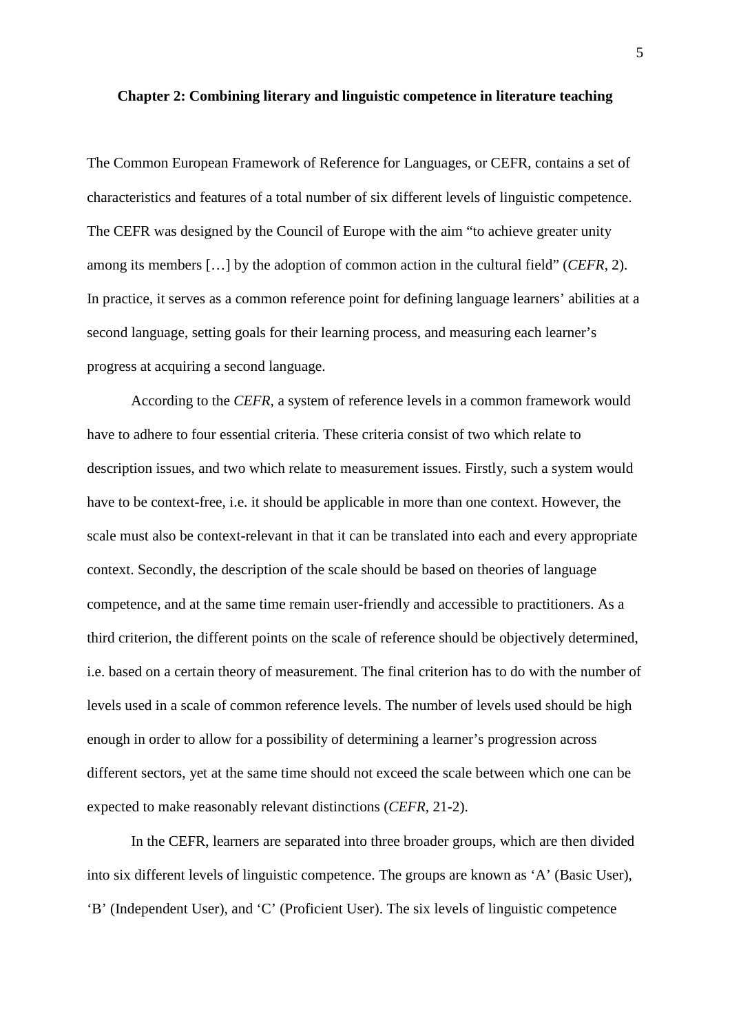## Chapter 2: Combining literary and linguistic competence in literature teaching

The Common European Framework of Reference for Languages, or CEFR, contains a set of characteristics and features of a total number of six different levels of linguistic competence. The CEFR was designed by the Council of Europe with the aim "to achieve greater unity among its members […] by the adoption of common action in the cultural field" (*CEFR*, 2). In practice, it serves as a common reference point for defining language learners' abilities at a second language, setting goals for their learning process, and measuring each learner's progress at acquiring a second language.

According to the *CEFR*, a system of reference levels in a common framework would have to adhere to four essential criteria. These criteria consist of two which relate to description issues, and two which relate to measurement issues. Firstly, such a system would have to be context-free, i.e. it should be applicable in more than one context. However, the scale must also be context-relevant in that it can be translated into each and every appropriate context. Secondly, the description of the scale should be based on theories of language competence, and at the same time remain user-friendly and accessible to practitioners. As a third criterion, the different points on the scale of reference should be objectively determined, i.e. based on a certain theory of measurement. The final criterion has to do with the number of levels used in a scale of common reference levels. The number of levels used should be high enough in order to allow for a possibility of determining a learner's progression across different sectors, yet at the same time should not exceed the scale between which one can be expected to make reasonably relevant distinctions (*CEFR*, 21-2).

In the CEFR, learners are separated into three broader groups, which are then divided into six different levels of linguistic competence. The groups are known as 'A' (Basic User), 'B' (Independent User), and 'C' (Proficient User). The six levels of linguistic competence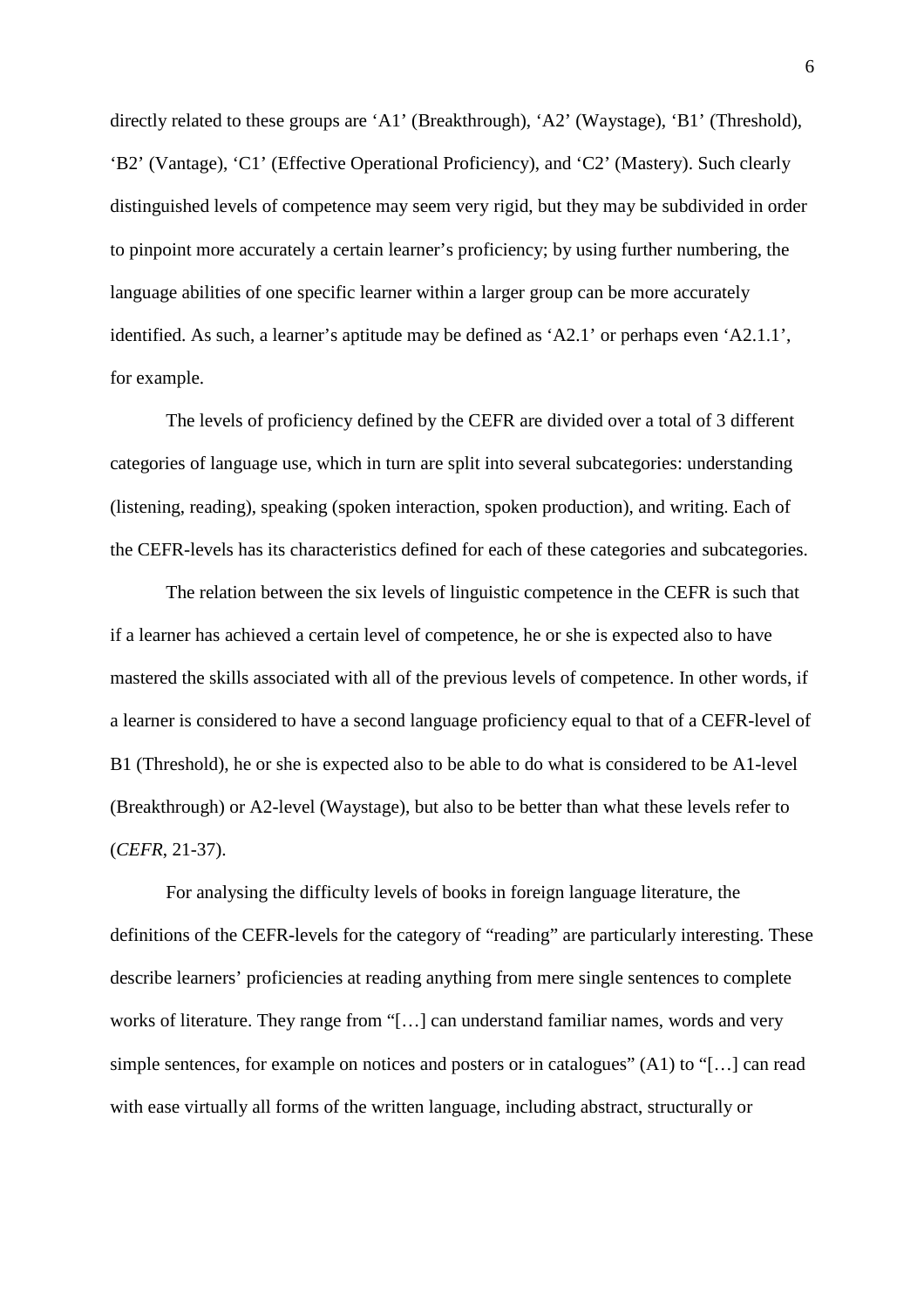directly related to these groups are ‘A1’ (Breakthrough), ‘A2’ (Waystage), ‘B1’ (Threshold), ‘B2’ (Vantage), ‘C1’ (Effective Operational Proficiency), and ‘C2’ (Mastery). Such clearly distinguished levels of competence may seem very rigid, but they may be subdivided in order to pinpoint more accurately a certain learner’s proficiency; by using further numbering, the language abilities of one specific learner within a larger group can be more accurately identified. As such, a learner’s aptitude may be defined as ‘A2.1’ or perhaps even ‘A2.1.1’, for example.

The levels of proficiency defined by the CEFR are divided over a total of 3 different categories of language use, which in turn are split into several subcategories: understanding (listening, reading), speaking (spoken interaction, spoken production), and writing. Each of the CEFR-levels has its characteristics defined for each of these categories and subcategories.

The relation between the six levels of linguistic competence in the CEFR is such that if a learner has achieved a certain level of competence, he or she is expected also to have mastered the skills associated with all of the previous levels of competence. In other words, if a learner is considered to have a second language proficiency equal to that of a CEFR-level of B1 (Threshold), he or she is expected also to be able to do what is considered to be A1-level (Breakthrough) or A2-level (Waystage), but also to be better than what these levels refer to (*CEFR*, 21-37).

For analysing the difficulty levels of books in foreign language literature, the definitions of the CEFR-levels for the category of “reading” are particularly interesting. These describe learners’ proficiencies at reading anything from mere single sentences to complete works of literature. They range from “[…] can understand familiar names, words and very simple sentences, for example on notices and posters or in catalogues” (A1) to “[…] can read with ease virtually all forms of the written language, including abstract, structurally or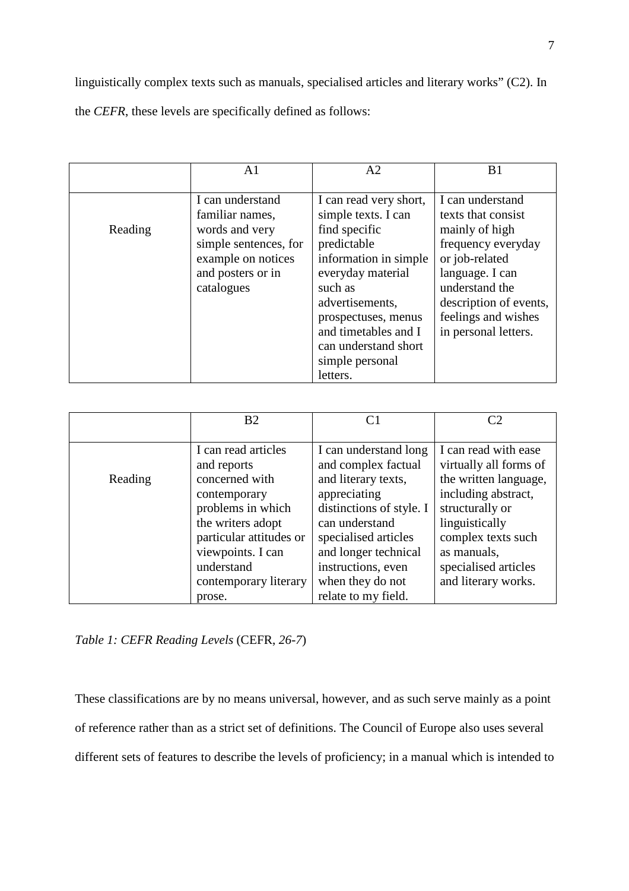linguistically complex texts such as manuals, specialised articles and literary works" (C2). In the *CEFR*, these levels are specifically defined as follows:

| | A1 | A2 | B1 |
|---|---|---|---|
| Reading | I can understand familiar names, words and very simple sentences, for example on notices and posters or in catalogues | I can read very short, simple texts. I can find specific predictable information in simple everyday material such as advertisements, prospectuses, menus and timetables and I can understand short simple personal letters. | I can understand texts that consist mainly of high frequency everyday or job-related language. I can understand the description of events, feelings and wishes in personal letters. |

| | B2 | C1 | C2 |
|---|---|---|---|
| Reading | I can read articles and reports concerned with contemporary problems in which the writers adopt particular attitudes or viewpoints. I can understand contemporary literary prose. | I can understand long and complex factual and literary texts, appreciating distinctions of style. I can understand specialised articles and longer technical instructions, even when they do not relate to my field. | I can read with ease virtually all forms of the written language, including abstract, structurally or linguistically complex texts such as manuals, specialised articles and literary works. |

*Table 1: CEFR Reading Levels* (CEFR, *26-7*)

These classifications are by no means universal, however, and as such serve mainly as a point of reference rather than as a strict set of definitions. The Council of Europe also uses several different sets of features to describe the levels of proficiency; in a manual which is intended to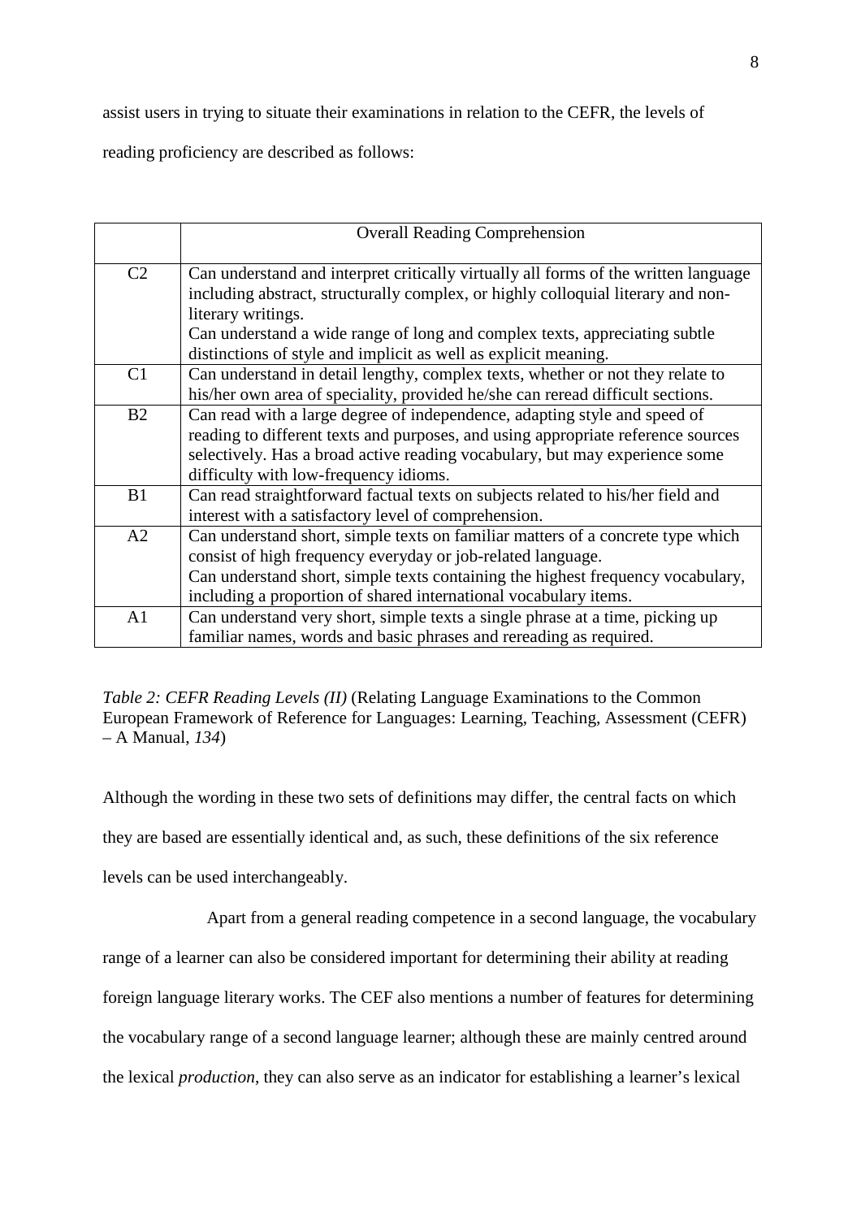assist users in trying to situate their examinations in relation to the CEFR, the levels of reading proficiency are described as follows:

| | Overall Reading Comprehension |
|---|---|
| C2 | Can understand and interpret critically virtually all forms of the written language including abstract, structurally complex, or highly colloquial literary and non-literary writings.<br>Can understand a wide range of long and complex texts, appreciating subtle distinctions of style and implicit as well as explicit meaning. |
| C1 | Can understand in detail lengthy, complex texts, whether or not they relate to his/her own area of speciality, provided he/she can reread difficult sections. |
| B2 | Can read with a large degree of independence, adapting style and speed of reading to different texts and purposes, and using appropriate reference sources selectively. Has a broad active reading vocabulary, but may experience some difficulty with low-frequency idioms. |
| B1 | Can read straightforward factual texts on subjects related to his/her field and interest with a satisfactory level of comprehension. |
| A2 | Can understand short, simple texts on familiar matters of a concrete type which consist of high frequency everyday or job-related language.<br>Can understand short, simple texts containing the highest frequency vocabulary, including a proportion of shared international vocabulary items. |
| A1 | Can understand very short, simple texts a single phrase at a time, picking up familiar names, words and basic phrases and rereading as required. |

*Table 2: CEFR Reading Levels (II)* (Relating Language Examinations to the Common European Framework of Reference for Languages: Learning, Teaching, Assessment (CEFR) – A Manual, *134*)

Although the wording in these two sets of definitions may differ, the central facts on which they are based are essentially identical and, as such, these definitions of the six reference levels can be used interchangeably.

Apart from a general reading competence in a second language, the vocabulary range of a learner can also be considered important for determining their ability at reading foreign language literary works. The CEF also mentions a number of features for determining the vocabulary range of a second language learner; although these are mainly centred around the lexical *production*, they can also serve as an indicator for establishing a learner's lexical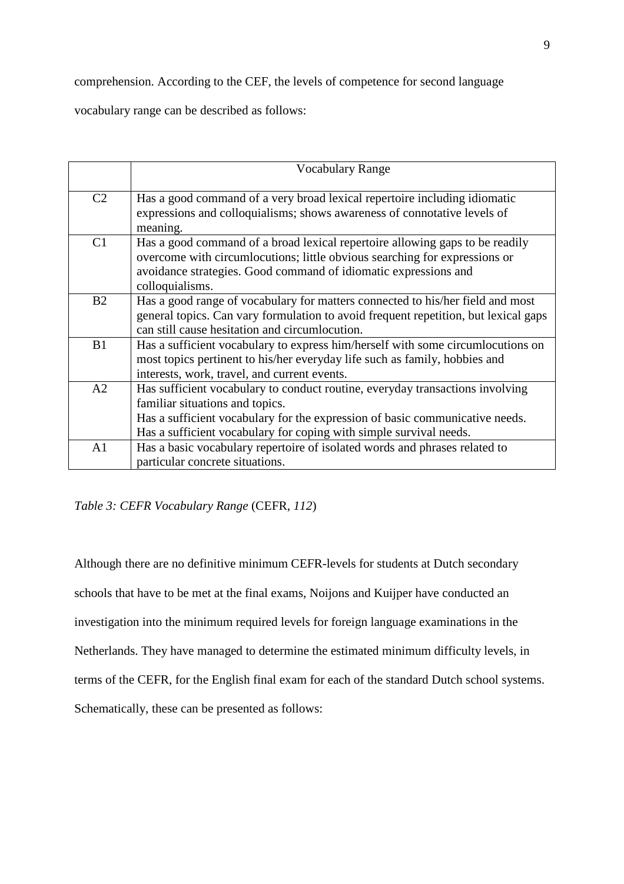comprehension. According to the CEF, the levels of competence for second language vocabulary range can be described as follows:

| | Vocabulary Range |
|---|---|
| C2 | Has a good command of a very broad lexical repertoire including idiomatic expressions and colloquialisms; shows awareness of connotative levels of meaning. |
| C1 | Has a good command of a broad lexical repertoire allowing gaps to be readily overcome with circumlocutions; little obvious searching for expressions or avoidance strategies. Good command of idiomatic expressions and colloquialisms. |
| B2 | Has a good range of vocabulary for matters connected to his/her field and most general topics. Can vary formulation to avoid frequent repetition, but lexical gaps can still cause hesitation and circumlocution. |
| B1 | Has a sufficient vocabulary to express him/herself with some circumlocutions on most topics pertinent to his/her everyday life such as family, hobbies and interests, work, travel, and current events. |
| A2 | Has sufficient vocabulary to conduct routine, everyday transactions involving familiar situations and topics. Has a sufficient vocabulary for the expression of basic communicative needs. Has a sufficient vocabulary for coping with simple survival needs. |
| A1 | Has a basic vocabulary repertoire of isolated words and phrases related to particular concrete situations. |

*Table 3: CEFR Vocabulary Range* (CEFR, *112*)

Although there are no definitive minimum CEFR-levels for students at Dutch secondary schools that have to be met at the final exams, Noijons and Kuijper have conducted an investigation into the minimum required levels for foreign language examinations in the Netherlands. They have managed to determine the estimated minimum difficulty levels, in terms of the CEFR, for the English final exam for each of the standard Dutch school systems. Schematically, these can be presented as follows: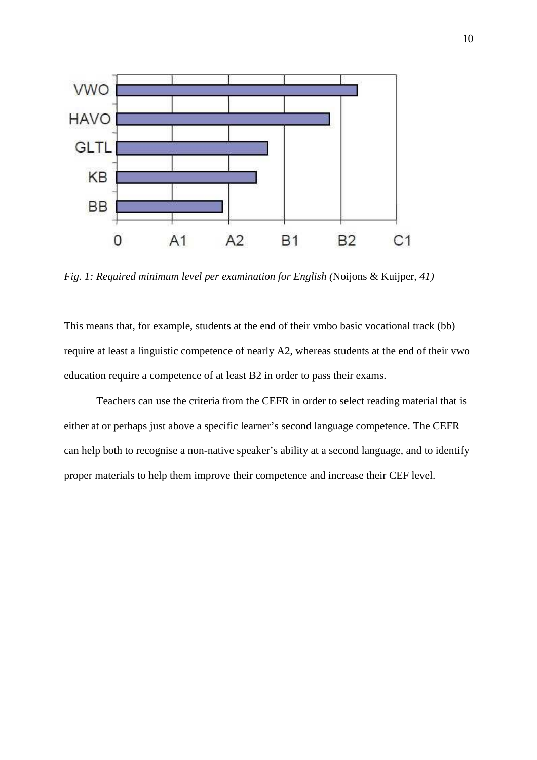*Fig. 1: Required minimum level per examination for English (*Noijons & Kuijper*, 41)*

This means that, for example, students at the end of their vmbo basic vocational track (bb) require at least a linguistic competence of nearly A2, whereas students at the end of their vwo education require a competence of at least B2 in order to pass their exams.

Teachers can use the criteria from the CEFR in order to select reading material that is either at or perhaps just above a specific learner's second language competence. The CEFR can help both to recognise a non-native speaker's ability at a second language, and to identify proper materials to help them improve their competence and increase their CEF level.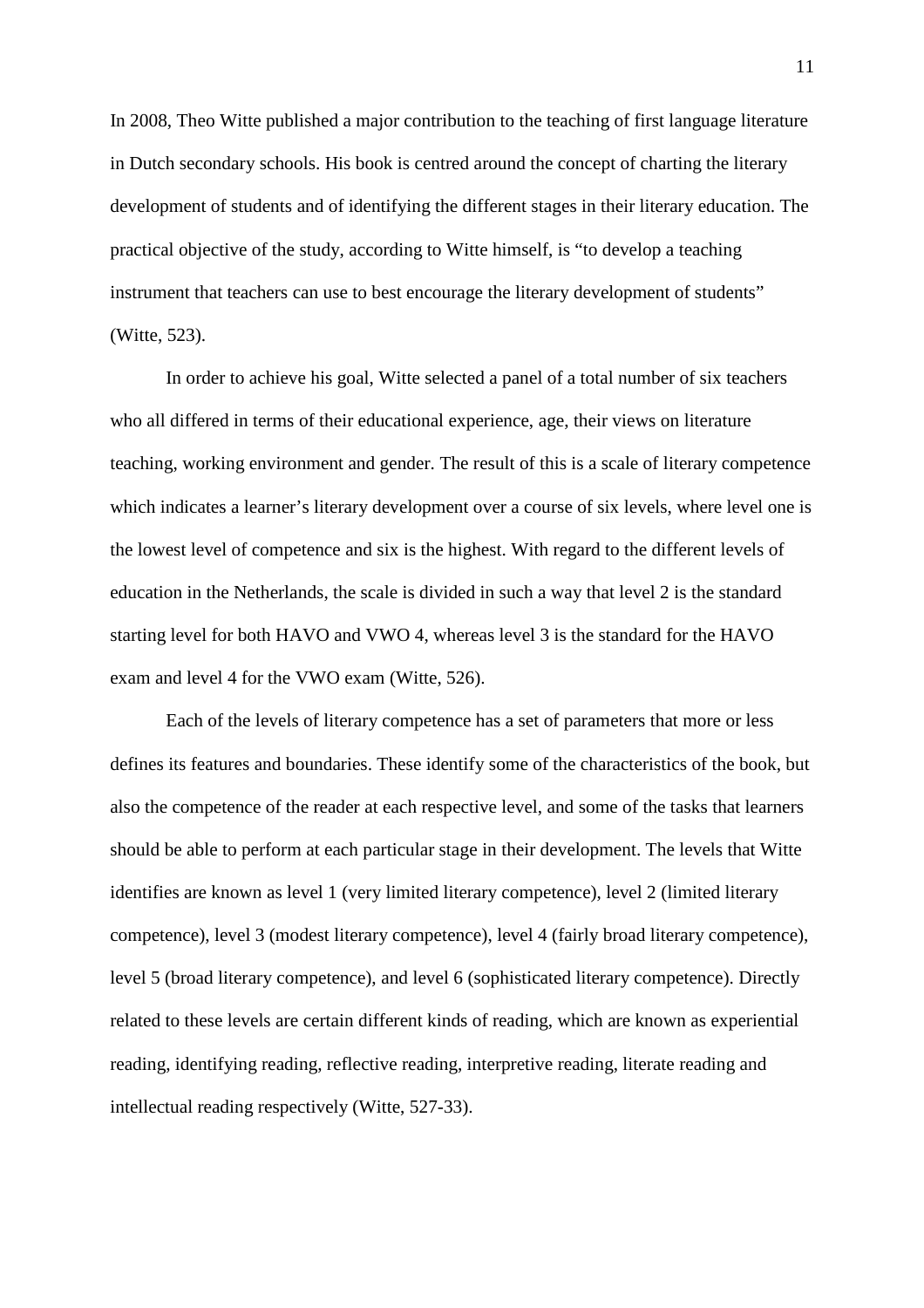In 2008, Theo Witte published a major contribution to the teaching of first language literature in Dutch secondary schools. His book is centred around the concept of charting the literary development of students and of identifying the different stages in their literary education. The practical objective of the study, according to Witte himself, is "to develop a teaching instrument that teachers can use to best encourage the literary development of students" (Witte, 523).

In order to achieve his goal, Witte selected a panel of a total number of six teachers who all differed in terms of their educational experience, age, their views on literature teaching, working environment and gender. The result of this is a scale of literary competence which indicates a learner's literary development over a course of six levels, where level one is the lowest level of competence and six is the highest. With regard to the different levels of education in the Netherlands, the scale is divided in such a way that level 2 is the standard starting level for both HAVO and VWO 4, whereas level 3 is the standard for the HAVO exam and level 4 for the VWO exam (Witte, 526).

Each of the levels of literary competence has a set of parameters that more or less defines its features and boundaries. These identify some of the characteristics of the book, but also the competence of the reader at each respective level, and some of the tasks that learners should be able to perform at each particular stage in their development. The levels that Witte identifies are known as level 1 (very limited literary competence), level 2 (limited literary competence), level 3 (modest literary competence), level 4 (fairly broad literary competence), level 5 (broad literary competence), and level 6 (sophisticated literary competence). Directly related to these levels are certain different kinds of reading, which are known as experiential reading, identifying reading, reflective reading, interpretive reading, literate reading and intellectual reading respectively (Witte, 527-33).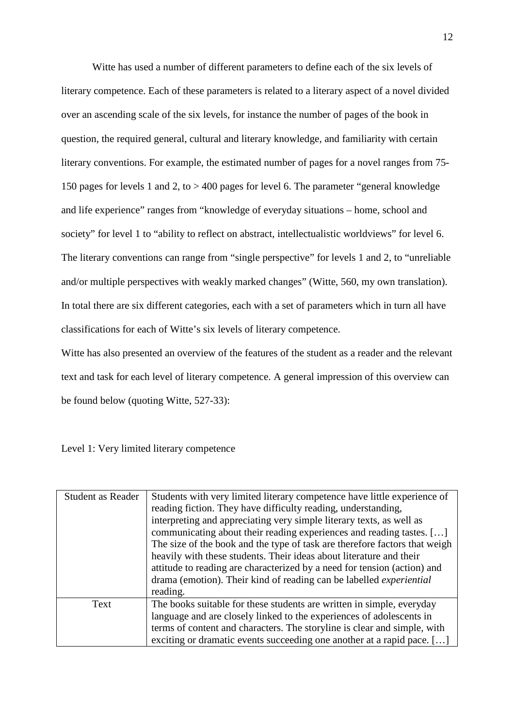Witte has used a number of different parameters to define each of the six levels of literary competence. Each of these parameters is related to a literary aspect of a novel divided over an ascending scale of the six levels, for instance the number of pages of the book in question, the required general, cultural and literary knowledge, and familiarity with certain literary conventions. For example, the estimated number of pages for a novel ranges from 75-150 pages for levels 1 and 2, to > 400 pages for level 6. The parameter "general knowledge and life experience" ranges from "knowledge of everyday situations – home, school and society" for level 1 to "ability to reflect on abstract, intellectualistic worldviews" for level 6. The literary conventions can range from "single perspective" for levels 1 and 2, to "unreliable and/or multiple perspectives with weakly marked changes" (Witte, 560, my own translation). In total there are six different categories, each with a set of parameters which in turn all have classifications for each of Witte's six levels of literary competence.

Witte has also presented an overview of the features of the student as a reader and the relevant text and task for each level of literary competence. A general impression of this overview can be found below (quoting Witte, 527-33):

Level 1: Very limited literary competence

| Student as Reader | Students with very limited literary competence have little experience of reading fiction. They have difficulty reading, understanding, interpreting and appreciating very simple literary texts, as well as communicating about their reading experiences and reading tastes. […] The size of the book and the type of task are therefore factors that weigh heavily with these students. Their ideas about literature and their attitude to reading are characterized by a need for tension (action) and drama (emotion). Their kind of reading can be labelled *experiential* reading. |
|---|---|
| Text | The books suitable for these students are written in simple, everyday language and are closely linked to the experiences of adolescents in terms of content and characters. The storyline is clear and simple, with exciting or dramatic events succeeding one another at a rapid pace. […] |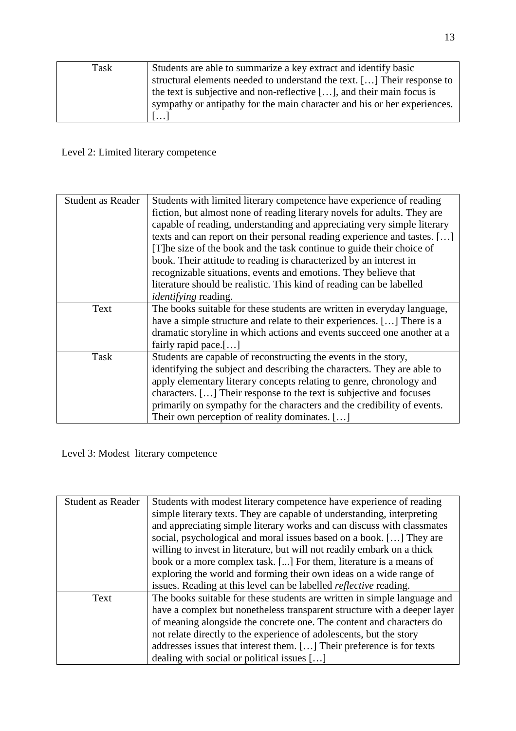| | |
|---|---|
| Task | Students are able to summarize a key extract and identify basic structural elements needed to understand the text. […] Their response to the text is subjective and non-reflective […], and their main focus is sympathy or antipathy for the main character and his or her experiences. […] |

Level 2: Limited literary competence

| | |
|---|---|
| Student as Reader | Students with limited literary competence have experience of reading fiction, but almost none of reading literary novels for adults. They are capable of reading, understanding and appreciating very simple literary texts and can report on their personal reading experience and tastes. […] [T]he size of the book and the task continue to guide their choice of book. Their attitude to reading is characterized by an interest in recognizable situations, events and emotions. They believe that literature should be realistic. This kind of reading can be labelled *identifying* reading. |
| Text | The books suitable for these students are written in everyday language, have a simple structure and relate to their experiences. […] There is a dramatic storyline in which actions and events succeed one another at a fairly rapid pace.[…] |
| Task | Students are capable of reconstructing the events in the story, identifying the subject and describing the characters. They are able to apply elementary literary concepts relating to genre, chronology and characters. […] Their response to the text is subjective and focuses primarily on sympathy for the characters and the credibility of events. Their own perception of reality dominates. […] |

Level 3: Modest literary competence

| | |
|---|---|
| Student as Reader | Students with modest literary competence have experience of reading simple literary texts. They are capable of understanding, interpreting and appreciating simple literary works and can discuss with classmates social, psychological and moral issues based on a book. […] They are willing to invest in literature, but will not readily embark on a thick book or a more complex task. [...] For them, literature is a means of exploring the world and forming their own ideas on a wide range of issues. Reading at this level can be labelled *reflective* reading. |
| Text | The books suitable for these students are written in simple language and have a complex but nonetheless transparent structure with a deeper layer of meaning alongside the concrete one. The content and characters do not relate directly to the experience of adolescents, but the story addresses issues that interest them. […] Their preference is for texts dealing with social or political issues […] |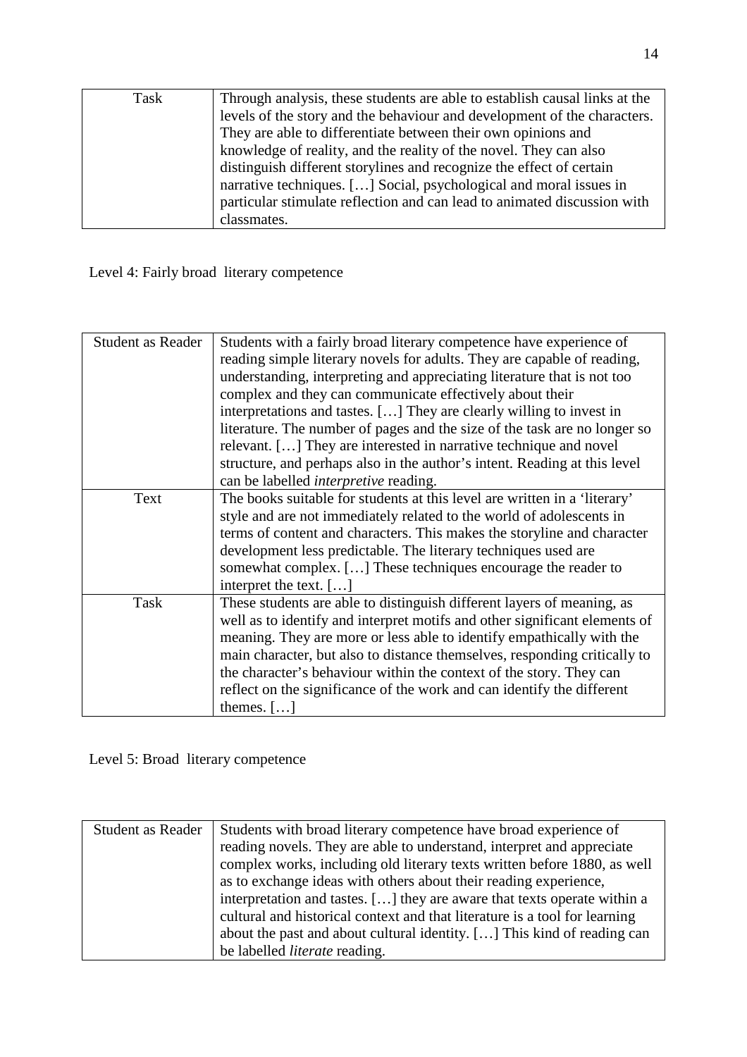| | |
|---|---|
| Task | Through analysis, these students are able to establish causal links at the levels of the story and the behaviour and development of the characters. They are able to differentiate between their own opinions and knowledge of reality, and the reality of the novel. They can also distinguish different storylines and recognize the effect of certain narrative techniques. […] Social, psychological and moral issues in particular stimulate reflection and can lead to animated discussion with classmates. |

Level 4: Fairly broad literary competence

| | |
|---|---|
| Student as Reader | Students with a fairly broad literary competence have experience of reading simple literary novels for adults. They are capable of reading, understanding, interpreting and appreciating literature that is not too complex and they can communicate effectively about their interpretations and tastes. […] They are clearly willing to invest in literature. The number of pages and the size of the task are no longer so relevant. […] They are interested in narrative technique and novel structure, and perhaps also in the author's intent. Reading at this level can be labelled *interpretive* reading. |
| Text | The books suitable for students at this level are written in a 'literary' style and are not immediately related to the world of adolescents in terms of content and characters. This makes the storyline and character development less predictable. The literary techniques used are somewhat complex. […] These techniques encourage the reader to interpret the text. […] |
| Task | These students are able to distinguish different layers of meaning, as well as to identify and interpret motifs and other significant elements of meaning. They are more or less able to identify empathically with the main character, but also to distance themselves, responding critically to the character's behaviour within the context of the story. They can reflect on the significance of the work and can identify the different themes. […] |

Level 5: Broad literary competence

| | |
|---|---|
| Student as Reader | Students with broad literary competence have broad experience of reading novels. They are able to understand, interpret and appreciate complex works, including old literary texts written before 1880, as well as to exchange ideas with others about their reading experience, interpretation and tastes. […] they are aware that texts operate within a cultural and historical context and that literature is a tool for learning about the past and about cultural identity. […] This kind of reading can be labelled *literate* reading. |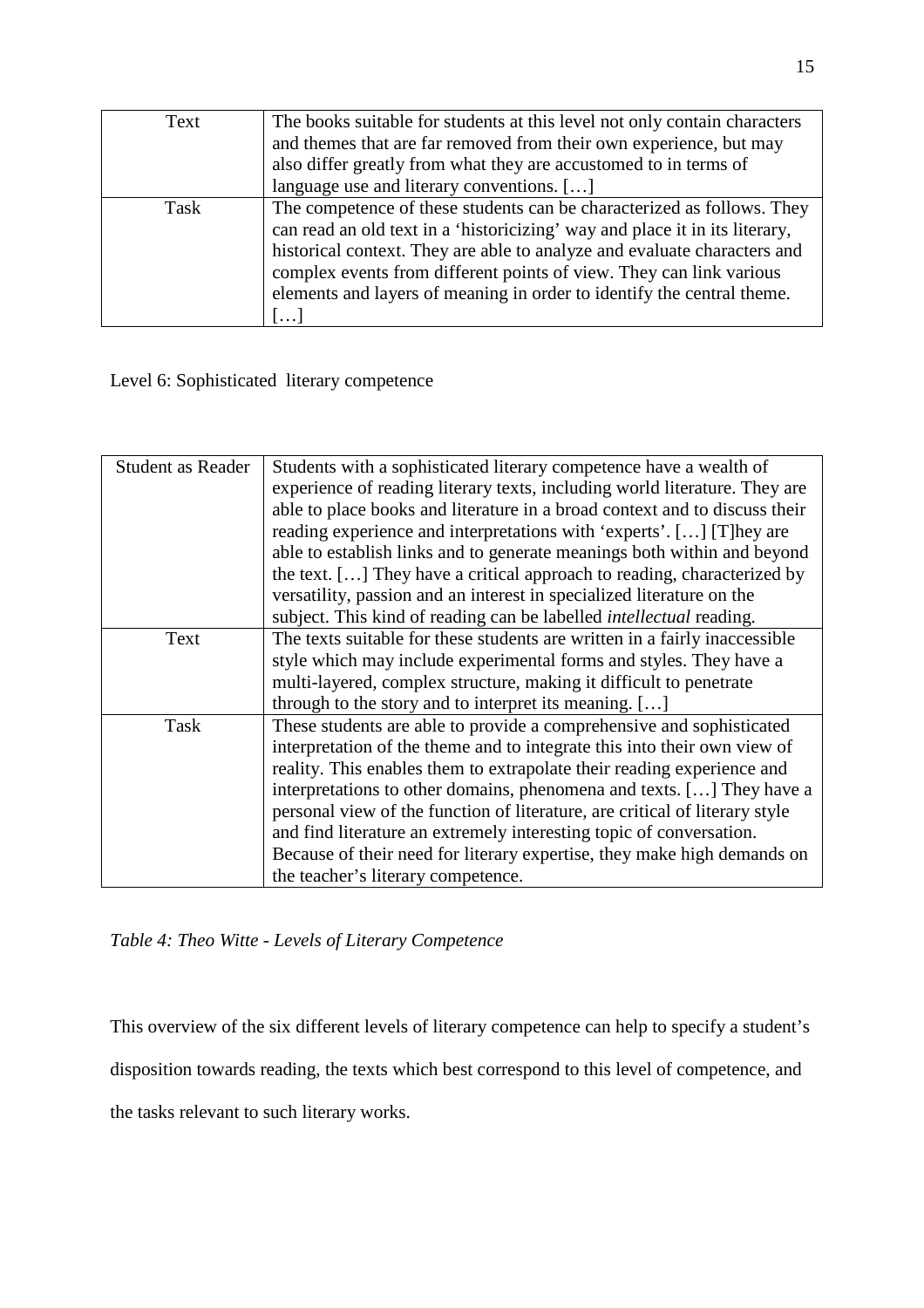| | |
|---|---|
| Text | The books suitable for students at this level not only contain characters and themes that are far removed from their own experience, but may also differ greatly from what they are accustomed to in terms of language use and literary conventions. […] |
| Task | The competence of these students can be characterized as follows. They can read an old text in a 'historicizing' way and place it in its literary, historical context. They are able to analyze and evaluate characters and complex events from different points of view. They can link various elements and layers of meaning in order to identify the central theme. […] |

Level 6: Sophisticated literary competence

| | |
|---|---|
| Student as Reader | Students with a sophisticated literary competence have a wealth of experience of reading literary texts, including world literature. They are able to place books and literature in a broad context and to discuss their reading experience and interpretations with 'experts'. […] [T]hey are able to establish links and to generate meanings both within and beyond the text. […] They have a critical approach to reading, characterized by versatility, passion and an interest in specialized literature on the subject. This kind of reading can be labelled *intellectual* reading. |
| Text | The texts suitable for these students are written in a fairly inaccessible style which may include experimental forms and styles. They have a multi-layered, complex structure, making it difficult to penetrate through to the story and to interpret its meaning. […] |
| Task | These students are able to provide a comprehensive and sophisticated interpretation of the theme and to integrate this into their own view of reality. This enables them to extrapolate their reading experience and interpretations to other domains, phenomena and texts. […] They have a personal view of the function of literature, are critical of literary style and find literature an extremely interesting topic of conversation. Because of their need for literary expertise, they make high demands on the teacher's literary competence. |

*Table 4: Theo Witte - Levels of Literary Competence*

This overview of the six different levels of literary competence can help to specify a student's disposition towards reading, the texts which best correspond to this level of competence, and the tasks relevant to such literary works.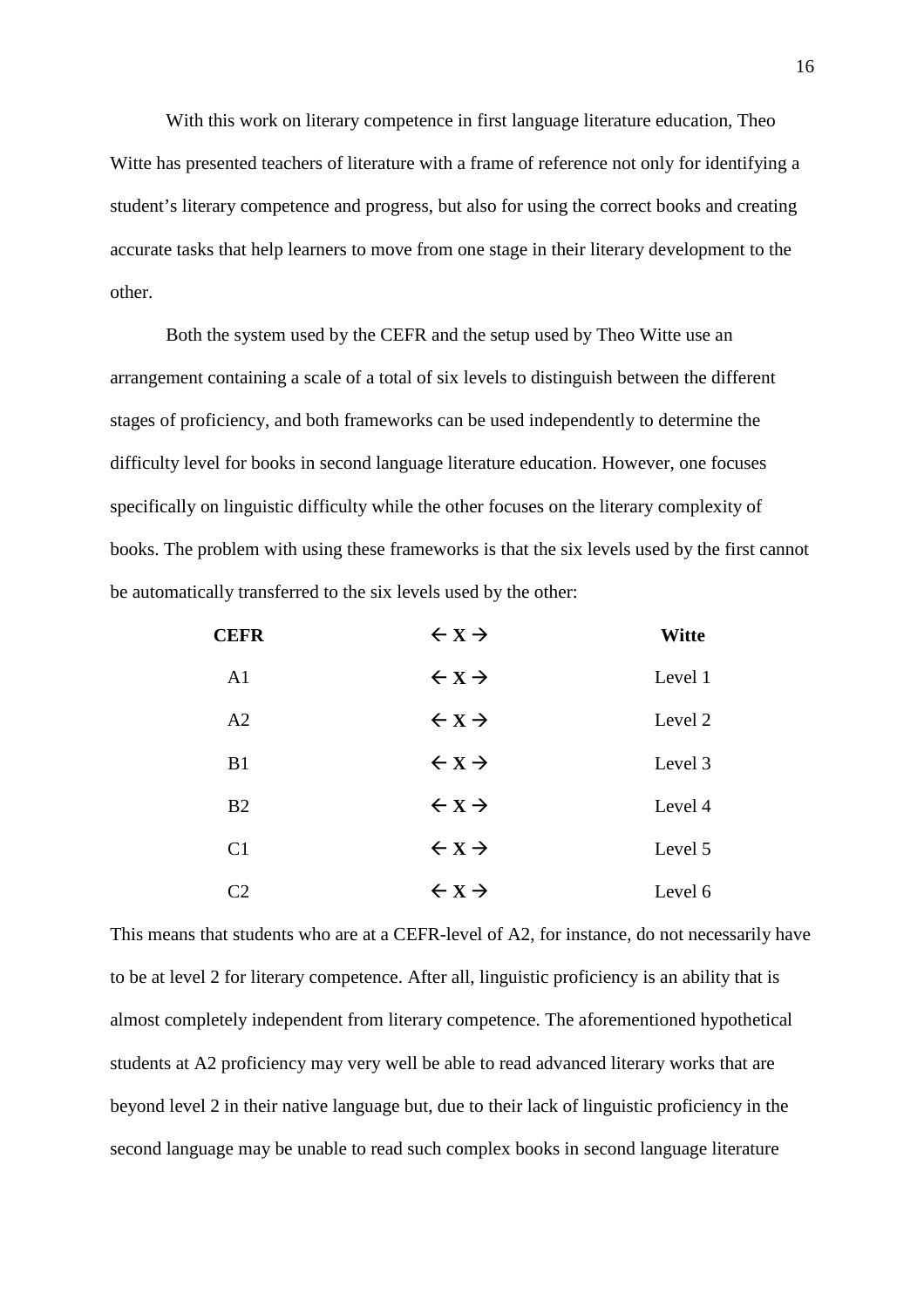With this work on literary competence in first language literature education, Theo Witte has presented teachers of literature with a frame of reference not only for identifying a student's literary competence and progress, but also for using the correct books and creating accurate tasks that help learners to move from one stage in their literary development to the other.

Both the system used by the CEFR and the setup used by Theo Witte use an arrangement containing a scale of a total of six levels to distinguish between the different stages of proficiency, and both frameworks can be used independently to determine the difficulty level for books in second language literature education. However, one focuses specifically on linguistic difficulty while the other focuses on the literary complexity of books. The problem with using these frameworks is that the six levels used by the first cannot be automatically transferred to the six levels used by the other:

| **CEFR** | **← X →** | **Witte** |
|---|---|---|
| A1 | **← X →** | Level 1 |
| A2 | **← X →** | Level 2 |
| B1 | **← X →** | Level 3 |
| B2 | **← X →** | Level 4 |
| C1 | **← X →** | Level 5 |
| C2 | **← X →** | Level 6 |

This means that students who are at a CEFR-level of A2, for instance, do not necessarily have to be at level 2 for literary competence. After all, linguistic proficiency is an ability that is almost completely independent from literary competence. The aforementioned hypothetical students at A2 proficiency may very well be able to read advanced literary works that are beyond level 2 in their native language but, due to their lack of linguistic proficiency in the second language may be unable to read such complex books in second language literature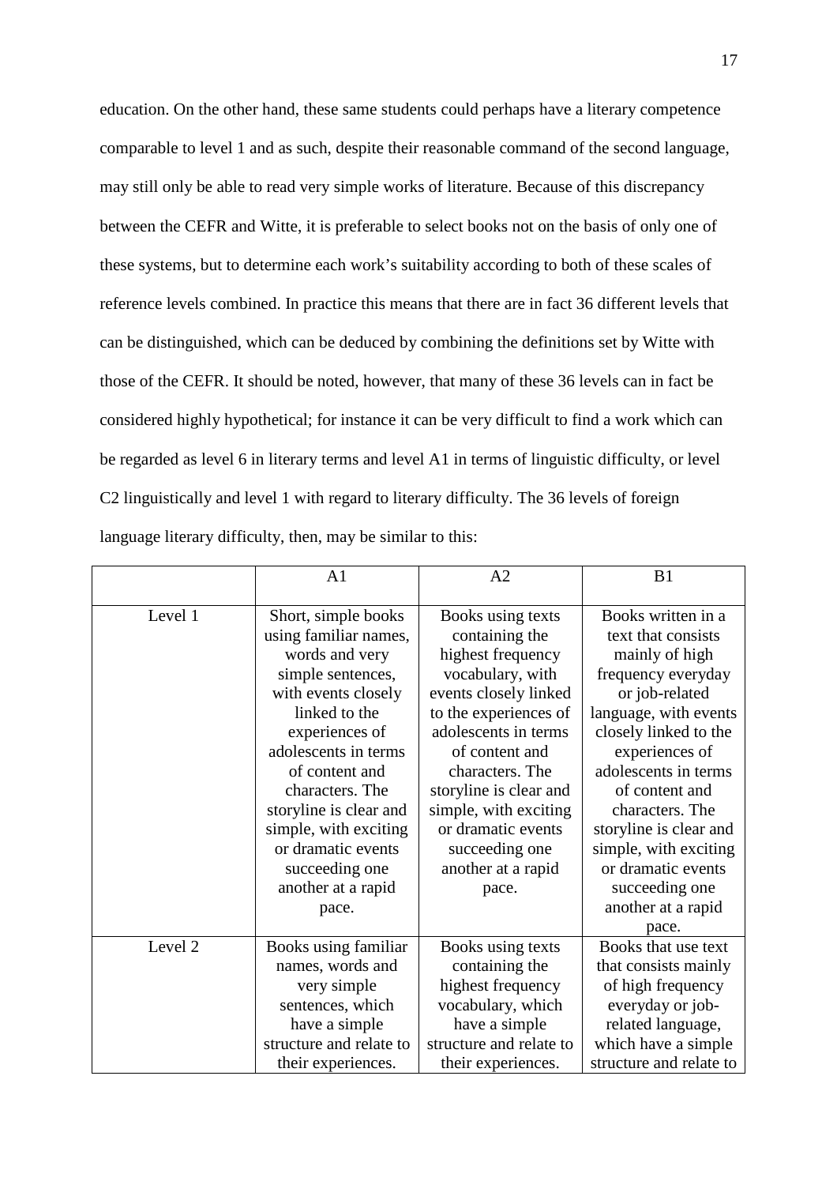education. On the other hand, these same students could perhaps have a literary competence comparable to level 1 and as such, despite their reasonable command of the second language, may still only be able to read very simple works of literature. Because of this discrepancy between the CEFR and Witte, it is preferable to select books not on the basis of only one of these systems, but to determine each work's suitability according to both of these scales of reference levels combined. In practice this means that there are in fact 36 different levels that can be distinguished, which can be deduced by combining the definitions set by Witte with those of the CEFR. It should be noted, however, that many of these 36 levels can in fact be considered highly hypothetical; for instance it can be very difficult to find a work which can be regarded as level 6 in literary terms and level A1 in terms of linguistic difficulty, or level C2 linguistically and level 1 with regard to literary difficulty. The 36 levels of foreign language literary difficulty, then, may be similar to this:

| | A1 | A2 | B1 |
|---|---|---|---|
| Level 1 | Short, simple books using familiar names, words and very simple sentences, with events closely linked to the experiences of adolescents in terms of content and characters. The storyline is clear and simple, with exciting or dramatic events succeeding one another at a rapid pace. | Books using texts containing the highest frequency vocabulary, with events closely linked to the experiences of adolescents in terms of content and characters. The storyline is clear and simple, with exciting or dramatic events succeeding one another at a rapid pace. | Books written in a text that consists mainly of high frequency everyday or job-related language, with events closely linked to the experiences of adolescents in terms of content and characters. The storyline is clear and simple, with exciting or dramatic events succeeding one another at a rapid pace. |
| Level 2 | Books using familiar names, words and very simple sentences, which have a simple structure and relate to their experiences. | Books using texts containing the highest frequency vocabulary, which have a simple structure and relate to their experiences. | Books that use text that consists mainly of high frequency everyday or job-related language, which have a simple structure and relate to |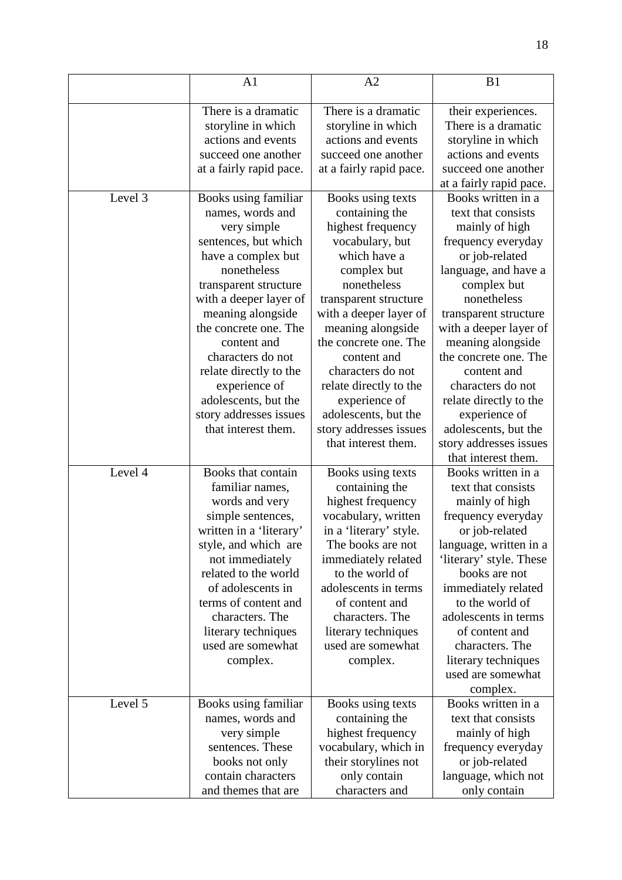| | A1 | A2 | B1 |
|---|---|---|---|
| | There is a dramatic storyline in which actions and events succeed one another at a fairly rapid pace. | There is a dramatic storyline in which actions and events succeed one another at a fairly rapid pace. | their experiences. There is a dramatic storyline in which actions and events succeed one another at a fairly rapid pace. |
| Level 3 | Books using familiar names, words and very simple sentences, but which have a complex but nonetheless transparent structure with a deeper layer of meaning alongside the concrete one. The content and characters do not relate directly to the experience of adolescents, but the story addresses issues that interest them. | Books using texts containing the highest frequency vocabulary, but which have a complex but nonetheless transparent structure with a deeper layer of meaning alongside the concrete one. The content and characters do not relate directly to the experience of adolescents, but the story addresses issues that interest them. | Books written in a text that consists mainly of high frequency everyday or job-related language, and have a complex but nonetheless transparent structure with a deeper layer of meaning alongside the concrete one. The content and characters do not relate directly to the experience of adolescents, but the story addresses issues that interest them. |
| Level 4 | Books that contain familiar names, words and very simple sentences, written in a 'literary' style, and which are not immediately related to the world of adolescents in terms of content and characters. The literary techniques used are somewhat complex. | Books using texts containing the highest frequency vocabulary, written in a 'literary' style. The books are not immediately related to the world of adolescents in terms of content and characters. The literary techniques used are somewhat complex. | Books written in a text that consists mainly of high frequency everyday or job-related language, written in a 'literary' style. These books are not immediately related to the world of adolescents in terms of content and characters. The literary techniques used are somewhat complex. |
| Level 5 | Books using familiar names, words and very simple sentences. These books not only contain characters and themes that are | Books using texts containing the highest frequency vocabulary, which in their storylines not only contain characters and | Books written in a text that consists mainly of high frequency everyday or job-related language, which not only contain |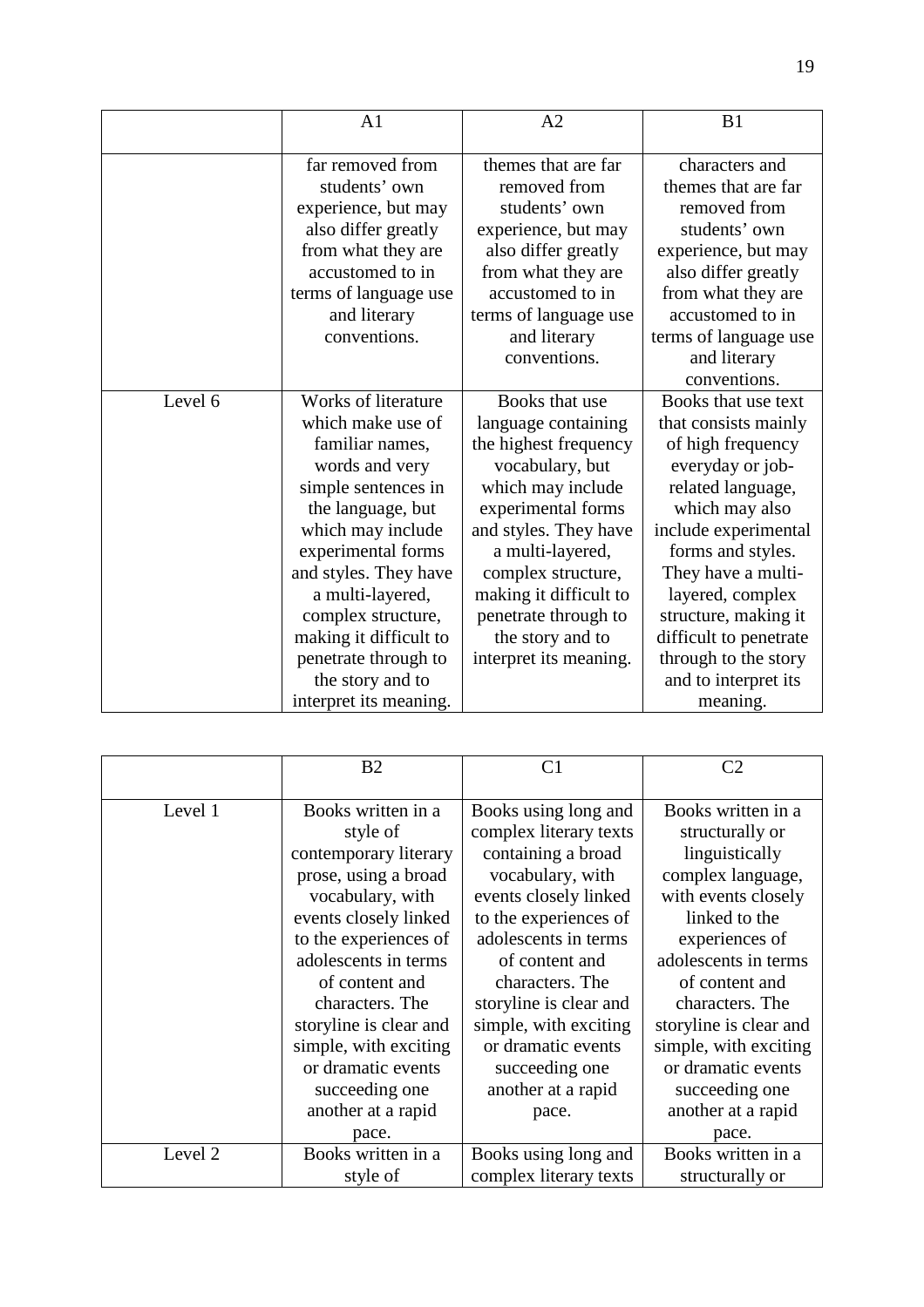| | A1 | A2 | B1 |
|---|---|---|---|
| | far removed from students' own experience, but may also differ greatly from what they are accustomed to in terms of language use and literary conventions. | themes that are far removed from students' own experience, but may also differ greatly from what they are accustomed to in terms of language use and literary conventions. | characters and themes that are far removed from students' own experience, but may also differ greatly from what they are accustomed to in terms of language use and literary conventions. |
| Level 6 | Works of literature which make use of familiar names, words and very simple sentences in the language, but which may include experimental forms and styles. They have a multi-layered, complex structure, making it difficult to penetrate through to the story and to interpret its meaning. | Books that use language containing the highest frequency vocabulary, but which may include experimental forms and styles. They have a multi-layered, complex structure, making it difficult to penetrate through to the story and to interpret its meaning. | Books that use text that consists mainly of high frequency everyday or job-related language, which may also include experimental forms and styles. They have a multi-layered, complex structure, making it difficult to penetrate through to the story and to interpret its meaning. |

| | B2 | C1 | C2 |
|---|---|---|---|
| Level 1 | Books written in a style of contemporary literary prose, using a broad vocabulary, with events closely linked to the experiences of adolescents in terms of content and characters. The storyline is clear and simple, with exciting or dramatic events succeeding one another at a rapid pace. | Books using long and complex literary texts containing a broad vocabulary, with events closely linked to the experiences of adolescents in terms of content and characters. The storyline is clear and simple, with exciting or dramatic events succeeding one another at a rapid pace. | Books written in a structurally or linguistically complex language, with events closely linked to the experiences of adolescents in terms of content and characters. The storyline is clear and simple, with exciting or dramatic events succeeding one another at a rapid pace. |
| Level 2 | Books written in a style of | Books using long and complex literary texts | Books written in a structurally or |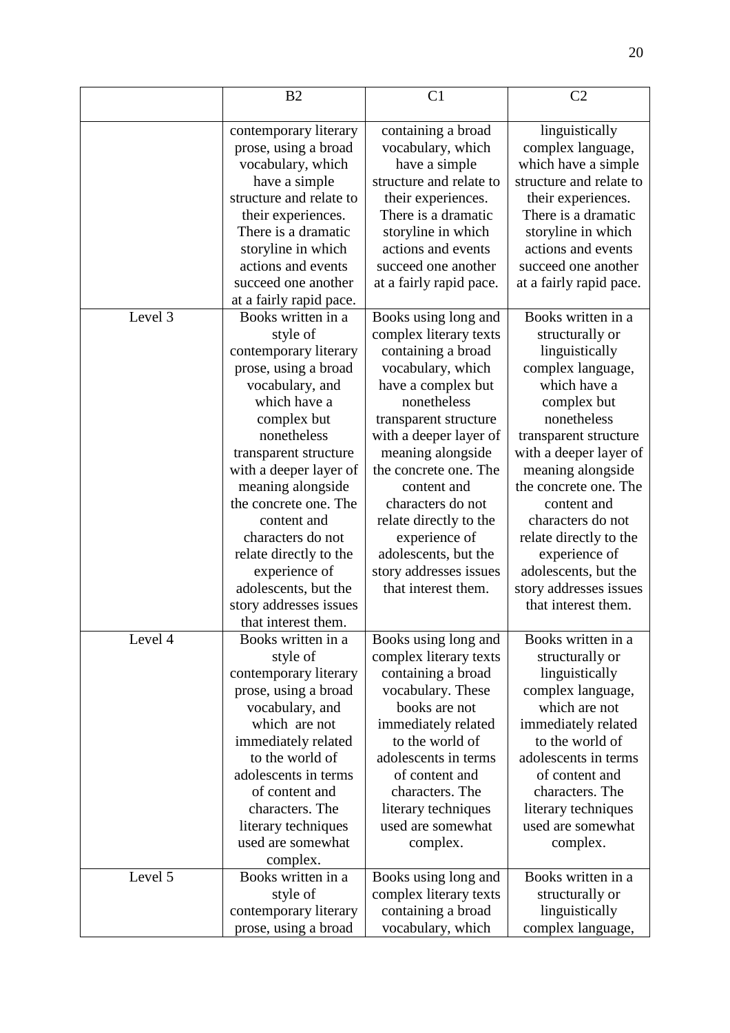| | B2 | C1 | C2 |
|---|---|---|---|
| | contemporary literary prose, using a broad vocabulary, which have a simple structure and relate to their experiences. There is a dramatic storyline in which actions and events succeed one another at a fairly rapid pace. | containing a broad vocabulary, which have a simple structure and relate to their experiences. There is a dramatic storyline in which actions and events succeed one another at a fairly rapid pace. | linguistically complex language, which have a simple structure and relate to their experiences. There is a dramatic storyline in which actions and events succeed one another at a fairly rapid pace. |
| Level 3 | Books written in a style of contemporary literary prose, using a broad vocabulary, and which have a complex but nonetheless transparent structure with a deeper layer of meaning alongside the concrete one. The content and characters do not relate directly to the experience of adolescents, but the story addresses issues that interest them. | Books using long and complex literary texts containing a broad vocabulary, which have a complex but nonetheless transparent structure with a deeper layer of meaning alongside the concrete one. The content and characters do not relate directly to the experience of adolescents, but the story addresses issues that interest them. | Books written in a structurally or linguistically complex language, which have a complex but nonetheless transparent structure with a deeper layer of meaning alongside the concrete one. The content and characters do not relate directly to the experience of adolescents, but the story addresses issues that interest them. |
| Level 4 | Books written in a style of contemporary literary prose, using a broad vocabulary, and which are not immediately related to the world of adolescents in terms of content and characters. The literary techniques used are somewhat complex. | Books using long and complex literary texts containing a broad vocabulary. These books are not immediately related to the world of adolescents in terms of content and characters. The literary techniques used are somewhat complex. | Books written in a structurally or linguistically complex language, which are not immediately related to the world of adolescents in terms of content and characters. The literary techniques used are somewhat complex. |
| Level 5 | Books written in a style of contemporary literary prose, using a broad | Books using long and complex literary texts containing a broad vocabulary, which | Books written in a structurally or linguistically complex language, |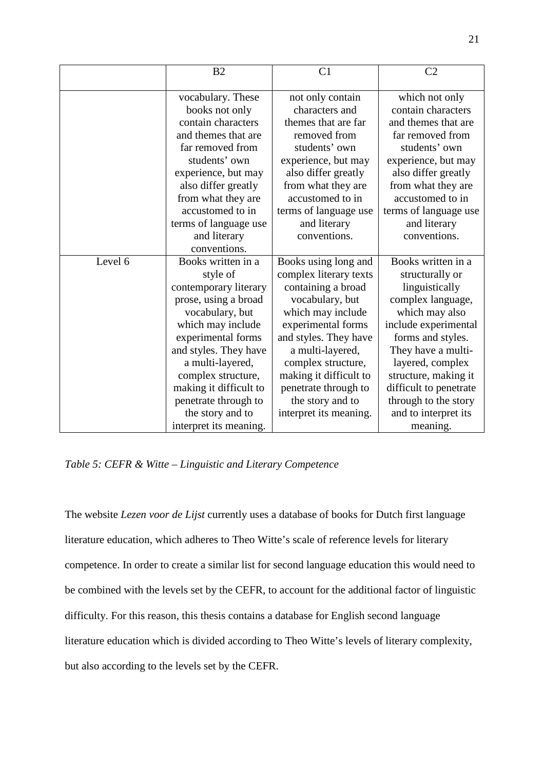| | B2 | C1 | C2 |
|---|---|---|---|
| | vocabulary. These books not only contain characters and themes that are far removed from students' own experience, but may also differ greatly from what they are accustomed to in terms of language use and literary conventions. | not only contain characters and themes that are far removed from students' own experience, but may also differ greatly from what they are accustomed to in terms of language use and literary conventions. | which not only contain characters and themes that are far removed from students' own experience, but may also differ greatly from what they are accustomed to in terms of language use and literary conventions. |
| Level 6 | Books written in a style of contemporary literary prose, using a broad vocabulary, but which may include experimental forms and styles. They have a multi-layered, complex structure, making it difficult to penetrate through to the story and to interpret its meaning. | Books using long and complex literary texts containing a broad vocabulary, but which may include experimental forms and styles. They have a multi-layered, complex structure, making it difficult to penetrate through to the story and to interpret its meaning. | Books written in a structurally or linguistically complex language, which may also include experimental forms and styles. They have a multi-layered, complex structure, making it difficult to penetrate through to the story and to interpret its meaning. |

*Table 5: CEFR & Witte – Linguistic and Literary Competence*

The website *Lezen voor de Lijst* currently uses a database of books for Dutch first language literature education, which adheres to Theo Witte's scale of reference levels for literary competence. In order to create a similar list for second language education this would need to be combined with the levels set by the CEFR, to account for the additional factor of linguistic difficulty. For this reason, this thesis contains a database for English second language literature education which is divided according to Theo Witte's levels of literary complexity, but also according to the levels set by the CEFR.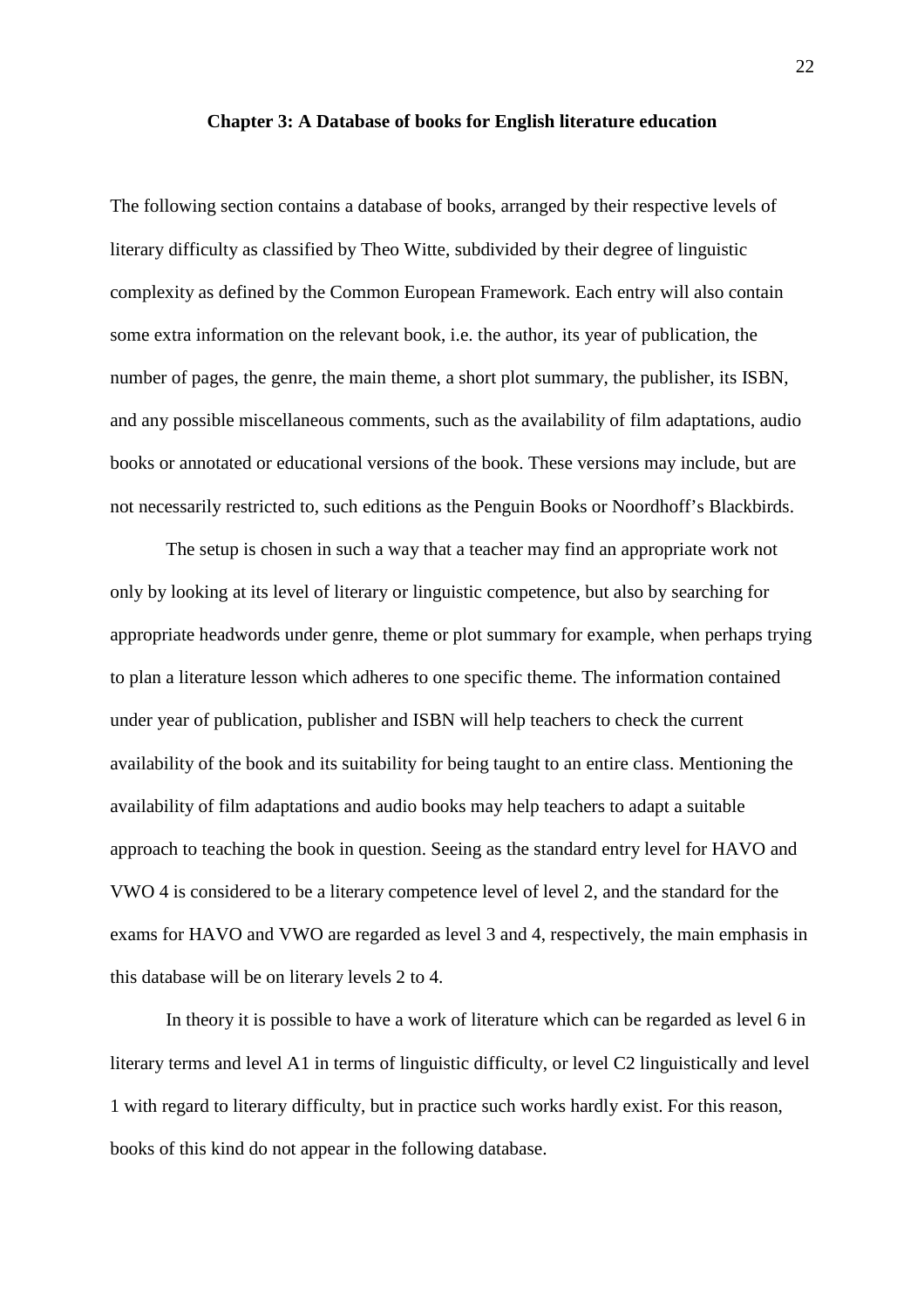# Chapter 3: A Database of books for English literature education

The following section contains a database of books, arranged by their respective levels of literary difficulty as classified by Theo Witte, subdivided by their degree of linguistic complexity as defined by the Common European Framework. Each entry will also contain some extra information on the relevant book, i.e. the author, its year of publication, the number of pages, the genre, the main theme, a short plot summary, the publisher, its ISBN, and any possible miscellaneous comments, such as the availability of film adaptations, audio books or annotated or educational versions of the book. These versions may include, but are not necessarily restricted to, such editions as the Penguin Books or Noordhoff's Blackbirds.

The setup is chosen in such a way that a teacher may find an appropriate work not only by looking at its level of literary or linguistic competence, but also by searching for appropriate headwords under genre, theme or plot summary for example, when perhaps trying to plan a literature lesson which adheres to one specific theme. The information contained under year of publication, publisher and ISBN will help teachers to check the current availability of the book and its suitability for being taught to an entire class. Mentioning the availability of film adaptations and audio books may help teachers to adapt a suitable approach to teaching the book in question. Seeing as the standard entry level for HAVO and VWO 4 is considered to be a literary competence level of level 2, and the standard for the exams for HAVO and VWO are regarded as level 3 and 4, respectively, the main emphasis in this database will be on literary levels 2 to 4.

In theory it is possible to have a work of literature which can be regarded as level 6 in literary terms and level A1 in terms of linguistic difficulty, or level C2 linguistically and level 1 with regard to literary difficulty, but in practice such works hardly exist. For this reason, books of this kind do not appear in the following database.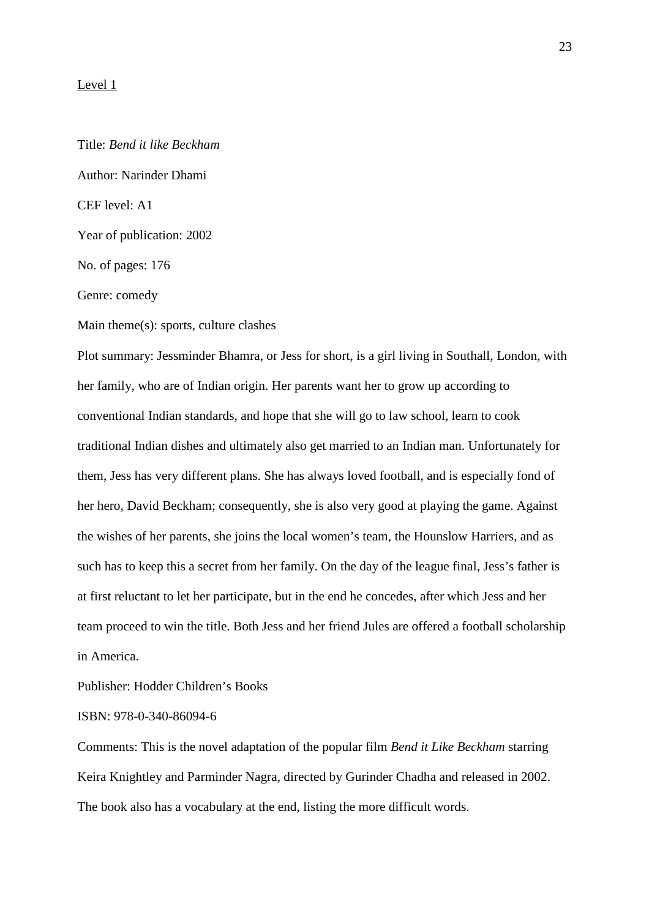Level 1

Title: *Bend it like Beckham*

Author: Narinder Dhami

CEF level: A1

Year of publication: 2002

No. of pages: 176

Genre: comedy

Main theme(s): sports, culture clashes

Plot summary: Jessminder Bhamra, or Jess for short, is a girl living in Southall, London, with her family, who are of Indian origin. Her parents want her to grow up according to conventional Indian standards, and hope that she will go to law school, learn to cook traditional Indian dishes and ultimately also get married to an Indian man. Unfortunately for them, Jess has very different plans. She has always loved football, and is especially fond of her hero, David Beckham; consequently, she is also very good at playing the game. Against the wishes of her parents, she joins the local women's team, the Hounslow Harriers, and as such has to keep this a secret from her family. On the day of the league final, Jess's father is at first reluctant to let her participate, but in the end he concedes, after which Jess and her team proceed to win the title. Both Jess and her friend Jules are offered a football scholarship in America.

Publisher: Hodder Children's Books

ISBN: 978-0-340-86094-6

Comments: This is the novel adaptation of the popular film *Bend it Like Beckham* starring Keira Knightley and Parminder Nagra, directed by Gurinder Chadha and released in 2002. The book also has a vocabulary at the end, listing the more difficult words.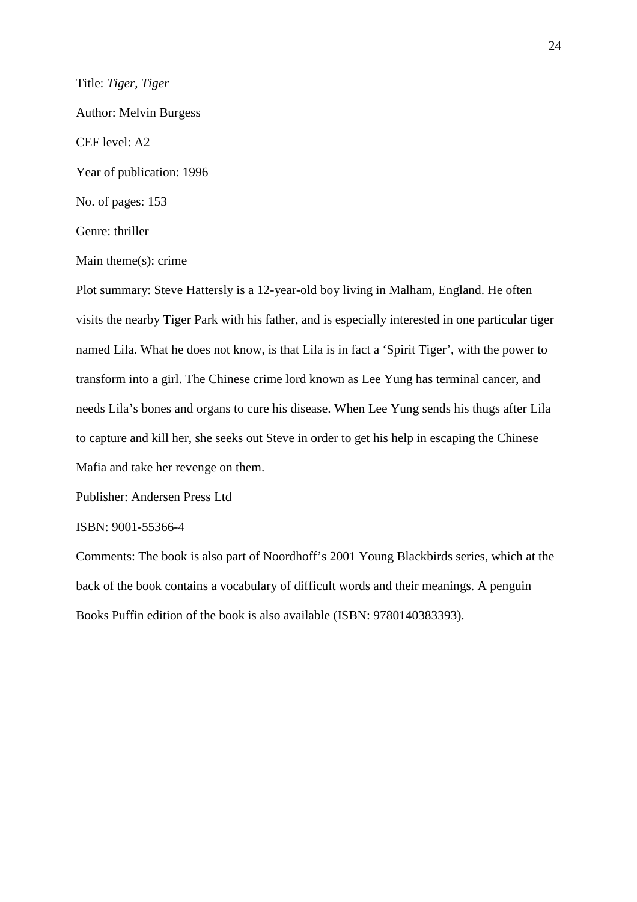Title: *Tiger, Tiger*

Author: Melvin Burgess

CEF level: A2

Year of publication: 1996

No. of pages: 153

Genre: thriller

Main theme(s): crime

Plot summary: Steve Hattersly is a 12-year-old boy living in Malham, England. He often visits the nearby Tiger Park with his father, and is especially interested in one particular tiger named Lila. What he does not know, is that Lila is in fact a 'Spirit Tiger', with the power to transform into a girl. The Chinese crime lord known as Lee Yung has terminal cancer, and needs Lila's bones and organs to cure his disease. When Lee Yung sends his thugs after Lila to capture and kill her, she seeks out Steve in order to get his help in escaping the Chinese Mafia and take her revenge on them.

Publisher: Andersen Press Ltd

ISBN: 9001-55366-4

Comments: The book is also part of Noordhoff's 2001 Young Blackbirds series, which at the back of the book contains a vocabulary of difficult words and their meanings. A penguin Books Puffin edition of the book is also available (ISBN: 9780140383393).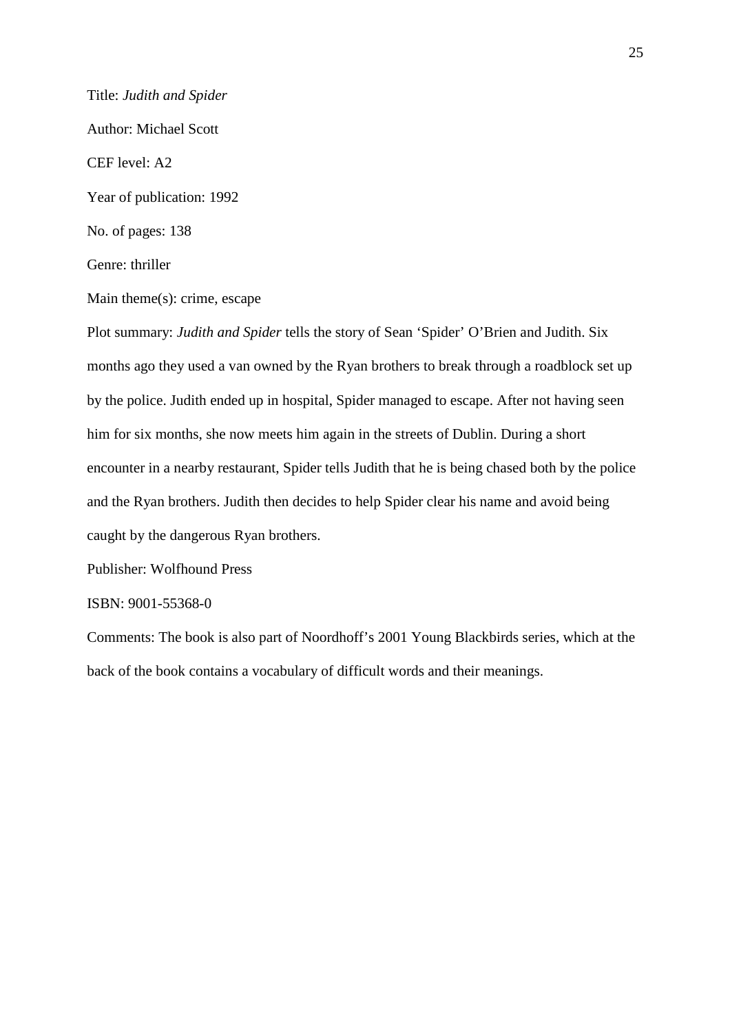Title: *Judith and Spider*

Author: Michael Scott

CEF level: A2

Year of publication: 1992

No. of pages: 138

Genre: thriller

Main theme(s): crime, escape

Plot summary: *Judith and Spider* tells the story of Sean 'Spider' O'Brien and Judith. Six months ago they used a van owned by the Ryan brothers to break through a roadblock set up by the police. Judith ended up in hospital, Spider managed to escape. After not having seen him for six months, she now meets him again in the streets of Dublin. During a short encounter in a nearby restaurant, Spider tells Judith that he is being chased both by the police and the Ryan brothers. Judith then decides to help Spider clear his name and avoid being caught by the dangerous Ryan brothers.

Publisher: Wolfhound Press

ISBN: 9001-55368-0

Comments: The book is also part of Noordhoff's 2001 Young Blackbirds series, which at the back of the book contains a vocabulary of difficult words and their meanings.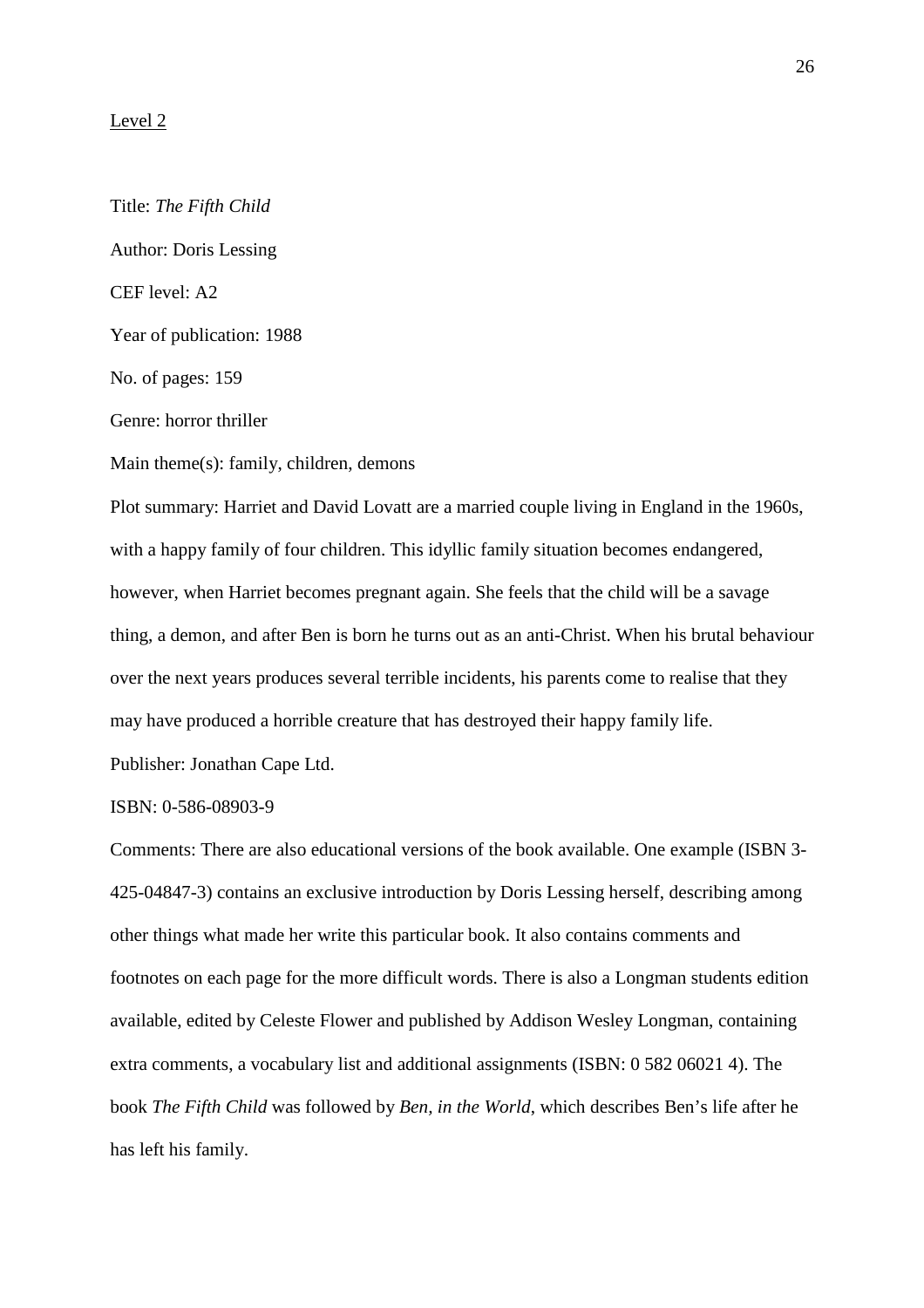Level 2

Title: *The Fifth Child*

Author: Doris Lessing

CEF level: A2

Year of publication: 1988

No. of pages: 159

Genre: horror thriller

Main theme(s): family, children, demons

Plot summary: Harriet and David Lovatt are a married couple living in England in the 1960s, with a happy family of four children. This idyllic family situation becomes endangered, however, when Harriet becomes pregnant again. She feels that the child will be a savage thing, a demon, and after Ben is born he turns out as an anti-Christ. When his brutal behaviour over the next years produces several terrible incidents, his parents come to realise that they may have produced a horrible creature that has destroyed their happy family life.

Publisher: Jonathan Cape Ltd.

ISBN: 0-586-08903-9

Comments: There are also educational versions of the book available. One example (ISBN 3-425-04847-3) contains an exclusive introduction by Doris Lessing herself, describing among other things what made her write this particular book. It also contains comments and footnotes on each page for the more difficult words. There is also a Longman students edition available, edited by Celeste Flower and published by Addison Wesley Longman, containing extra comments, a vocabulary list and additional assignments (ISBN: 0 582 06021 4). The book *The Fifth Child* was followed by *Ben, in the World*, which describes Ben's life after he has left his family.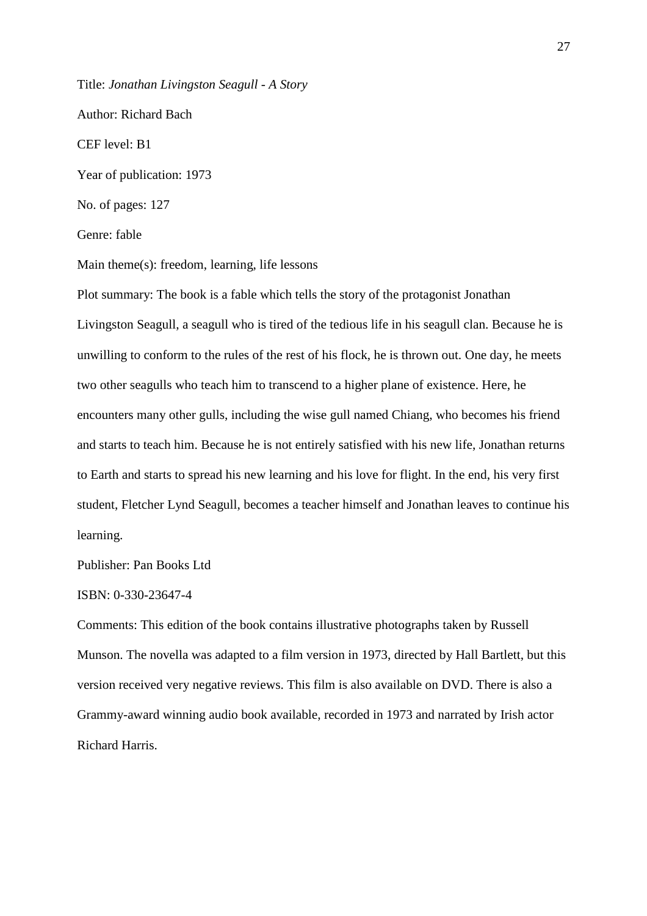Title: *Jonathan Livingston Seagull - A Story*

Author: Richard Bach

CEF level: B1

Year of publication: 1973

No. of pages: 127

Genre: fable

Main theme(s): freedom, learning, life lessons

Plot summary: The book is a fable which tells the story of the protagonist Jonathan Livingston Seagull, a seagull who is tired of the tedious life in his seagull clan. Because he is unwilling to conform to the rules of the rest of his flock, he is thrown out. One day, he meets two other seagulls who teach him to transcend to a higher plane of existence. Here, he encounters many other gulls, including the wise gull named Chiang, who becomes his friend and starts to teach him. Because he is not entirely satisfied with his new life, Jonathan returns to Earth and starts to spread his new learning and his love for flight. In the end, his very first student, Fletcher Lynd Seagull, becomes a teacher himself and Jonathan leaves to continue his learning.

Publisher: Pan Books Ltd

ISBN: 0-330-23647-4

Comments: This edition of the book contains illustrative photographs taken by Russell Munson. The novella was adapted to a film version in 1973, directed by Hall Bartlett, but this version received very negative reviews. This film is also available on DVD. There is also a Grammy-award winning audio book available, recorded in 1973 and narrated by Irish actor Richard Harris.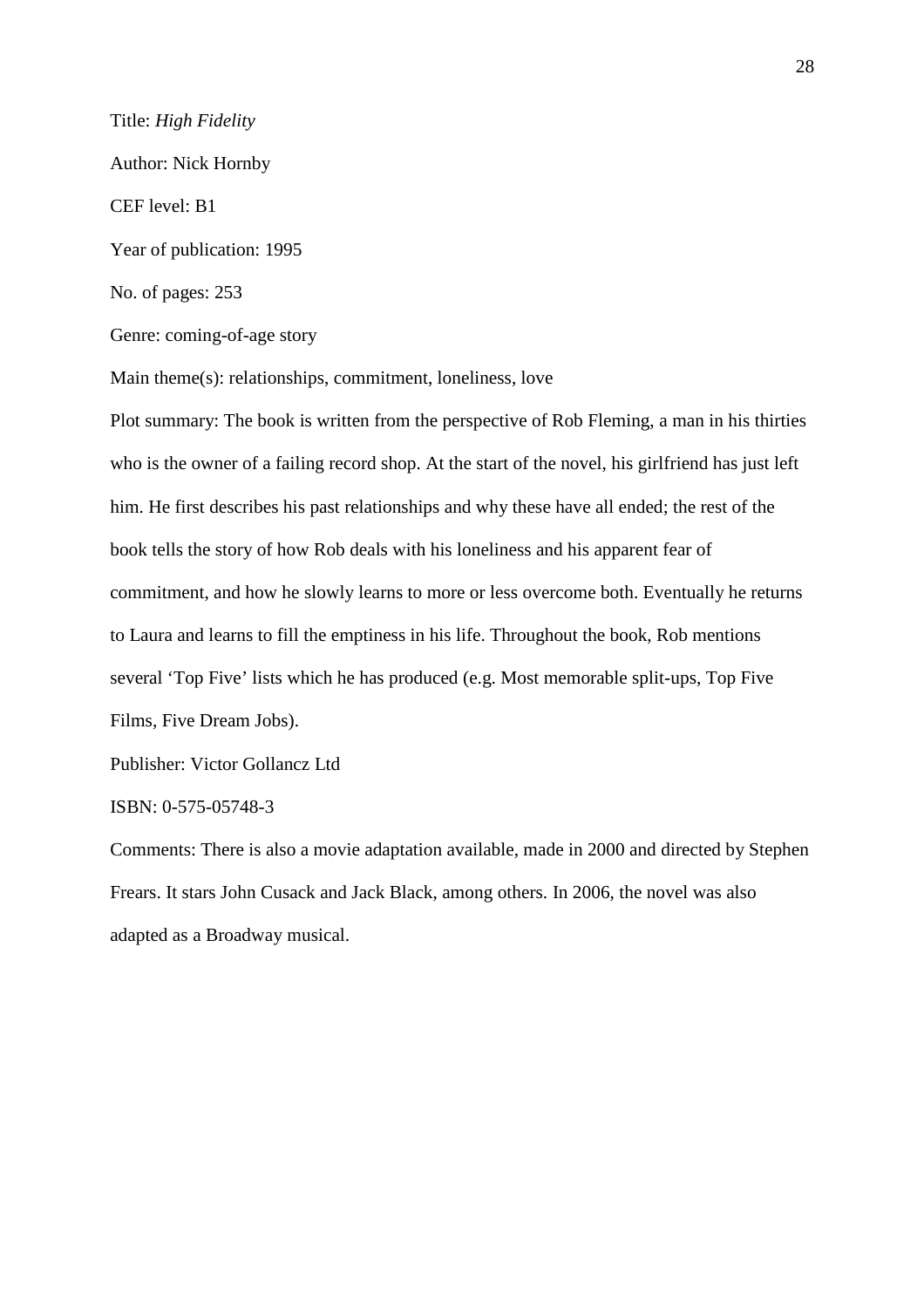Title: *High Fidelity*

Author: Nick Hornby

CEF level: B1

Year of publication: 1995

No. of pages: 253

Genre: coming-of-age story

Main theme(s): relationships, commitment, loneliness, love

Plot summary: The book is written from the perspective of Rob Fleming, a man in his thirties who is the owner of a failing record shop. At the start of the novel, his girlfriend has just left him. He first describes his past relationships and why these have all ended; the rest of the book tells the story of how Rob deals with his loneliness and his apparent fear of commitment, and how he slowly learns to more or less overcome both. Eventually he returns to Laura and learns to fill the emptiness in his life. Throughout the book, Rob mentions several 'Top Five' lists which he has produced (e.g. Most memorable split-ups, Top Five Films, Five Dream Jobs).

Publisher: Victor Gollancz Ltd

ISBN: 0-575-05748-3

Comments: There is also a movie adaptation available, made in 2000 and directed by Stephen Frears. It stars John Cusack and Jack Black, among others. In 2006, the novel was also adapted as a Broadway musical.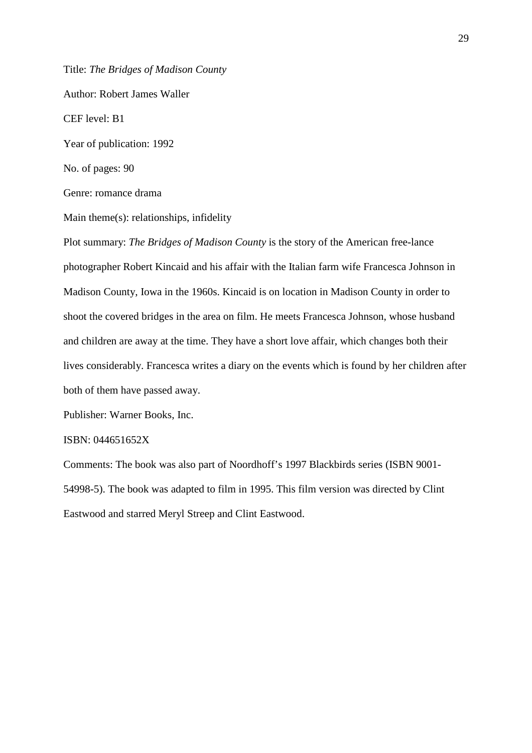Title: *The Bridges of Madison County*

Author: Robert James Waller

CEF level: B1

Year of publication: 1992

No. of pages: 90

Genre: romance drama

Main theme(s): relationships, infidelity

Plot summary: *The Bridges of Madison County* is the story of the American free-lance photographer Robert Kincaid and his affair with the Italian farm wife Francesca Johnson in Madison County, Iowa in the 1960s. Kincaid is on location in Madison County in order to shoot the covered bridges in the area on film. He meets Francesca Johnson, whose husband and children are away at the time. They have a short love affair, which changes both their lives considerably. Francesca writes a diary on the events which is found by her children after both of them have passed away.

Publisher: Warner Books, Inc.

ISBN: 044651652X

Comments: The book was also part of Noordhoff's 1997 Blackbirds series (ISBN 9001-54998-5). The book was adapted to film in 1995. This film version was directed by Clint Eastwood and starred Meryl Streep and Clint Eastwood.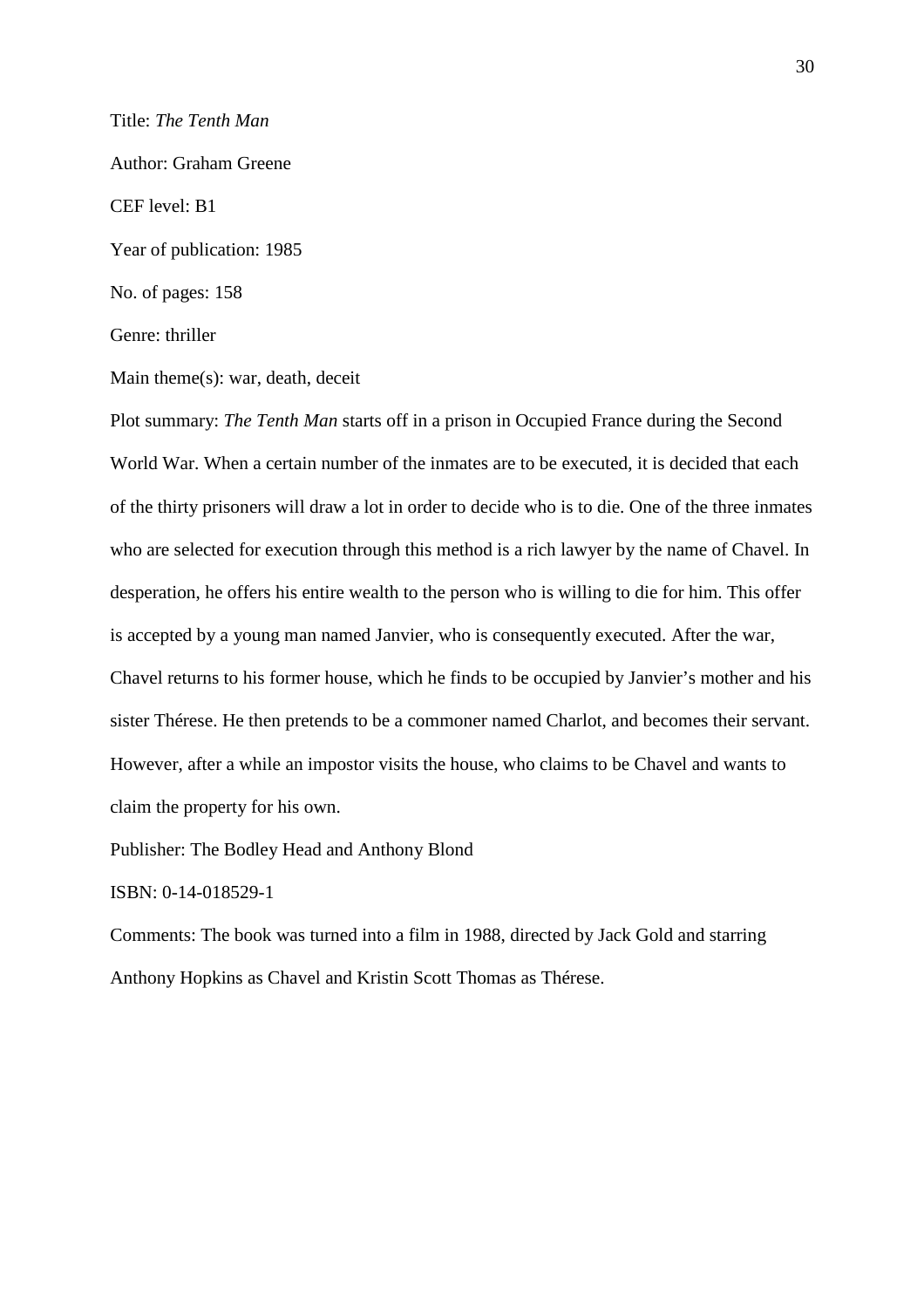Title: *The Tenth Man*

Author: Graham Greene

CEF level: B1

Year of publication: 1985

No. of pages: 158

Genre: thriller

Main theme(s): war, death, deceit

Plot summary: *The Tenth Man* starts off in a prison in Occupied France during the Second World War. When a certain number of the inmates are to be executed, it is decided that each of the thirty prisoners will draw a lot in order to decide who is to die. One of the three inmates who are selected for execution through this method is a rich lawyer by the name of Chavel. In desperation, he offers his entire wealth to the person who is willing to die for him. This offer is accepted by a young man named Janvier, who is consequently executed. After the war, Chavel returns to his former house, which he finds to be occupied by Janvier's mother and his sister Thérese. He then pretends to be a commoner named Charlot, and becomes their servant. However, after a while an impostor visits the house, who claims to be Chavel and wants to claim the property for his own.

Publisher: The Bodley Head and Anthony Blond

ISBN: 0-14-018529-1

Comments: The book was turned into a film in 1988, directed by Jack Gold and starring Anthony Hopkins as Chavel and Kristin Scott Thomas as Thérese.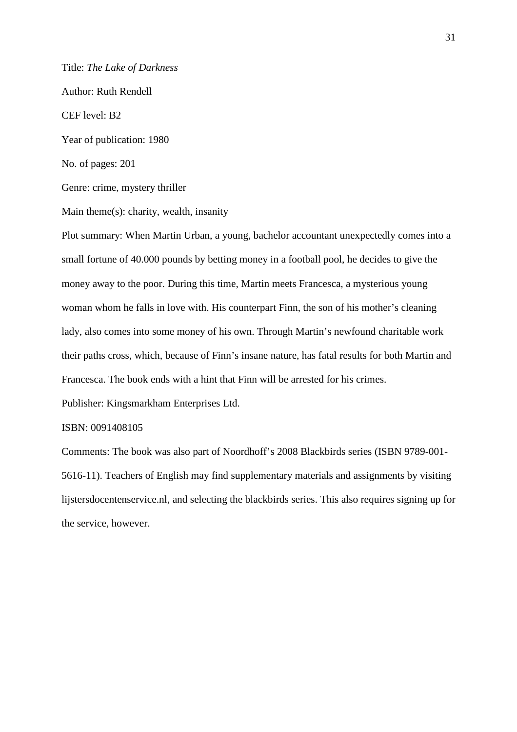Title: *The Lake of Darkness*

Author: Ruth Rendell

CEF level: B2

Year of publication: 1980

No. of pages: 201

Genre: crime, mystery thriller

Main theme(s): charity, wealth, insanity

Plot summary: When Martin Urban, a young, bachelor accountant unexpectedly comes into a small fortune of 40.000 pounds by betting money in a football pool, he decides to give the money away to the poor. During this time, Martin meets Francesca, a mysterious young woman whom he falls in love with. His counterpart Finn, the son of his mother's cleaning lady, also comes into some money of his own. Through Martin's newfound charitable work their paths cross, which, because of Finn's insane nature, has fatal results for both Martin and Francesca. The book ends with a hint that Finn will be arrested for his crimes.

Publisher: Kingsmarkham Enterprises Ltd.

ISBN: 0091408105

Comments: The book was also part of Noordhoff's 2008 Blackbirds series (ISBN 9789-001-5616-11). Teachers of English may find supplementary materials and assignments by visiting lijstersdocentenservice.nl, and selecting the blackbirds series. This also requires signing up for the service, however.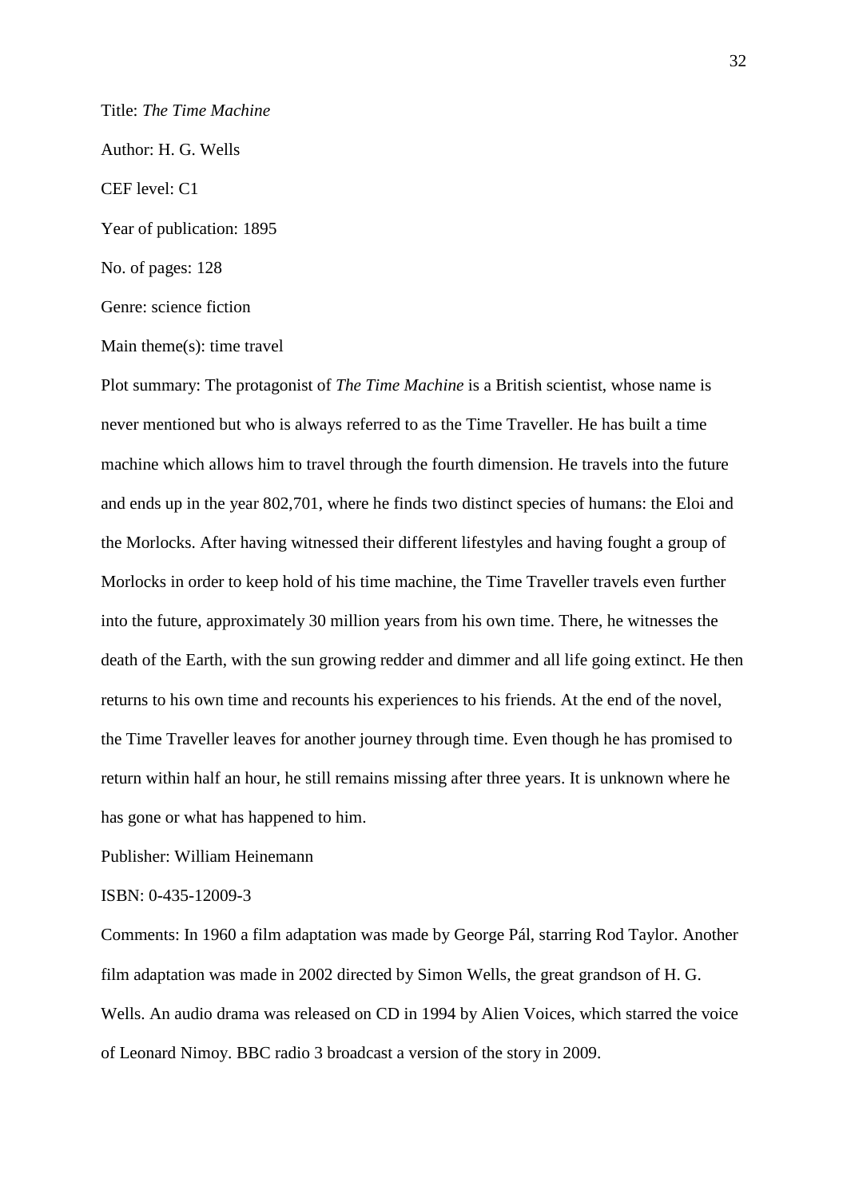Title: *The Time Machine*

Author: H. G. Wells

CEF level: C1

Year of publication: 1895

No. of pages: 128

Genre: science fiction

Main theme(s): time travel

Plot summary: The protagonist of *The Time Machine* is a British scientist, whose name is never mentioned but who is always referred to as the Time Traveller. He has built a time machine which allows him to travel through the fourth dimension. He travels into the future and ends up in the year 802,701, where he finds two distinct species of humans: the Eloi and the Morlocks. After having witnessed their different lifestyles and having fought a group of Morlocks in order to keep hold of his time machine, the Time Traveller travels even further into the future, approximately 30 million years from his own time. There, he witnesses the death of the Earth, with the sun growing redder and dimmer and all life going extinct. He then returns to his own time and recounts his experiences to his friends. At the end of the novel, the Time Traveller leaves for another journey through time. Even though he has promised to return within half an hour, he still remains missing after three years. It is unknown where he has gone or what has happened to him.

Publisher: William Heinemann

ISBN: 0-435-12009-3

Comments: In 1960 a film adaptation was made by George Pál, starring Rod Taylor. Another film adaptation was made in 2002 directed by Simon Wells, the great grandson of H. G. Wells. An audio drama was released on CD in 1994 by Alien Voices, which starred the voice of Leonard Nimoy. BBC radio 3 broadcast a version of the story in 2009.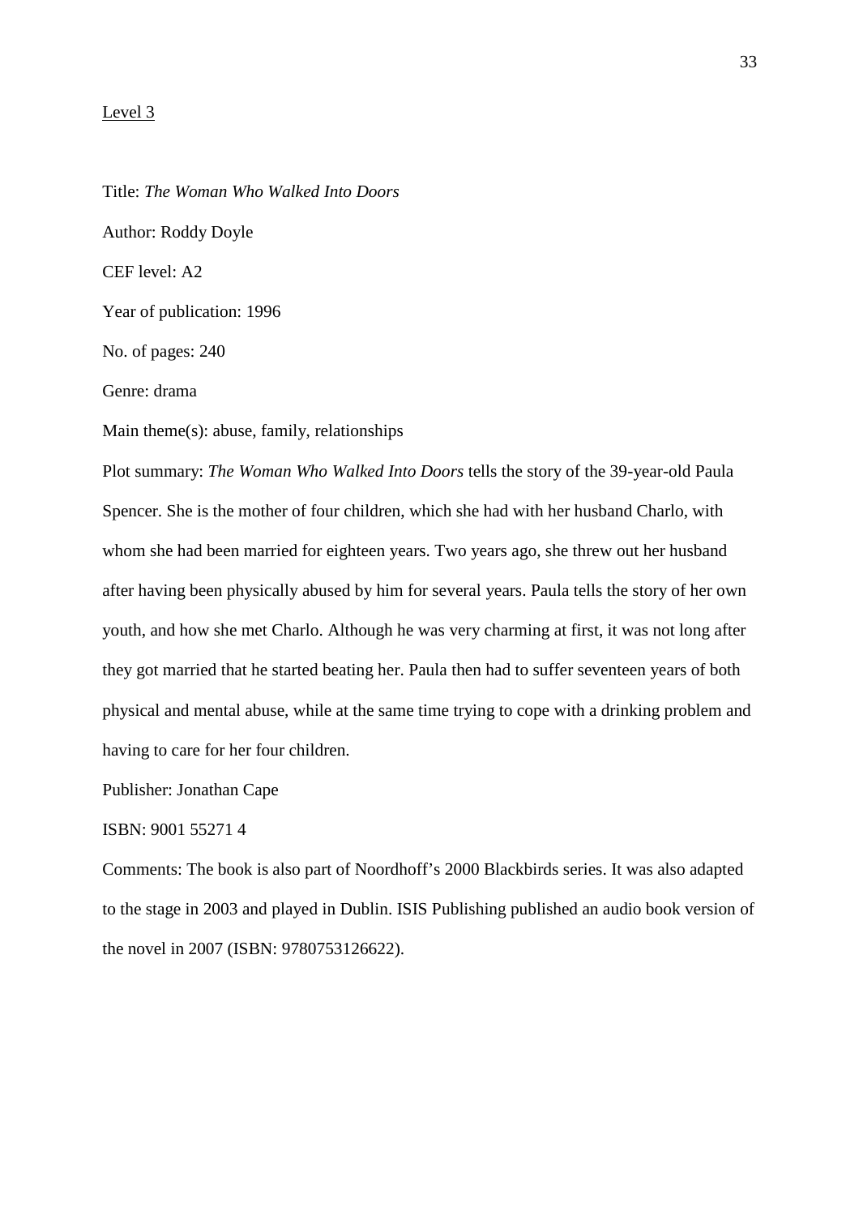<u>Level 3</u>

Title: *The Woman Who Walked Into Doors*

Author: Roddy Doyle

CEF level: A2

Year of publication: 1996

No. of pages: 240

Genre: drama

Main theme(s): abuse, family, relationships

Plot summary: *The Woman Who Walked Into Doors* tells the story of the 39-year-old Paula Spencer. She is the mother of four children, which she had with her husband Charlo, with whom she had been married for eighteen years. Two years ago, she threw out her husband after having been physically abused by him for several years. Paula tells the story of her own youth, and how she met Charlo. Although he was very charming at first, it was not long after they got married that he started beating her. Paula then had to suffer seventeen years of both physical and mental abuse, while at the same time trying to cope with a drinking problem and having to care for her four children.

Publisher: Jonathan Cape

ISBN: 9001 55271 4

Comments: The book is also part of Noordhoff's 2000 Blackbirds series. It was also adapted to the stage in 2003 and played in Dublin. ISIS Publishing published an audio book version of the novel in 2007 (ISBN: 9780753126622).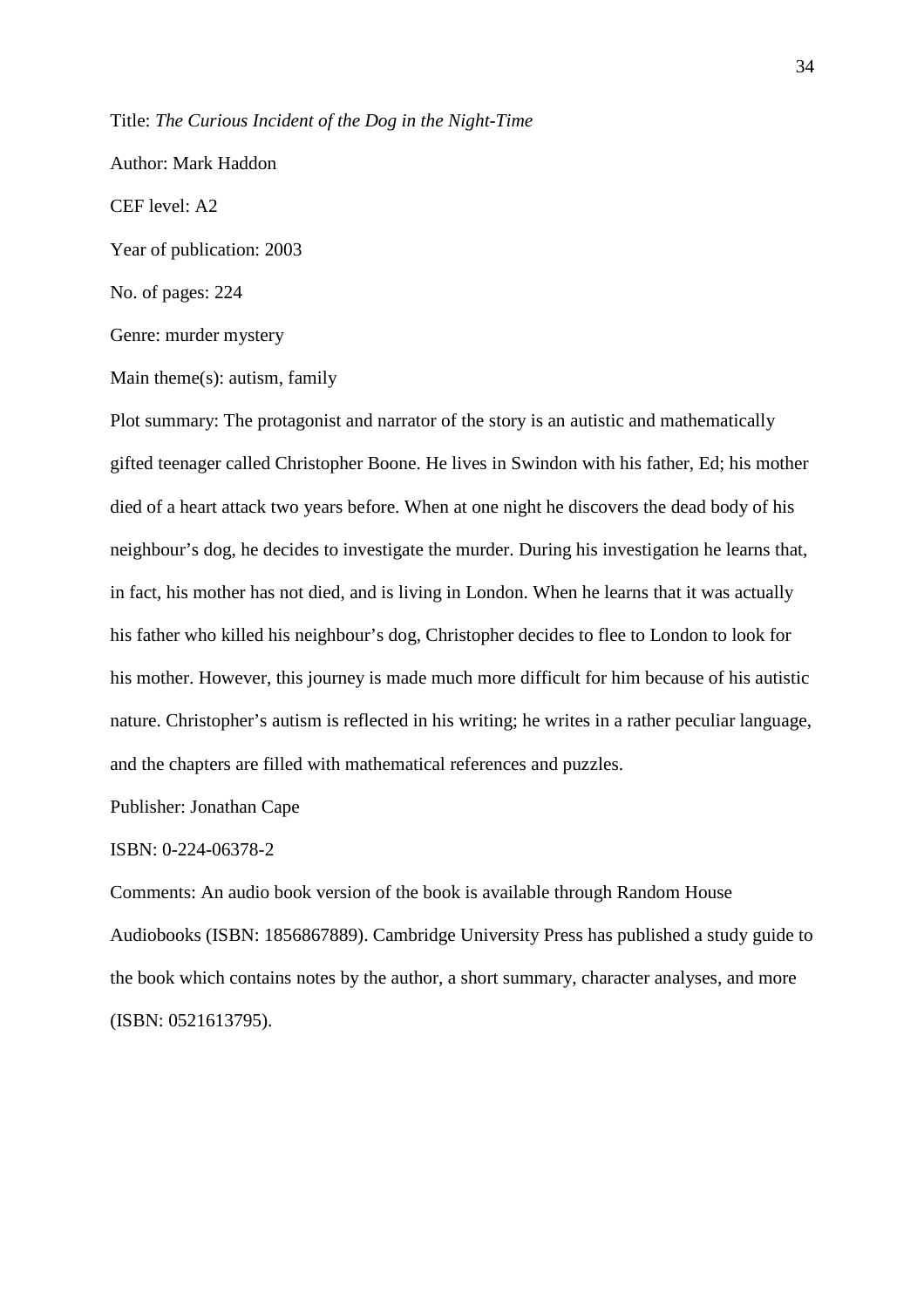Title: *The Curious Incident of the Dog in the Night-Time*

Author: Mark Haddon

CEF level: A2

Year of publication: 2003

No. of pages: 224

Genre: murder mystery

Main theme(s): autism, family

Plot summary: The protagonist and narrator of the story is an autistic and mathematically gifted teenager called Christopher Boone. He lives in Swindon with his father, Ed; his mother died of a heart attack two years before. When at one night he discovers the dead body of his neighbour's dog, he decides to investigate the murder. During his investigation he learns that, in fact, his mother has not died, and is living in London. When he learns that it was actually his father who killed his neighbour's dog, Christopher decides to flee to London to look for his mother. However, this journey is made much more difficult for him because of his autistic nature. Christopher's autism is reflected in his writing; he writes in a rather peculiar language, and the chapters are filled with mathematical references and puzzles.

Publisher: Jonathan Cape

ISBN: 0-224-06378-2

Comments: An audio book version of the book is available through Random House Audiobooks (ISBN: 1856867889). Cambridge University Press has published a study guide to the book which contains notes by the author, a short summary, character analyses, and more (ISBN: 0521613795).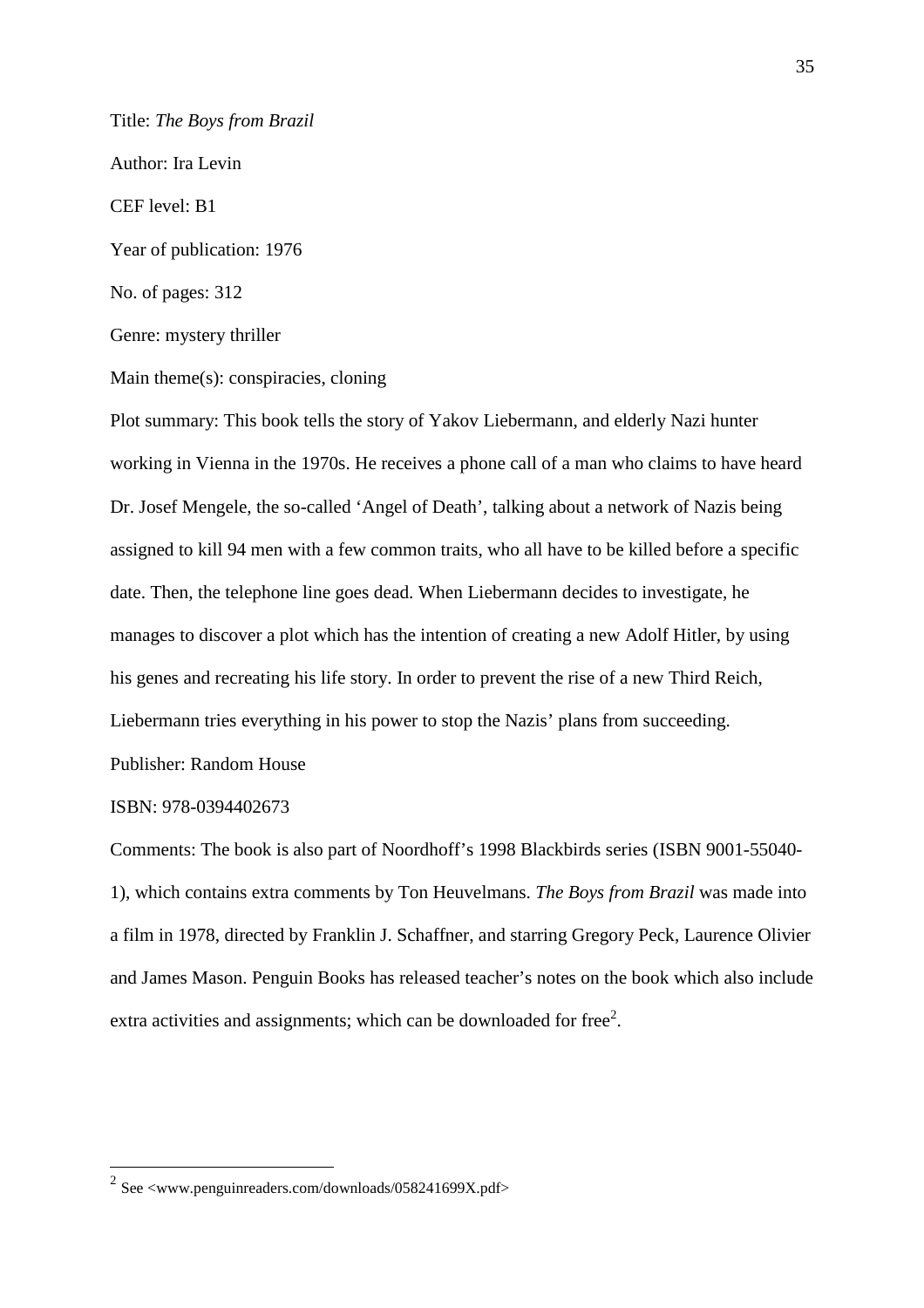Title: *The Boys from Brazil*

Author: Ira Levin

CEF level: B1

Year of publication: 1976

No. of pages: 312

Genre: mystery thriller

Main theme(s): conspiracies, cloning

Plot summary: This book tells the story of Yakov Liebermann, and elderly Nazi hunter working in Vienna in the 1970s. He receives a phone call of a man who claims to have heard Dr. Josef Mengele, the so-called 'Angel of Death', talking about a network of Nazis being assigned to kill 94 men with a few common traits, who all have to be killed before a specific date. Then, the telephone line goes dead. When Liebermann decides to investigate, he manages to discover a plot which has the intention of creating a new Adolf Hitler, by using his genes and recreating his life story. In order to prevent the rise of a new Third Reich, Liebermann tries everything in his power to stop the Nazis' plans from succeeding.

Publisher: Random House

ISBN: 978-0394402673

Comments: The book is also part of Noordhoff's 1998 Blackbirds series (ISBN 9001-55040-1), which contains extra comments by Ton Heuvelmans. *The Boys from Brazil* was made into a film in 1978, directed by Franklin J. Schaffner, and starring Gregory Peck, Laurence Olivier and James Mason. Penguin Books has released teacher's notes on the book which also include extra activities and assignments; which can be downloaded for free[2].

---

[2] See <www.penguinreaders.com/downloads/058241699X.pdf>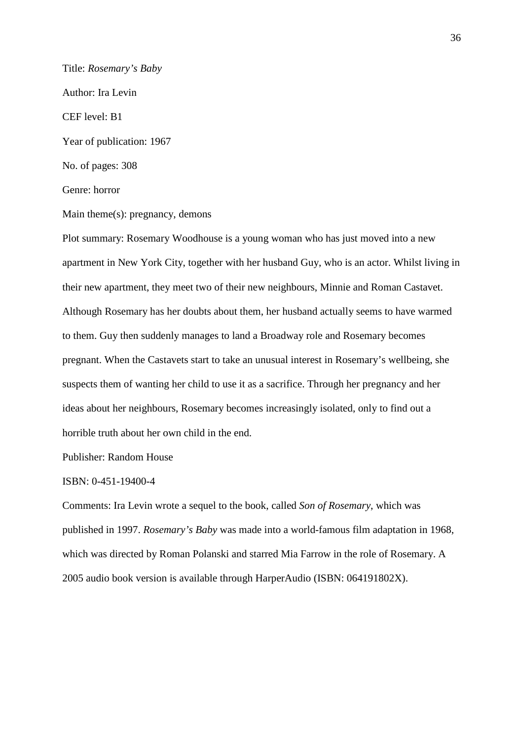Title: *Rosemary's Baby*

Author: Ira Levin

CEF level: B1

Year of publication: 1967

No. of pages: 308

Genre: horror

Main theme(s): pregnancy, demons

Plot summary: Rosemary Woodhouse is a young woman who has just moved into a new apartment in New York City, together with her husband Guy, who is an actor. Whilst living in their new apartment, they meet two of their new neighbours, Minnie and Roman Castavet. Although Rosemary has her doubts about them, her husband actually seems to have warmed to them. Guy then suddenly manages to land a Broadway role and Rosemary becomes pregnant. When the Castavets start to take an unusual interest in Rosemary's wellbeing, she suspects them of wanting her child to use it as a sacrifice. Through her pregnancy and her ideas about her neighbours, Rosemary becomes increasingly isolated, only to find out a horrible truth about her own child in the end.

Publisher: Random House

ISBN: 0-451-19400-4

Comments: Ira Levin wrote a sequel to the book, called *Son of Rosemary*, which was published in 1997. *Rosemary's Baby* was made into a world-famous film adaptation in 1968, which was directed by Roman Polanski and starred Mia Farrow in the role of Rosemary. A 2005 audio book version is available through HarperAudio (ISBN: 064191802X).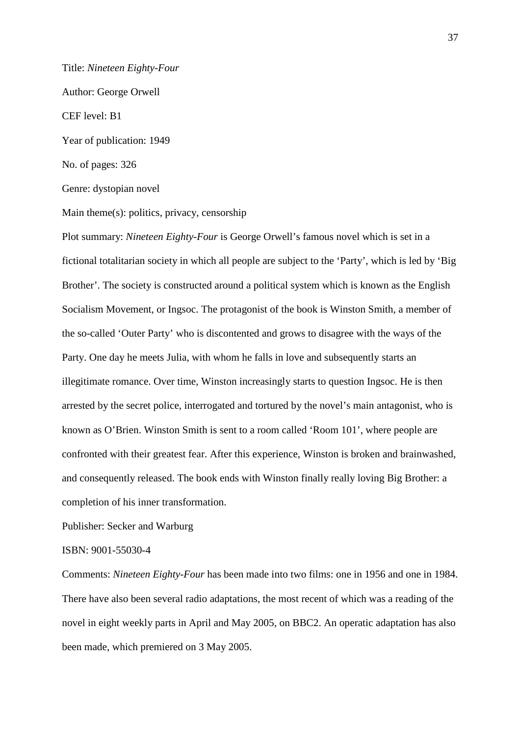Title: *Nineteen Eighty-Four*

Author: George Orwell

CEF level: B1

Year of publication: 1949

No. of pages: 326

Genre: dystopian novel

Main theme(s): politics, privacy, censorship

Plot summary: *Nineteen Eighty-Four* is George Orwell's famous novel which is set in a fictional totalitarian society in which all people are subject to the 'Party', which is led by 'Big Brother'. The society is constructed around a political system which is known as the English Socialism Movement, or Ingsoc. The protagonist of the book is Winston Smith, a member of the so-called 'Outer Party' who is discontented and grows to disagree with the ways of the Party. One day he meets Julia, with whom he falls in love and subsequently starts an illegitimate romance. Over time, Winston increasingly starts to question Ingsoc. He is then arrested by the secret police, interrogated and tortured by the novel's main antagonist, who is known as O'Brien. Winston Smith is sent to a room called 'Room 101', where people are confronted with their greatest fear. After this experience, Winston is broken and brainwashed, and consequently released. The book ends with Winston finally really loving Big Brother: a completion of his inner transformation.

Publisher: Secker and Warburg

ISBN: 9001-55030-4

Comments: *Nineteen Eighty-Four* has been made into two films: one in 1956 and one in 1984. There have also been several radio adaptations, the most recent of which was a reading of the novel in eight weekly parts in April and May 2005, on BBC2. An operatic adaptation has also been made, which premiered on 3 May 2005.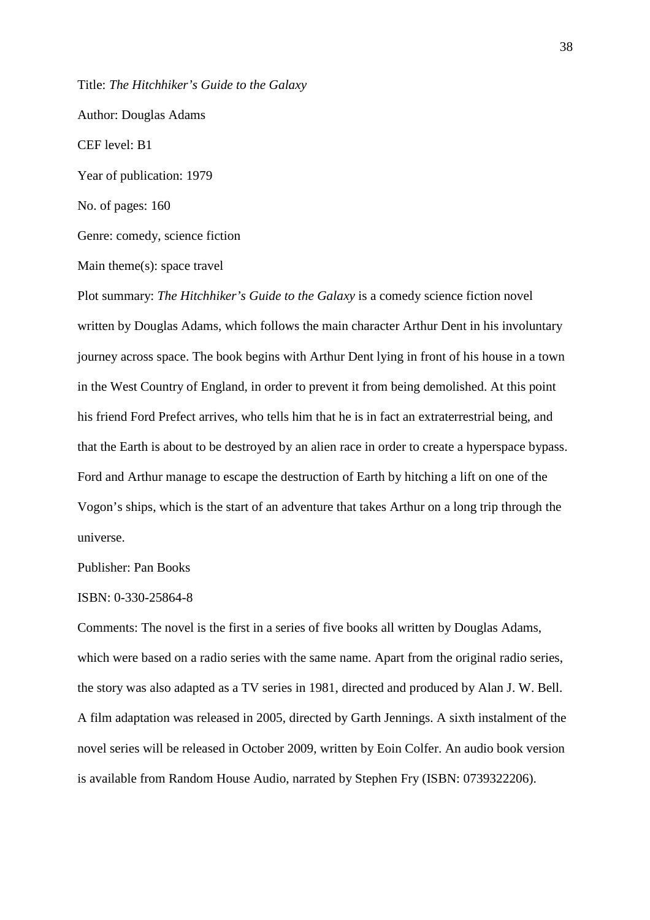Title: *The Hitchhiker's Guide to the Galaxy*

Author: Douglas Adams

CEF level: B1

Year of publication: 1979

No. of pages: 160

Genre: comedy, science fiction

Main theme(s): space travel

Plot summary: *The Hitchhiker's Guide to the Galaxy* is a comedy science fiction novel written by Douglas Adams, which follows the main character Arthur Dent in his involuntary journey across space. The book begins with Arthur Dent lying in front of his house in a town in the West Country of England, in order to prevent it from being demolished. At this point his friend Ford Prefect arrives, who tells him that he is in fact an extraterrestrial being, and that the Earth is about to be destroyed by an alien race in order to create a hyperspace bypass. Ford and Arthur manage to escape the destruction of Earth by hitching a lift on one of the Vogon's ships, which is the start of an adventure that takes Arthur on a long trip through the universe.

Publisher: Pan Books

ISBN: 0-330-25864-8

Comments: The novel is the first in a series of five books all written by Douglas Adams, which were based on a radio series with the same name. Apart from the original radio series, the story was also adapted as a TV series in 1981, directed and produced by Alan J. W. Bell. A film adaptation was released in 2005, directed by Garth Jennings. A sixth instalment of the novel series will be released in October 2009, written by Eoin Colfer. An audio book version is available from Random House Audio, narrated by Stephen Fry (ISBN: 0739322206).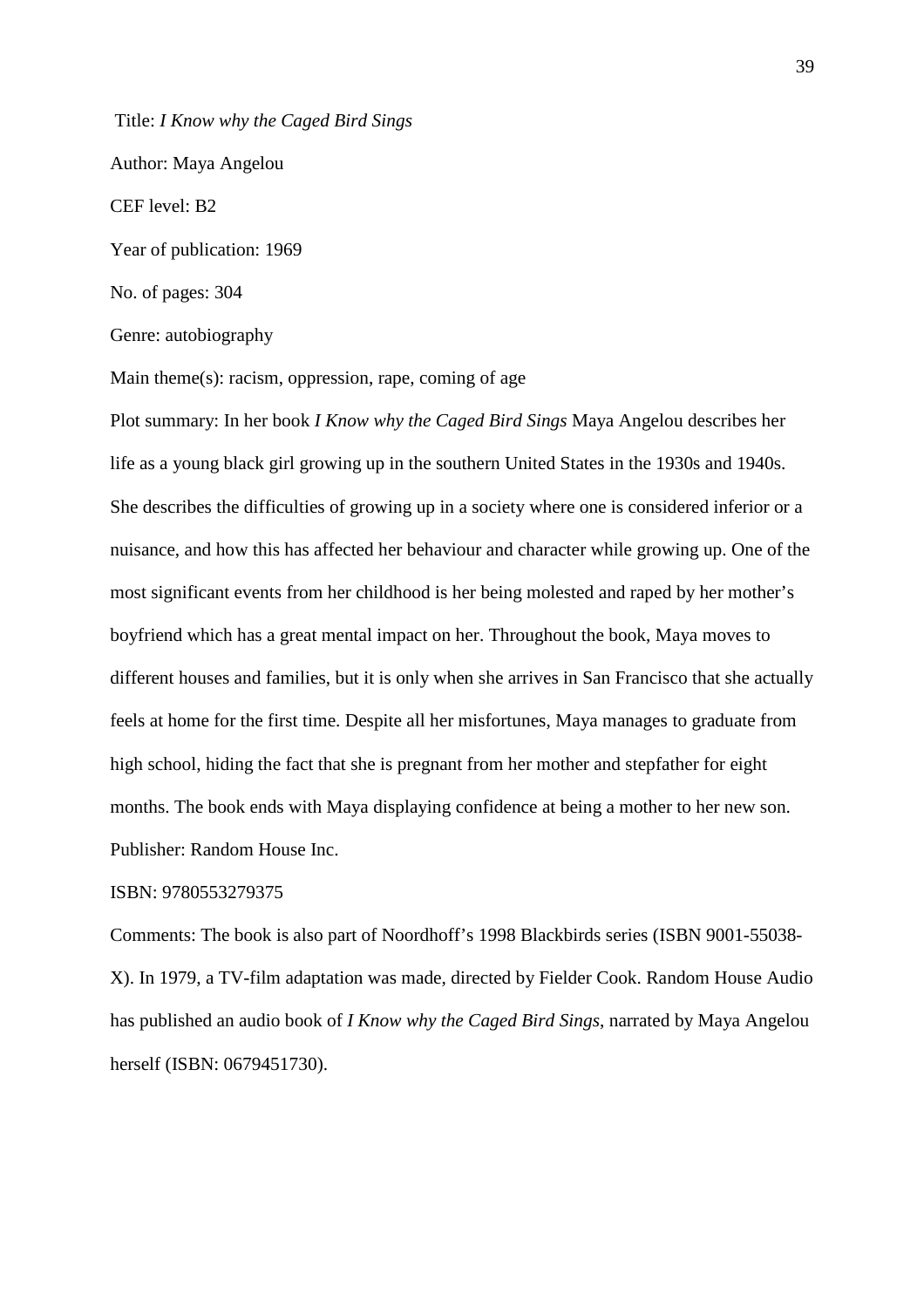Title: *I Know why the Caged Bird Sings*

Author: Maya Angelou

CEF level: B2

Year of publication: 1969

No. of pages: 304

Genre: autobiography

Main theme(s): racism, oppression, rape, coming of age

Plot summary: In her book *I Know why the Caged Bird Sings* Maya Angelou describes her life as a young black girl growing up in the southern United States in the 1930s and 1940s. She describes the difficulties of growing up in a society where one is considered inferior or a nuisance, and how this has affected her behaviour and character while growing up. One of the most significant events from her childhood is her being molested and raped by her mother's boyfriend which has a great mental impact on her. Throughout the book, Maya moves to different houses and families, but it is only when she arrives in San Francisco that she actually feels at home for the first time. Despite all her misfortunes, Maya manages to graduate from high school, hiding the fact that she is pregnant from her mother and stepfather for eight months. The book ends with Maya displaying confidence at being a mother to her new son.

Publisher: Random House Inc.

ISBN: 9780553279375

Comments: The book is also part of Noordhoff's 1998 Blackbirds series (ISBN 9001-55038-X). In 1979, a TV-film adaptation was made, directed by Fielder Cook. Random House Audio has published an audio book of *I Know why the Caged Bird Sings*, narrated by Maya Angelou herself (ISBN: 0679451730).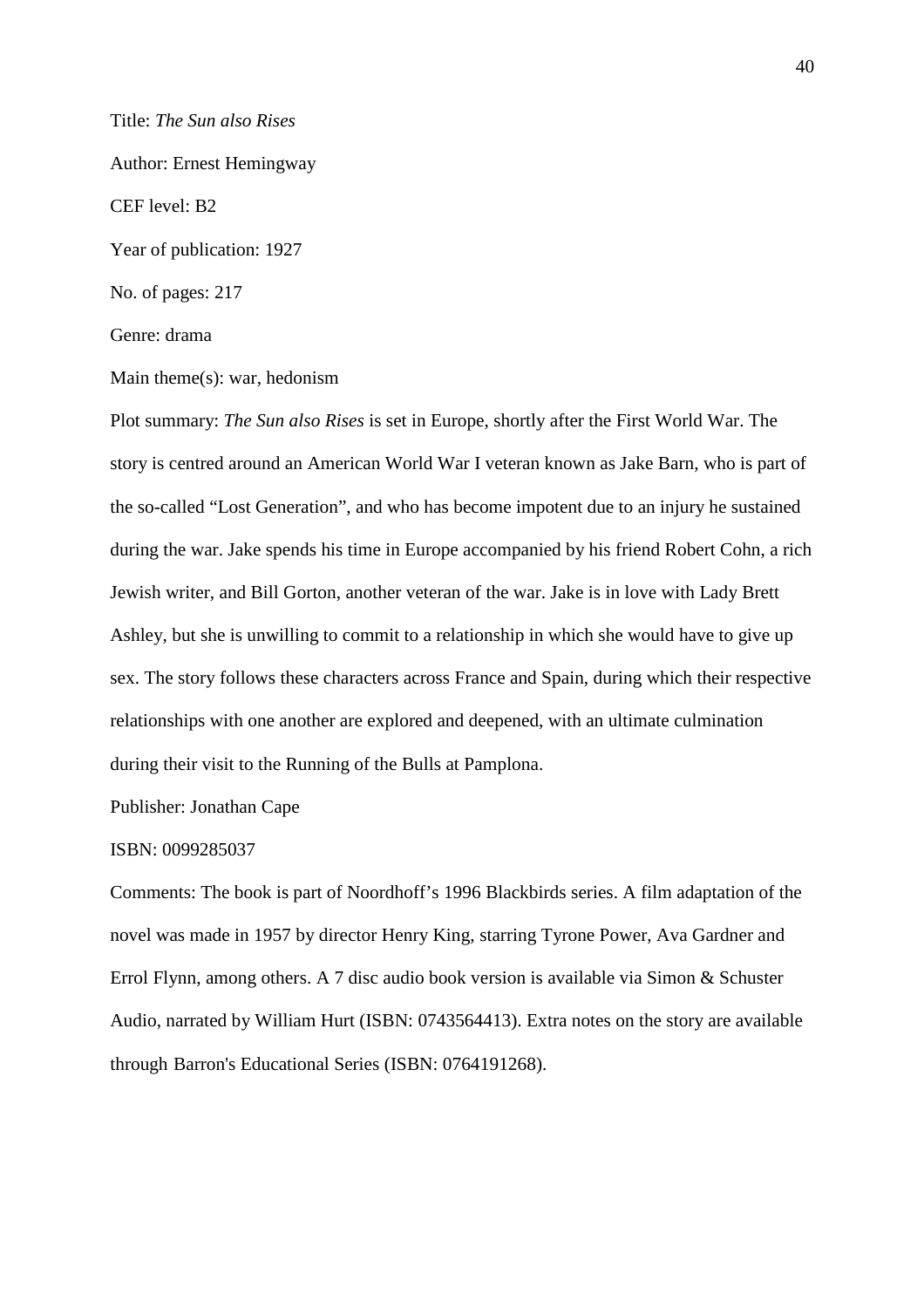Title: *The Sun also Rises*

Author: Ernest Hemingway

CEF level: B2

Year of publication: 1927

No. of pages: 217

Genre: drama

Main theme(s): war, hedonism

Plot summary: *The Sun also Rises* is set in Europe, shortly after the First World War. The story is centred around an American World War I veteran known as Jake Barn, who is part of the so-called "Lost Generation", and who has become impotent due to an injury he sustained during the war. Jake spends his time in Europe accompanied by his friend Robert Cohn, a rich Jewish writer, and Bill Gorton, another veteran of the war. Jake is in love with Lady Brett Ashley, but she is unwilling to commit to a relationship in which she would have to give up sex. The story follows these characters across France and Spain, during which their respective relationships with one another are explored and deepened, with an ultimate culmination during their visit to the Running of the Bulls at Pamplona.

Publisher: Jonathan Cape

ISBN: 0099285037

Comments: The book is part of Noordhoff's 1996 Blackbirds series. A film adaptation of the novel was made in 1957 by director Henry King, starring Tyrone Power, Ava Gardner and Errol Flynn, among others. A 7 disc audio book version is available via Simon & Schuster Audio, narrated by William Hurt (ISBN: 0743564413). Extra notes on the story are available through Barron's Educational Series (ISBN: 0764191268).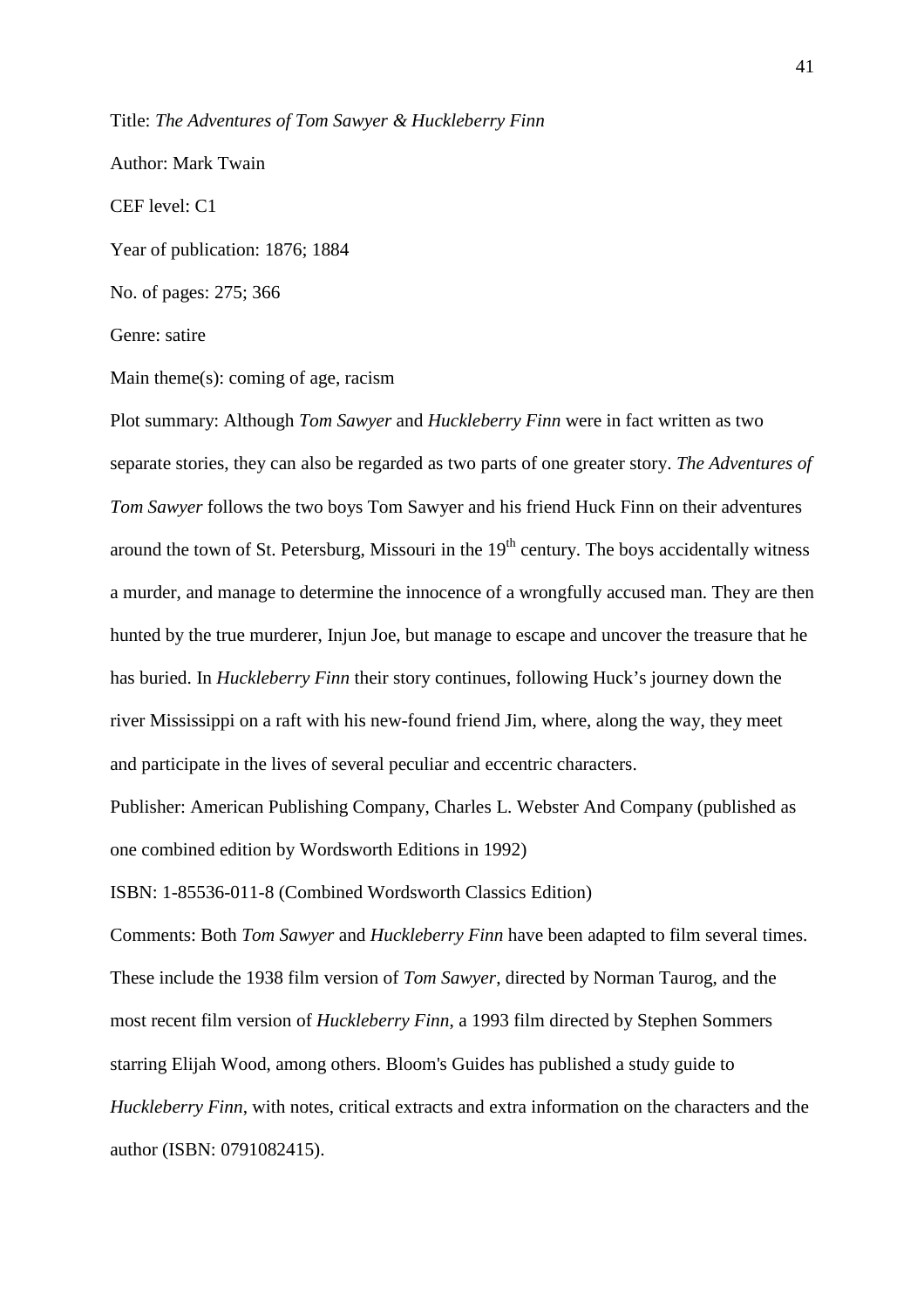Title: *The Adventures of Tom Sawyer & Huckleberry Finn*

Author: Mark Twain

CEF level: C1

Year of publication: 1876; 1884

No. of pages: 275; 366

Genre: satire

Main theme(s): coming of age, racism

Plot summary: Although *Tom Sawyer* and *Huckleberry Finn* were in fact written as two separate stories, they can also be regarded as two parts of one greater story. *The Adventures of Tom Sawyer* follows the two boys Tom Sawyer and his friend Huck Finn on their adventures around the town of St. Petersburg, Missouri in the 19th century. The boys accidentally witness a murder, and manage to determine the innocence of a wrongfully accused man. They are then hunted by the true murderer, Injun Joe, but manage to escape and uncover the treasure that he has buried. In *Huckleberry Finn* their story continues, following Huck's journey down the river Mississippi on a raft with his new-found friend Jim, where, along the way, they meet and participate in the lives of several peculiar and eccentric characters.

Publisher: American Publishing Company, Charles L. Webster And Company (published as one combined edition by Wordsworth Editions in 1992)

ISBN: 1-85536-011-8 (Combined Wordsworth Classics Edition)

Comments: Both *Tom Sawyer* and *Huckleberry Finn* have been adapted to film several times. These include the 1938 film version of *Tom Sawyer*, directed by Norman Taurog, and the most recent film version of *Huckleberry Finn*, a 1993 film directed by Stephen Sommers starring Elijah Wood, among others. Bloom's Guides has published a study guide to *Huckleberry Finn*, with notes, critical extracts and extra information on the characters and the author (ISBN: 0791082415).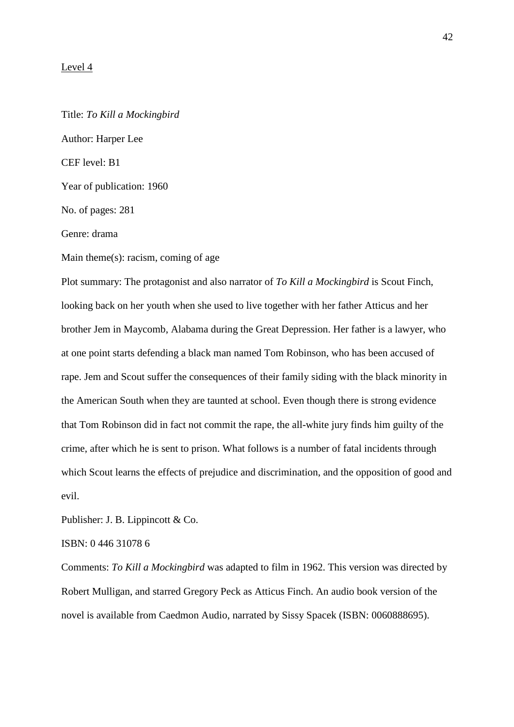Level 4

Title: *To Kill a Mockingbird*

Author: Harper Lee

CEF level: B1

Year of publication: 1960

No. of pages: 281

Genre: drama

Main theme(s): racism, coming of age

Plot summary: The protagonist and also narrator of *To Kill a Mockingbird* is Scout Finch, looking back on her youth when she used to live together with her father Atticus and her brother Jem in Maycomb, Alabama during the Great Depression. Her father is a lawyer, who at one point starts defending a black man named Tom Robinson, who has been accused of rape. Jem and Scout suffer the consequences of their family siding with the black minority in the American South when they are taunted at school. Even though there is strong evidence that Tom Robinson did in fact not commit the rape, the all-white jury finds him guilty of the crime, after which he is sent to prison. What follows is a number of fatal incidents through which Scout learns the effects of prejudice and discrimination, and the opposition of good and evil.

Publisher: J. B. Lippincott & Co.

ISBN: 0 446 31078 6

Comments: *To Kill a Mockingbird* was adapted to film in 1962. This version was directed by Robert Mulligan, and starred Gregory Peck as Atticus Finch. An audio book version of the novel is available from Caedmon Audio, narrated by Sissy Spacek (ISBN: 0060888695).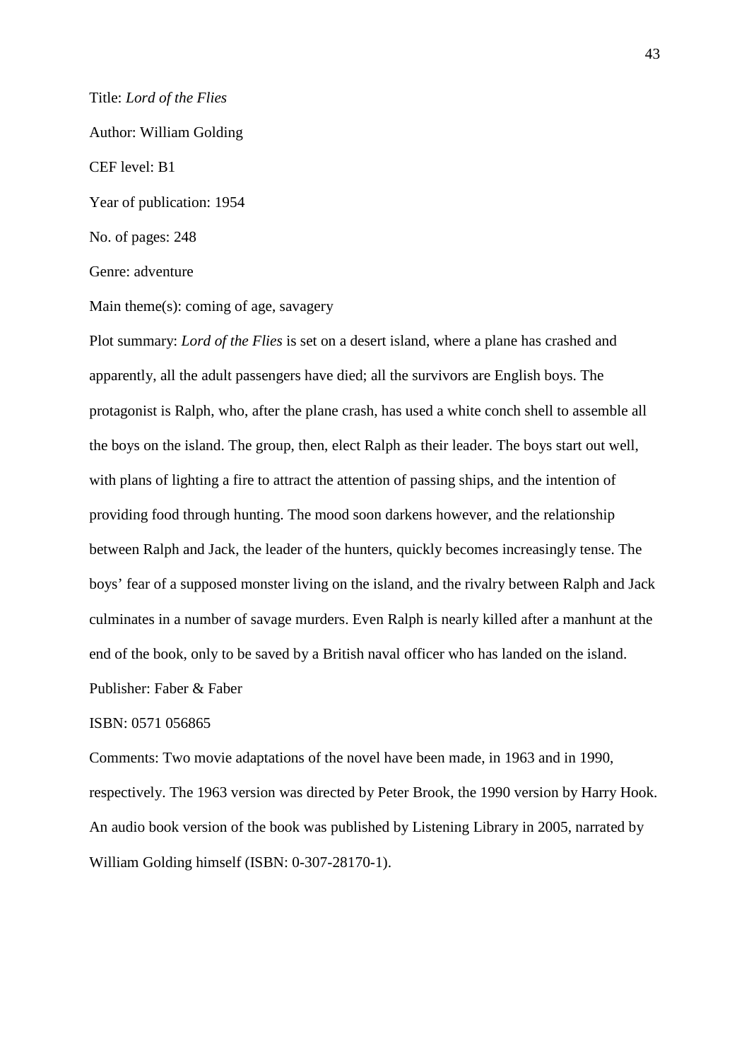Title: *Lord of the Flies*

Author: William Golding

CEF level: B1

Year of publication: 1954

No. of pages: 248

Genre: adventure

Main theme(s): coming of age, savagery

Plot summary: *Lord of the Flies* is set on a desert island, where a plane has crashed and apparently, all the adult passengers have died; all the survivors are English boys. The protagonist is Ralph, who, after the plane crash, has used a white conch shell to assemble all the boys on the island. The group, then, elect Ralph as their leader. The boys start out well, with plans of lighting a fire to attract the attention of passing ships, and the intention of providing food through hunting. The mood soon darkens however, and the relationship between Ralph and Jack, the leader of the hunters, quickly becomes increasingly tense. The boys' fear of a supposed monster living on the island, and the rivalry between Ralph and Jack culminates in a number of savage murders. Even Ralph is nearly killed after a manhunt at the end of the book, only to be saved by a British naval officer who has landed on the island.

Publisher: Faber & Faber

ISBN: 0571 056865

Comments: Two movie adaptations of the novel have been made, in 1963 and in 1990, respectively. The 1963 version was directed by Peter Brook, the 1990 version by Harry Hook. An audio book version of the book was published by Listening Library in 2005, narrated by William Golding himself (ISBN: 0-307-28170-1).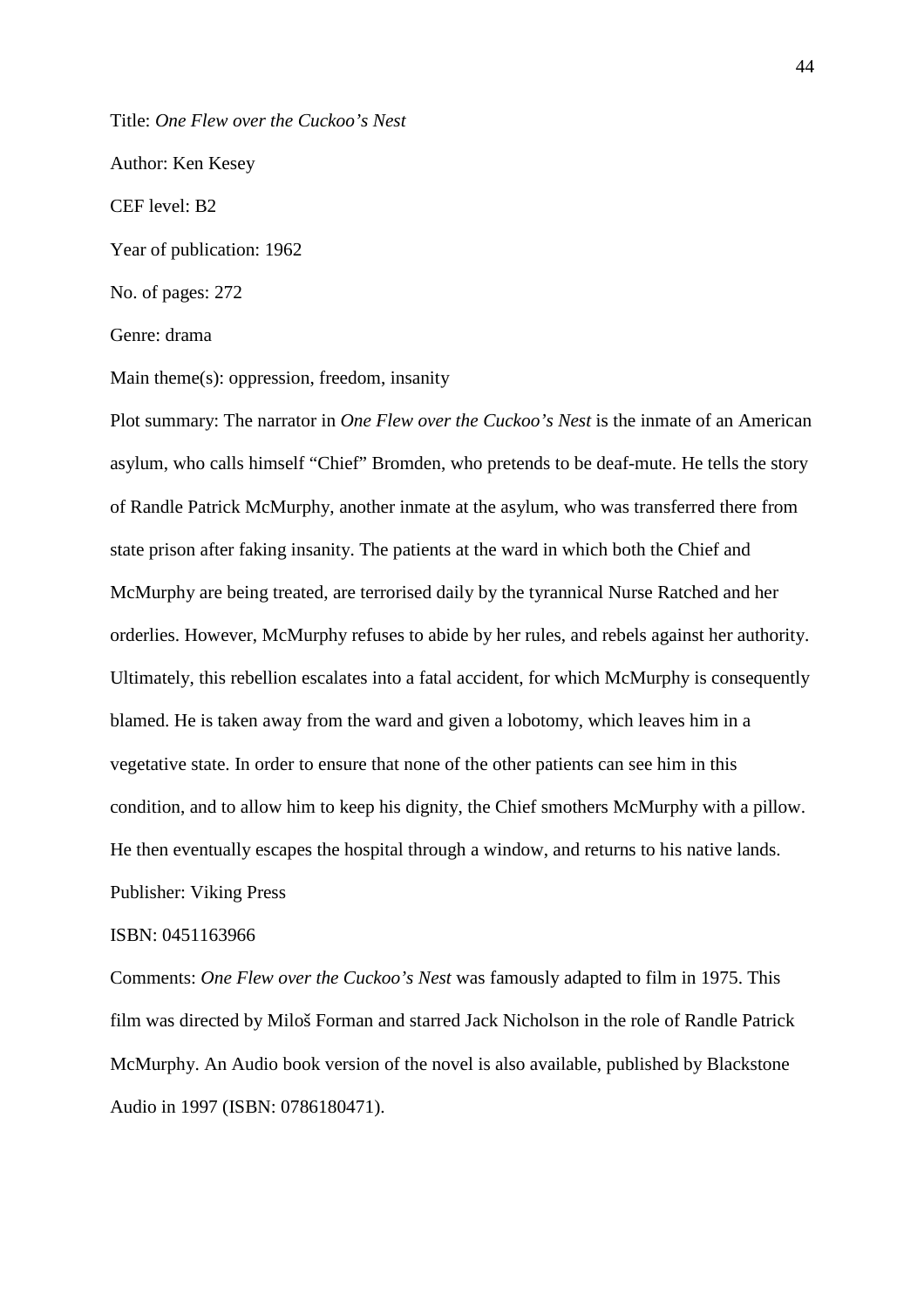Title: *One Flew over the Cuckoo's Nest*

Author: Ken Kesey

CEF level: B2

Year of publication: 1962

No. of pages: 272

Genre: drama

Main theme(s): oppression, freedom, insanity

Plot summary: The narrator in *One Flew over the Cuckoo's Nest* is the inmate of an American asylum, who calls himself "Chief" Bromden, who pretends to be deaf-mute. He tells the story of Randle Patrick McMurphy, another inmate at the asylum, who was transferred there from state prison after faking insanity. The patients at the ward in which both the Chief and McMurphy are being treated, are terrorised daily by the tyrannical Nurse Ratched and her orderlies. However, McMurphy refuses to abide by her rules, and rebels against her authority. Ultimately, this rebellion escalates into a fatal accident, for which McMurphy is consequently blamed. He is taken away from the ward and given a lobotomy, which leaves him in a vegetative state. In order to ensure that none of the other patients can see him in this condition, and to allow him to keep his dignity, the Chief smothers McMurphy with a pillow. He then eventually escapes the hospital through a window, and returns to his native lands.

Publisher: Viking Press

ISBN: 0451163966

Comments: *One Flew over the Cuckoo's Nest* was famously adapted to film in 1975. This film was directed by Miloš Forman and starred Jack Nicholson in the role of Randle Patrick McMurphy. An Audio book version of the novel is also available, published by Blackstone Audio in 1997 (ISBN: 0786180471).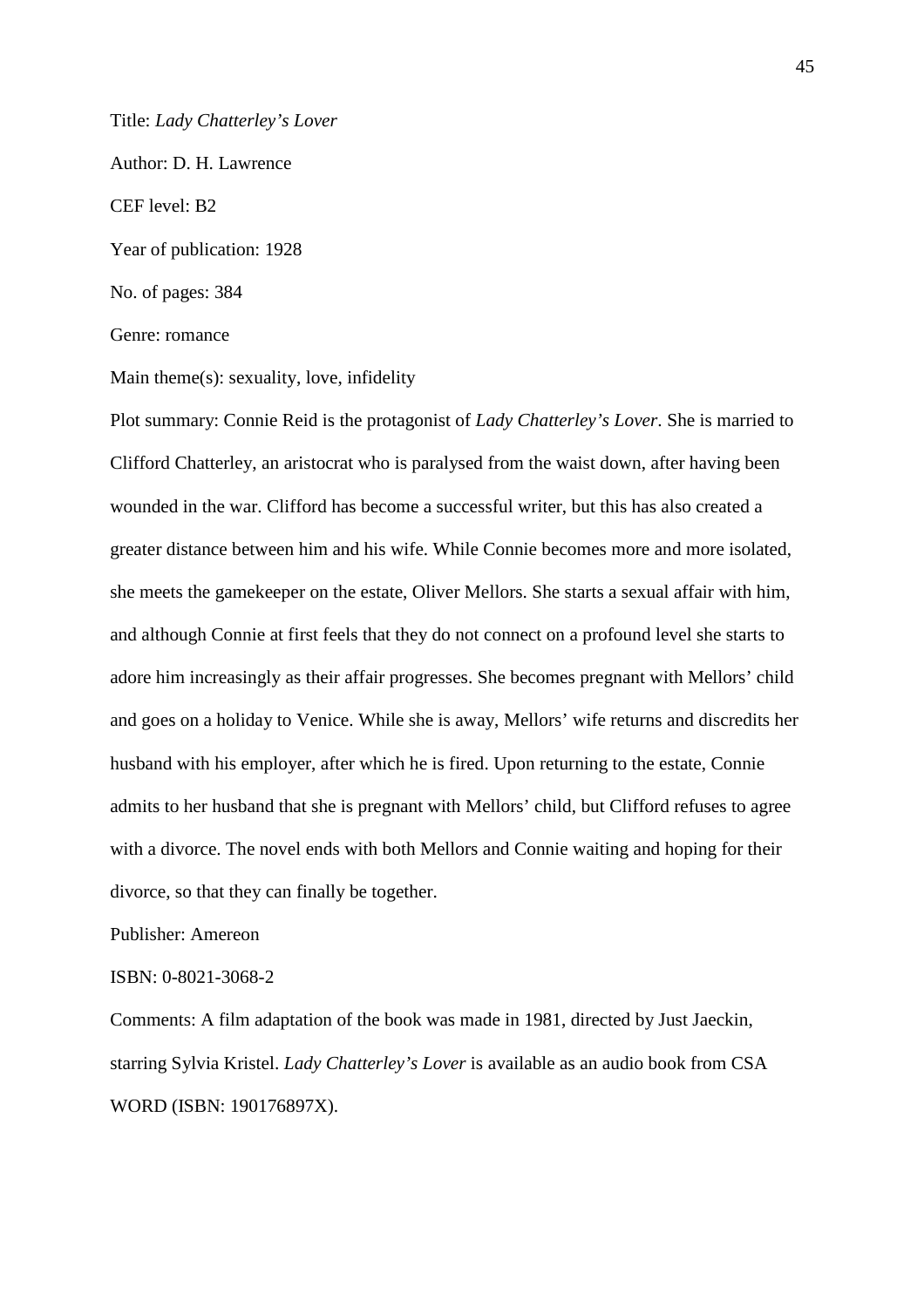Title: *Lady Chatterley's Lover*

Author: D. H. Lawrence

CEF level: B2

Year of publication: 1928

No. of pages: 384

Genre: romance

Main theme(s): sexuality, love, infidelity

Plot summary: Connie Reid is the protagonist of *Lady Chatterley's Lover*. She is married to Clifford Chatterley, an aristocrat who is paralysed from the waist down, after having been wounded in the war. Clifford has become a successful writer, but this has also created a greater distance between him and his wife. While Connie becomes more and more isolated, she meets the gamekeeper on the estate, Oliver Mellors. She starts a sexual affair with him, and although Connie at first feels that they do not connect on a profound level she starts to adore him increasingly as their affair progresses. She becomes pregnant with Mellors' child and goes on a holiday to Venice. While she is away, Mellors' wife returns and discredits her husband with his employer, after which he is fired. Upon returning to the estate, Connie admits to her husband that she is pregnant with Mellors' child, but Clifford refuses to agree with a divorce. The novel ends with both Mellors and Connie waiting and hoping for their divorce, so that they can finally be together.

Publisher: Amereon

ISBN: 0-8021-3068-2

Comments: A film adaptation of the book was made in 1981, directed by Just Jaeckin, starring Sylvia Kristel. *Lady Chatterley's Lover* is available as an audio book from CSA WORD (ISBN: 190176897X).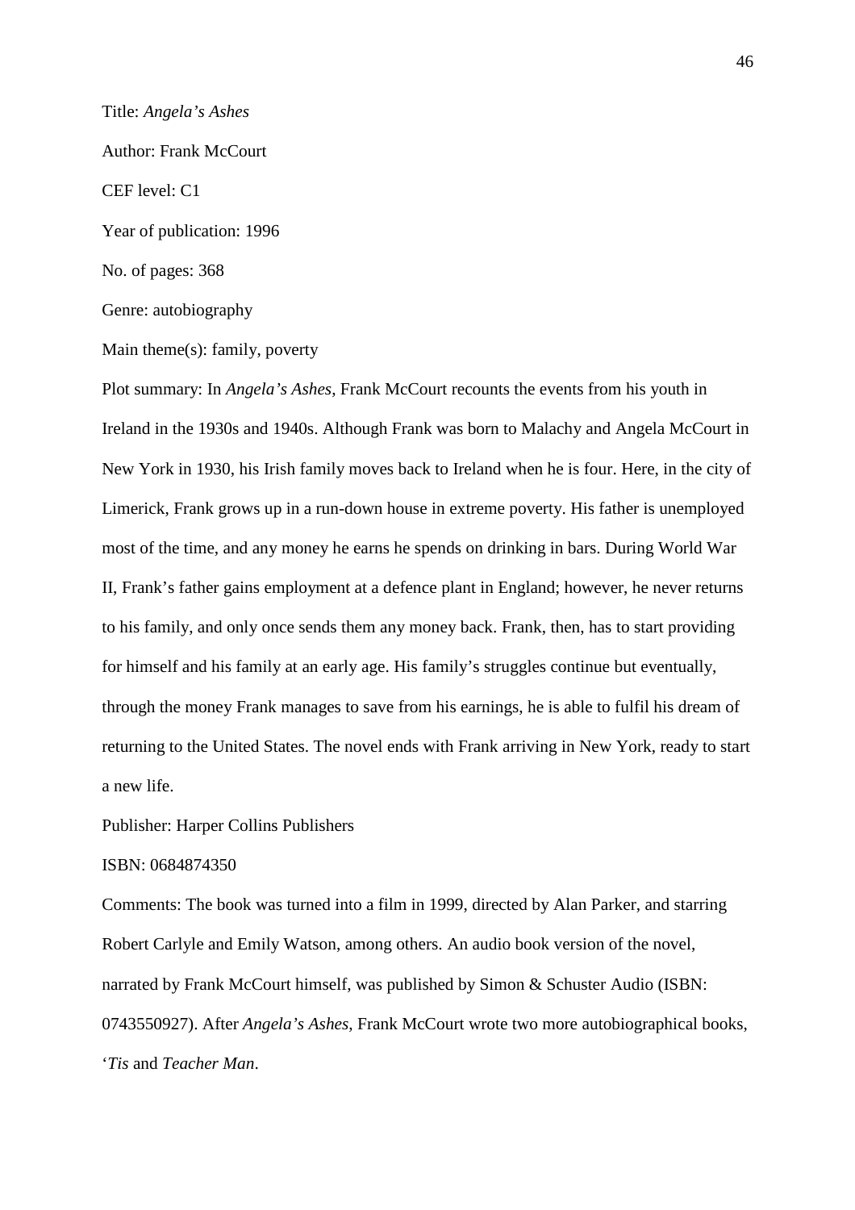Title: *Angela's Ashes*

Author: Frank McCourt

CEF level: C1

Year of publication: 1996

No. of pages: 368

Genre: autobiography

Main theme(s): family, poverty

Plot summary: In *Angela's Ashes*, Frank McCourt recounts the events from his youth in Ireland in the 1930s and 1940s. Although Frank was born to Malachy and Angela McCourt in New York in 1930, his Irish family moves back to Ireland when he is four. Here, in the city of Limerick, Frank grows up in a run-down house in extreme poverty. His father is unemployed most of the time, and any money he earns he spends on drinking in bars. During World War II, Frank's father gains employment at a defence plant in England; however, he never returns to his family, and only once sends them any money back. Frank, then, has to start providing for himself and his family at an early age. His family's struggles continue but eventually, through the money Frank manages to save from his earnings, he is able to fulfil his dream of returning to the United States. The novel ends with Frank arriving in New York, ready to start a new life.

Publisher: Harper Collins Publishers

ISBN: 0684874350

Comments: The book was turned into a film in 1999, directed by Alan Parker, and starring Robert Carlyle and Emily Watson, among others. An audio book version of the novel, narrated by Frank McCourt himself, was published by Simon & Schuster Audio (ISBN: 0743550927). After *Angela's Ashes*, Frank McCourt wrote two more autobiographical books, *'Tis* and *Teacher Man*.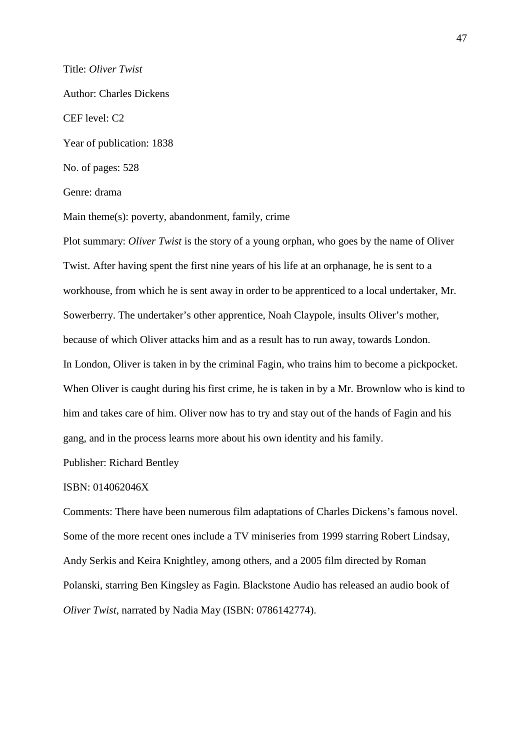Title: *Oliver Twist*

Author: Charles Dickens

CEF level: C2

Year of publication: 1838

No. of pages: 528

Genre: drama

Main theme(s): poverty, abandonment, family, crime

Plot summary: *Oliver Twist* is the story of a young orphan, who goes by the name of Oliver Twist. After having spent the first nine years of his life at an orphanage, he is sent to a workhouse, from which he is sent away in order to be apprenticed to a local undertaker, Mr. Sowerberry. The undertaker's other apprentice, Noah Claypole, insults Oliver's mother, because of which Oliver attacks him and as a result has to run away, towards London.
In London, Oliver is taken in by the criminal Fagin, who trains him to become a pickpocket. When Oliver is caught during his first crime, he is taken in by a Mr. Brownlow who is kind to him and takes care of him. Oliver now has to try and stay out of the hands of Fagin and his gang, and in the process learns more about his own identity and his family.

Publisher: Richard Bentley

ISBN: 014062046X

Comments: There have been numerous film adaptations of Charles Dickens's famous novel. Some of the more recent ones include a TV miniseries from 1999 starring Robert Lindsay, Andy Serkis and Keira Knightley, among others, and a 2005 film directed by Roman Polanski, starring Ben Kingsley as Fagin. Blackstone Audio has released an audio book of *Oliver Twist*, narrated by Nadia May (ISBN: 0786142774).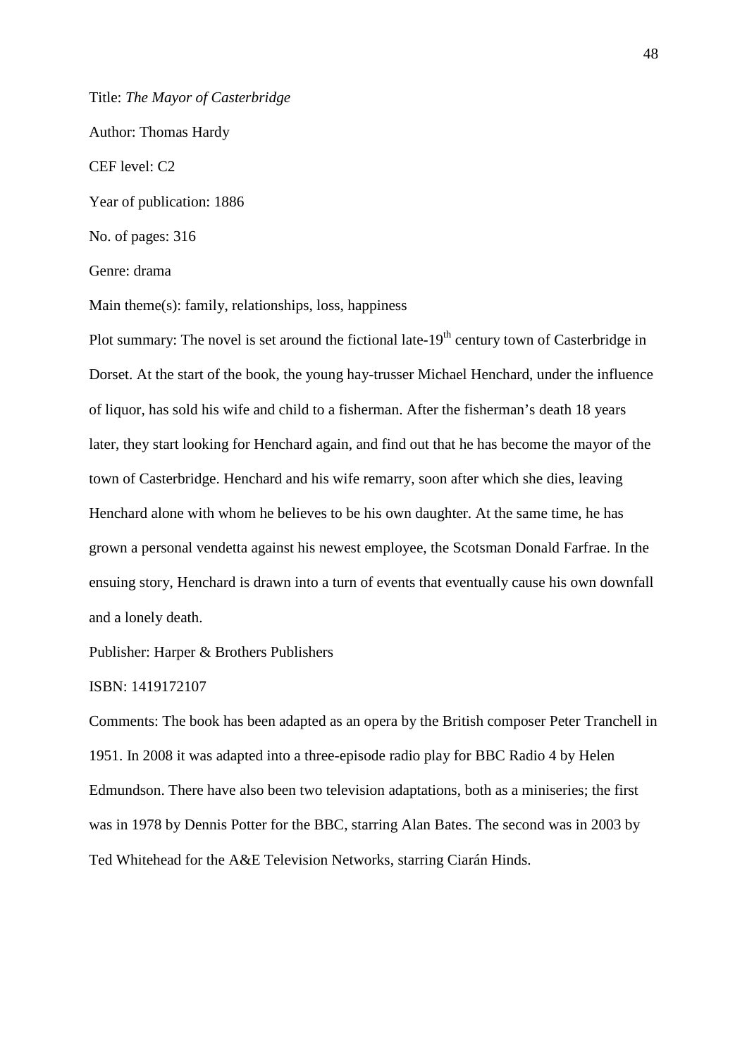Title: *The Mayor of Casterbridge*

Author: Thomas Hardy

CEF level: C2

Year of publication: 1886

No. of pages: 316

Genre: drama

Main theme(s): family, relationships, loss, happiness

Plot summary: The novel is set around the fictional late-19th century town of Casterbridge in Dorset. At the start of the book, the young hay-trusser Michael Henchard, under the influence of liquor, has sold his wife and child to a fisherman. After the fisherman's death 18 years later, they start looking for Henchard again, and find out that he has become the mayor of the town of Casterbridge. Henchard and his wife remarry, soon after which she dies, leaving Henchard alone with whom he believes to be his own daughter. At the same time, he has grown a personal vendetta against his newest employee, the Scotsman Donald Farfrae. In the ensuing story, Henchard is drawn into a turn of events that eventually cause his own downfall and a lonely death.

Publisher: Harper & Brothers Publishers

ISBN: 1419172107

Comments: The book has been adapted as an opera by the British composer Peter Tranchell in 1951. In 2008 it was adapted into a three-episode radio play for BBC Radio 4 by Helen Edmundson. There have also been two television adaptations, both as a miniseries; the first was in 1978 by Dennis Potter for the BBC, starring Alan Bates. The second was in 2003 by Ted Whitehead for the A&E Television Networks, starring Ciarán Hinds.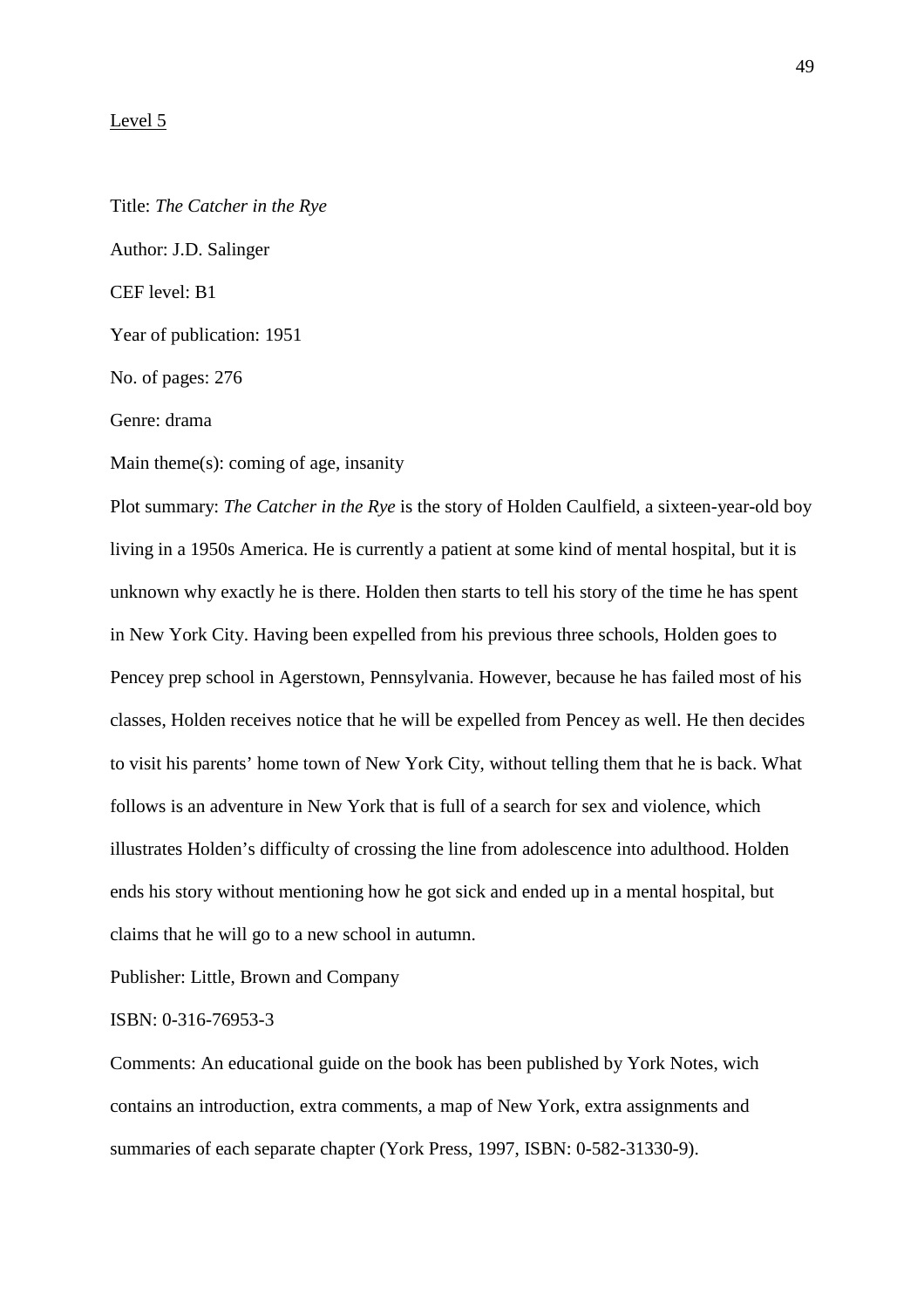Level 5

Title: *The Catcher in the Rye*

Author: J.D. Salinger

CEF level: B1

Year of publication: 1951

No. of pages: 276

Genre: drama

Main theme(s): coming of age, insanity

Plot summary: *The Catcher in the Rye* is the story of Holden Caulfield, a sixteen-year-old boy living in a 1950s America. He is currently a patient at some kind of mental hospital, but it is unknown why exactly he is there. Holden then starts to tell his story of the time he has spent in New York City. Having been expelled from his previous three schools, Holden goes to Pencey prep school in Agerstown, Pennsylvania. However, because he has failed most of his classes, Holden receives notice that he will be expelled from Pencey as well. He then decides to visit his parents' home town of New York City, without telling them that he is back. What follows is an adventure in New York that is full of a search for sex and violence, which illustrates Holden's difficulty of crossing the line from adolescence into adulthood. Holden ends his story without mentioning how he got sick and ended up in a mental hospital, but claims that he will go to a new school in autumn.

Publisher: Little, Brown and Company

ISBN: 0-316-76953-3

Comments: An educational guide on the book has been published by York Notes, wich contains an introduction, extra comments, a map of New York, extra assignments and summaries of each separate chapter (York Press, 1997, ISBN: 0-582-31330-9).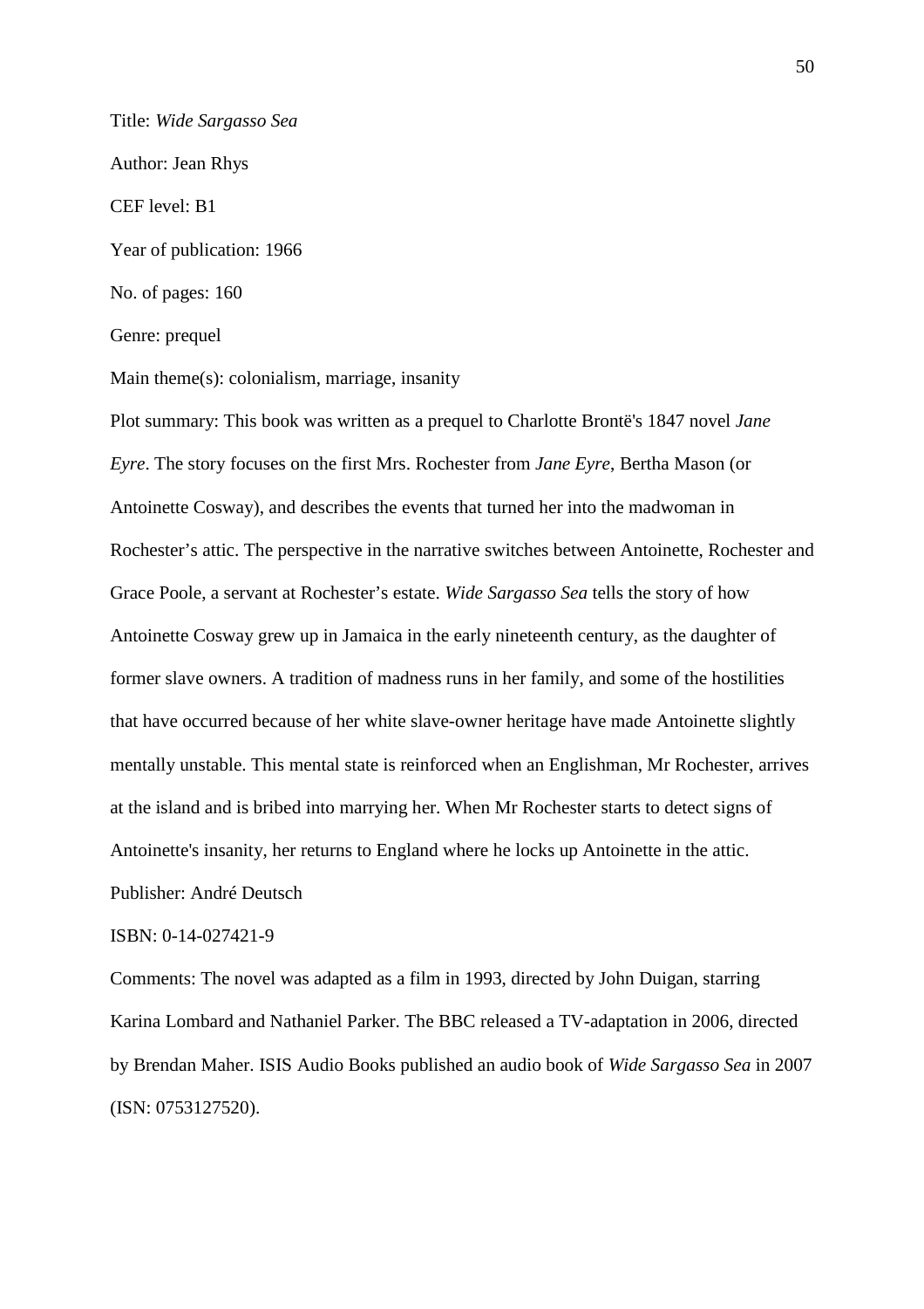Title: *Wide Sargasso Sea*

Author: Jean Rhys

CEF level: B1

Year of publication: 1966

No. of pages: 160

Genre: prequel

Main theme(s): colonialism, marriage, insanity

Plot summary: This book was written as a prequel to Charlotte Brontë's 1847 novel *Jane Eyre*. The story focuses on the first Mrs. Rochester from *Jane Eyre*, Bertha Mason (or Antoinette Cosway), and describes the events that turned her into the madwoman in Rochester's attic. The perspective in the narrative switches between Antoinette, Rochester and Grace Poole, a servant at Rochester's estate. *Wide Sargasso Sea* tells the story of how Antoinette Cosway grew up in Jamaica in the early nineteenth century, as the daughter of former slave owners. A tradition of madness runs in her family, and some of the hostilities that have occurred because of her white slave-owner heritage have made Antoinette slightly mentally unstable. This mental state is reinforced when an Englishman, Mr Rochester, arrives at the island and is bribed into marrying her. When Mr Rochester starts to detect signs of Antoinette's insanity, her returns to England where he locks up Antoinette in the attic.

Publisher: André Deutsch

ISBN: 0-14-027421-9

Comments: The novel was adapted as a film in 1993, directed by John Duigan, starring Karina Lombard and Nathaniel Parker. The BBC released a TV-adaptation in 2006, directed by Brendan Maher. ISIS Audio Books published an audio book of *Wide Sargasso Sea* in 2007 (ISN: 0753127520).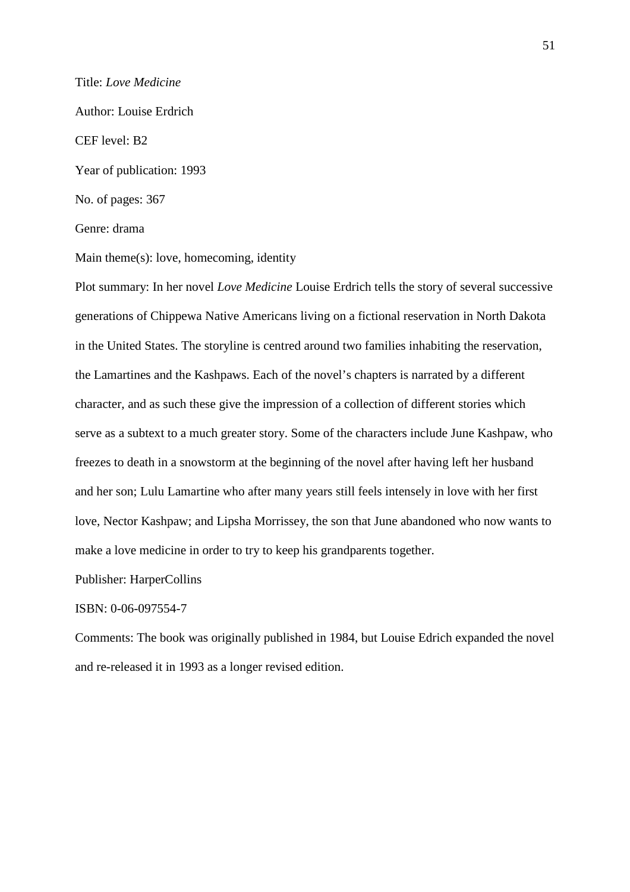Title: *Love Medicine*

Author: Louise Erdrich

CEF level: B2

Year of publication: 1993

No. of pages: 367

Genre: drama

Main theme(s): love, homecoming, identity

Plot summary: In her novel *Love Medicine* Louise Erdrich tells the story of several successive generations of Chippewa Native Americans living on a fictional reservation in North Dakota in the United States. The storyline is centred around two families inhabiting the reservation, the Lamartines and the Kashpaws. Each of the novel's chapters is narrated by a different character, and as such these give the impression of a collection of different stories which serve as a subtext to a much greater story. Some of the characters include June Kashpaw, who freezes to death in a snowstorm at the beginning of the novel after having left her husband and her son; Lulu Lamartine who after many years still feels intensely in love with her first love, Nector Kashpaw; and Lipsha Morrissey, the son that June abandoned who now wants to make a love medicine in order to try to keep his grandparents together.

Publisher: HarperCollins

ISBN: 0-06-097554-7

Comments: The book was originally published in 1984, but Louise Edrich expanded the novel and re-released it in 1993 as a longer revised edition.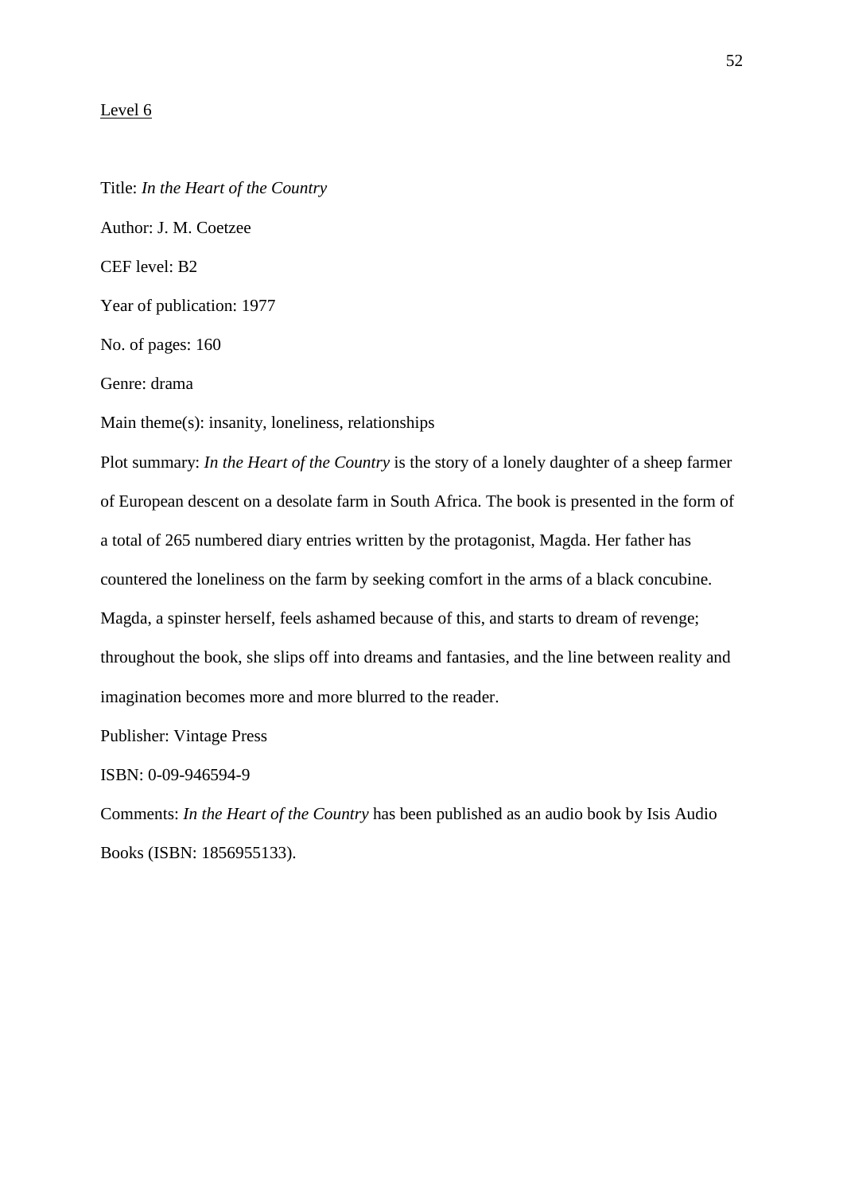<u>Level 6</u>

Title: *In the Heart of the Country*

Author: J. M. Coetzee

CEF level: B2

Year of publication: 1977

No. of pages: 160

Genre: drama

Main theme(s): insanity, loneliness, relationships

Plot summary: *In the Heart of the Country* is the story of a lonely daughter of a sheep farmer of European descent on a desolate farm in South Africa. The book is presented in the form of a total of 265 numbered diary entries written by the protagonist, Magda. Her father has countered the loneliness on the farm by seeking comfort in the arms of a black concubine. Magda, a spinster herself, feels ashamed because of this, and starts to dream of revenge; throughout the book, she slips off into dreams and fantasies, and the line between reality and imagination becomes more and more blurred to the reader.

Publisher: Vintage Press

ISBN: 0-09-946594-9

Comments: *In the Heart of the Country* has been published as an audio book by Isis Audio Books (ISBN: 1856955133).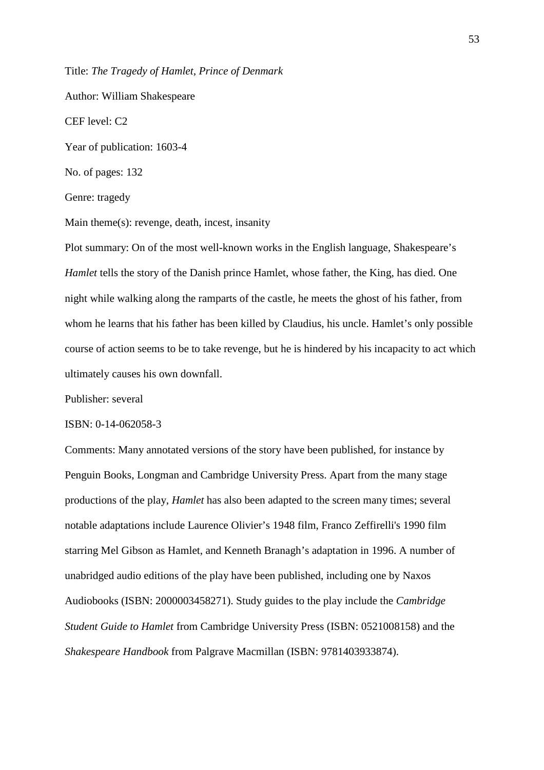Title: *The Tragedy of Hamlet, Prince of Denmark*

Author: William Shakespeare

CEF level: C2

Year of publication: 1603-4

No. of pages: 132

Genre: tragedy

Main theme(s): revenge, death, incest, insanity

Plot summary: On of the most well-known works in the English language, Shakespeare's *Hamlet* tells the story of the Danish prince Hamlet, whose father, the King, has died. One night while walking along the ramparts of the castle, he meets the ghost of his father, from whom he learns that his father has been killed by Claudius, his uncle. Hamlet's only possible course of action seems to be to take revenge, but he is hindered by his incapacity to act which ultimately causes his own downfall.

Publisher: several

ISBN: 0-14-062058-3

Comments: Many annotated versions of the story have been published, for instance by Penguin Books, Longman and Cambridge University Press. Apart from the many stage productions of the play, *Hamlet* has also been adapted to the screen many times; several notable adaptations include Laurence Olivier's 1948 film, Franco Zeffirelli's 1990 film starring Mel Gibson as Hamlet, and Kenneth Branagh's adaptation in 1996. A number of unabridged audio editions of the play have been published, including one by Naxos Audiobooks (ISBN: 2000003458271). Study guides to the play include the *Cambridge Student Guide to Hamlet* from Cambridge University Press (ISBN: 0521008158) and the *Shakespeare Handbook* from Palgrave Macmillan (ISBN: 9781403933874).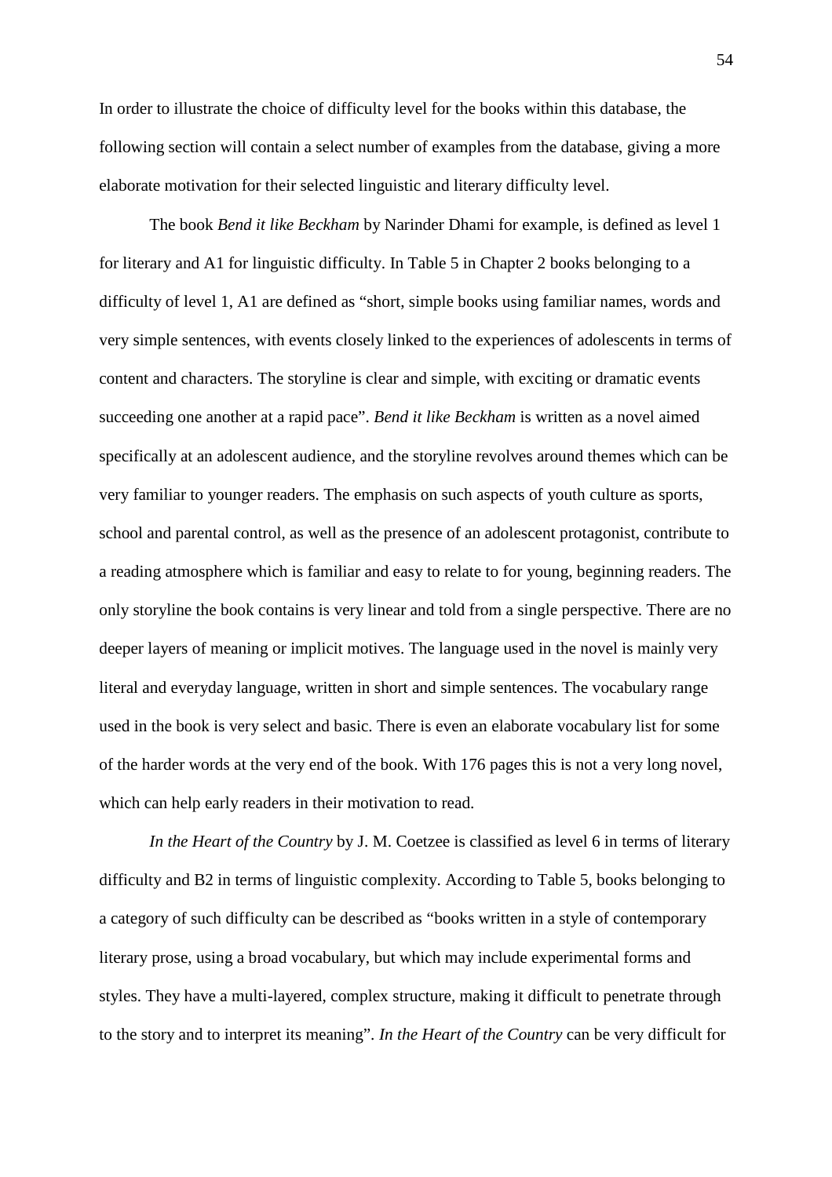In order to illustrate the choice of difficulty level for the books within this database, the following section will contain a select number of examples from the database, giving a more elaborate motivation for their selected linguistic and literary difficulty level.

The book *Bend it like Beckham* by Narinder Dhami for example, is defined as level 1 for literary and A1 for linguistic difficulty. In Table 5 in Chapter 2 books belonging to a difficulty of level 1, A1 are defined as "short, simple books using familiar names, words and very simple sentences, with events closely linked to the experiences of adolescents in terms of content and characters. The storyline is clear and simple, with exciting or dramatic events succeeding one another at a rapid pace". *Bend it like Beckham* is written as a novel aimed specifically at an adolescent audience, and the storyline revolves around themes which can be very familiar to younger readers. The emphasis on such aspects of youth culture as sports, school and parental control, as well as the presence of an adolescent protagonist, contribute to a reading atmosphere which is familiar and easy to relate to for young, beginning readers. The only storyline the book contains is very linear and told from a single perspective. There are no deeper layers of meaning or implicit motives. The language used in the novel is mainly very literal and everyday language, written in short and simple sentences. The vocabulary range used in the book is very select and basic. There is even an elaborate vocabulary list for some of the harder words at the very end of the book. With 176 pages this is not a very long novel, which can help early readers in their motivation to read.

*In the Heart of the Country* by J. M. Coetzee is classified as level 6 in terms of literary difficulty and B2 in terms of linguistic complexity. According to Table 5, books belonging to a category of such difficulty can be described as "books written in a style of contemporary literary prose, using a broad vocabulary, but which may include experimental forms and styles. They have a multi-layered, complex structure, making it difficult to penetrate through to the story and to interpret its meaning". *In the Heart of the Country* can be very difficult for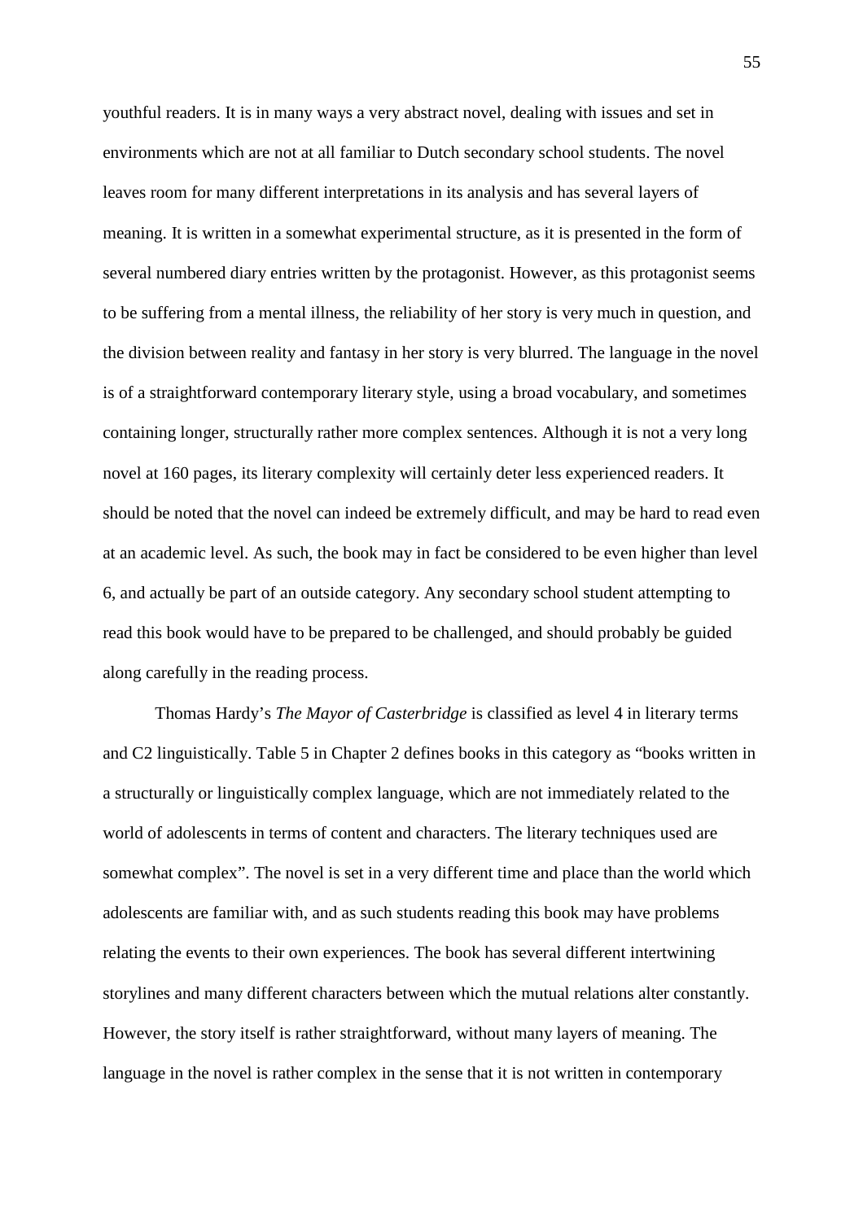youthful readers. It is in many ways a very abstract novel, dealing with issues and set in environments which are not at all familiar to Dutch secondary school students. The novel leaves room for many different interpretations in its analysis and has several layers of meaning. It is written in a somewhat experimental structure, as it is presented in the form of several numbered diary entries written by the protagonist. However, as this protagonist seems to be suffering from a mental illness, the reliability of her story is very much in question, and the division between reality and fantasy in her story is very blurred. The language in the novel is of a straightforward contemporary literary style, using a broad vocabulary, and sometimes containing longer, structurally rather more complex sentences. Although it is not a very long novel at 160 pages, its literary complexity will certainly deter less experienced readers. It should be noted that the novel can indeed be extremely difficult, and may be hard to read even at an academic level. As such, the book may in fact be considered to be even higher than level 6, and actually be part of an outside category. Any secondary school student attempting to read this book would have to be prepared to be challenged, and should probably be guided along carefully in the reading process.

Thomas Hardy's *The Mayor of Casterbridge* is classified as level 4 in literary terms and C2 linguistically. Table 5 in Chapter 2 defines books in this category as "books written in a structurally or linguistically complex language, which are not immediately related to the world of adolescents in terms of content and characters. The literary techniques used are somewhat complex". The novel is set in a very different time and place than the world which adolescents are familiar with, and as such students reading this book may have problems relating the events to their own experiences. The book has several different intertwining storylines and many different characters between which the mutual relations alter constantly. However, the story itself is rather straightforward, without many layers of meaning. The language in the novel is rather complex in the sense that it is not written in contemporary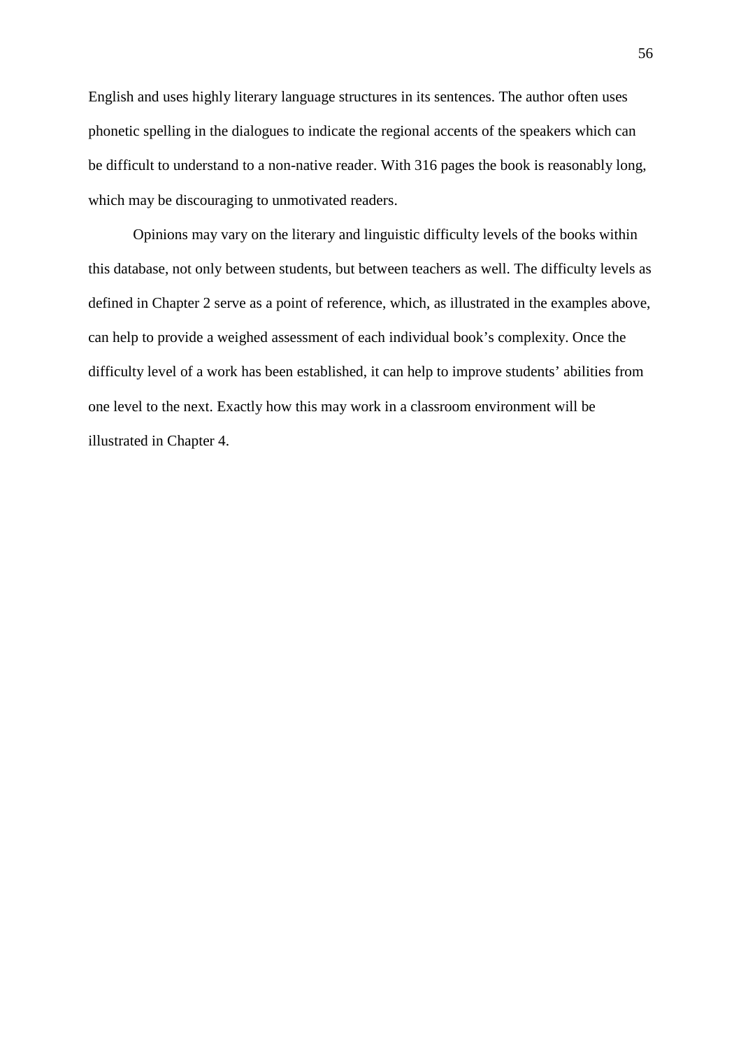English and uses highly literary language structures in its sentences. The author often uses phonetic spelling in the dialogues to indicate the regional accents of the speakers which can be difficult to understand to a non-native reader. With 316 pages the book is reasonably long, which may be discouraging to unmotivated readers.

Opinions may vary on the literary and linguistic difficulty levels of the books within this database, not only between students, but between teachers as well. The difficulty levels as defined in Chapter 2 serve as a point of reference, which, as illustrated in the examples above, can help to provide a weighed assessment of each individual book's complexity. Once the difficulty level of a work has been established, it can help to improve students' abilities from one level to the next. Exactly how this may work in a classroom environment will be illustrated in Chapter 4.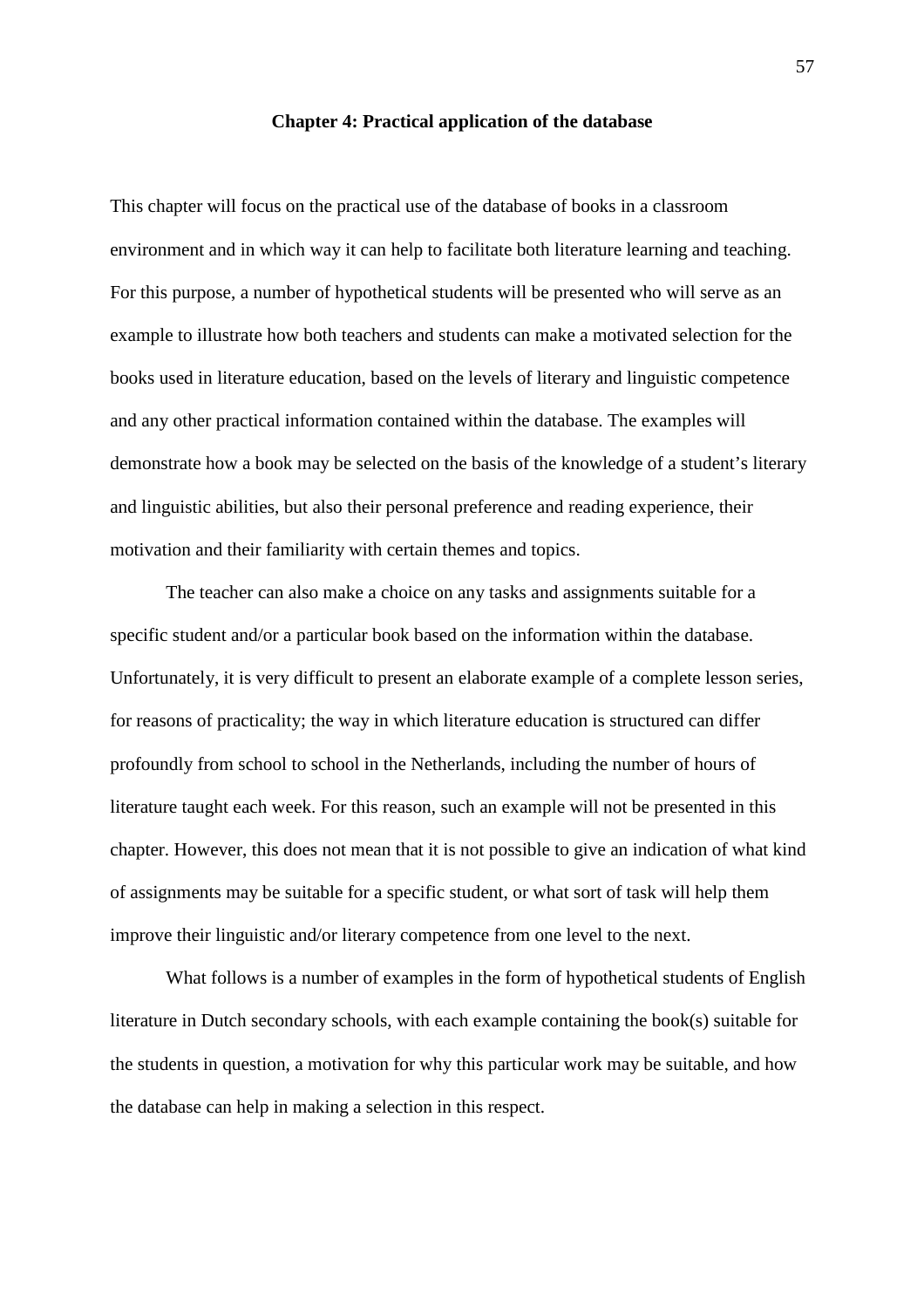## Chapter 4: Practical application of the database

This chapter will focus on the practical use of the database of books in a classroom environment and in which way it can help to facilitate both literature learning and teaching. For this purpose, a number of hypothetical students will be presented who will serve as an example to illustrate how both teachers and students can make a motivated selection for the books used in literature education, based on the levels of literary and linguistic competence and any other practical information contained within the database. The examples will demonstrate how a book may be selected on the basis of the knowledge of a student's literary and linguistic abilities, but also their personal preference and reading experience, their motivation and their familiarity with certain themes and topics.

The teacher can also make a choice on any tasks and assignments suitable for a specific student and/or a particular book based on the information within the database. Unfortunately, it is very difficult to present an elaborate example of a complete lesson series, for reasons of practicality; the way in which literature education is structured can differ profoundly from school to school in the Netherlands, including the number of hours of literature taught each week. For this reason, such an example will not be presented in this chapter. However, this does not mean that it is not possible to give an indication of what kind of assignments may be suitable for a specific student, or what sort of task will help them improve their linguistic and/or literary competence from one level to the next.

What follows is a number of examples in the form of hypothetical students of English literature in Dutch secondary schools, with each example containing the book(s) suitable for the students in question, a motivation for why this particular work may be suitable, and how the database can help in making a selection in this respect.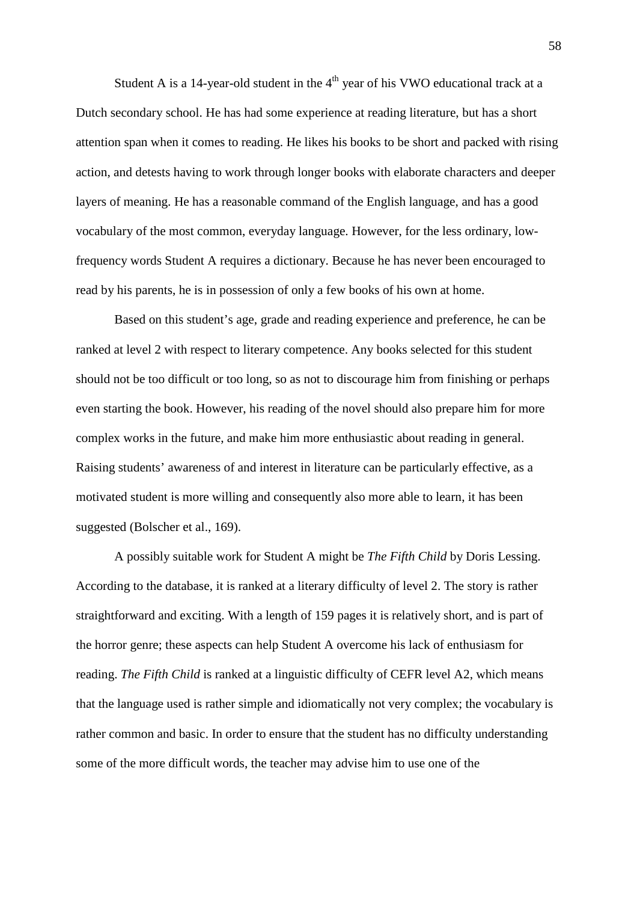Student A is a 14-year-old student in the 4th year of his VWO educational track at a Dutch secondary school. He has had some experience at reading literature, but has a short attention span when it comes to reading. He likes his books to be short and packed with rising action, and detests having to work through longer books with elaborate characters and deeper layers of meaning. He has a reasonable command of the English language, and has a good vocabulary of the most common, everyday language. However, for the less ordinary, low-frequency words Student A requires a dictionary. Because he has never been encouraged to read by his parents, he is in possession of only a few books of his own at home.

Based on this student's age, grade and reading experience and preference, he can be ranked at level 2 with respect to literary competence. Any books selected for this student should not be too difficult or too long, so as not to discourage him from finishing or perhaps even starting the book. However, his reading of the novel should also prepare him for more complex works in the future, and make him more enthusiastic about reading in general. Raising students' awareness of and interest in literature can be particularly effective, as a motivated student is more willing and consequently also more able to learn, it has been suggested (Bolscher et al., 169).

A possibly suitable work for Student A might be *The Fifth Child* by Doris Lessing. According to the database, it is ranked at a literary difficulty of level 2. The story is rather straightforward and exciting. With a length of 159 pages it is relatively short, and is part of the horror genre; these aspects can help Student A overcome his lack of enthusiasm for reading. *The Fifth Child* is ranked at a linguistic difficulty of CEFR level A2, which means that the language used is rather simple and idiomatically not very complex; the vocabulary is rather common and basic. In order to ensure that the student has no difficulty understanding some of the more difficult words, the teacher may advise him to use one of the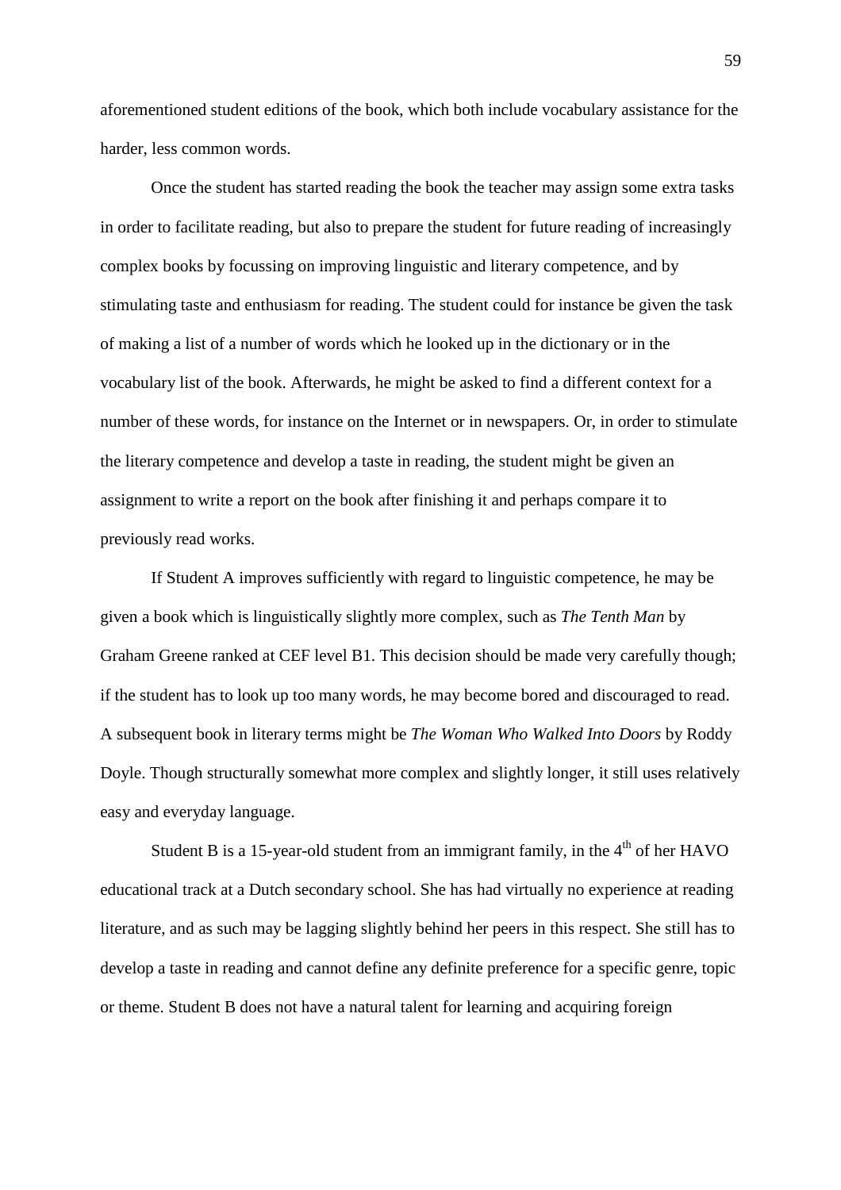aforementioned student editions of the book, which both include vocabulary assistance for the harder, less common words.

Once the student has started reading the book the teacher may assign some extra tasks in order to facilitate reading, but also to prepare the student for future reading of increasingly complex books by focussing on improving linguistic and literary competence, and by stimulating taste and enthusiasm for reading. The student could for instance be given the task of making a list of a number of words which he looked up in the dictionary or in the vocabulary list of the book. Afterwards, he might be asked to find a different context for a number of these words, for instance on the Internet or in newspapers. Or, in order to stimulate the literary competence and develop a taste in reading, the student might be given an assignment to write a report on the book after finishing it and perhaps compare it to previously read works.

If Student A improves sufficiently with regard to linguistic competence, he may be given a book which is linguistically slightly more complex, such as *The Tenth Man* by Graham Greene ranked at CEF level B1. This decision should be made very carefully though; if the student has to look up too many words, he may become bored and discouraged to read. A subsequent book in literary terms might be *The Woman Who Walked Into Doors* by Roddy Doyle. Though structurally somewhat more complex and slightly longer, it still uses relatively easy and everyday language.

Student B is a 15-year-old student from an immigrant family, in the 4th of her HAVO educational track at a Dutch secondary school. She has had virtually no experience at reading literature, and as such may be lagging slightly behind her peers in this respect. She still has to develop a taste in reading and cannot define any definite preference for a specific genre, topic or theme. Student B does not have a natural talent for learning and acquiring foreign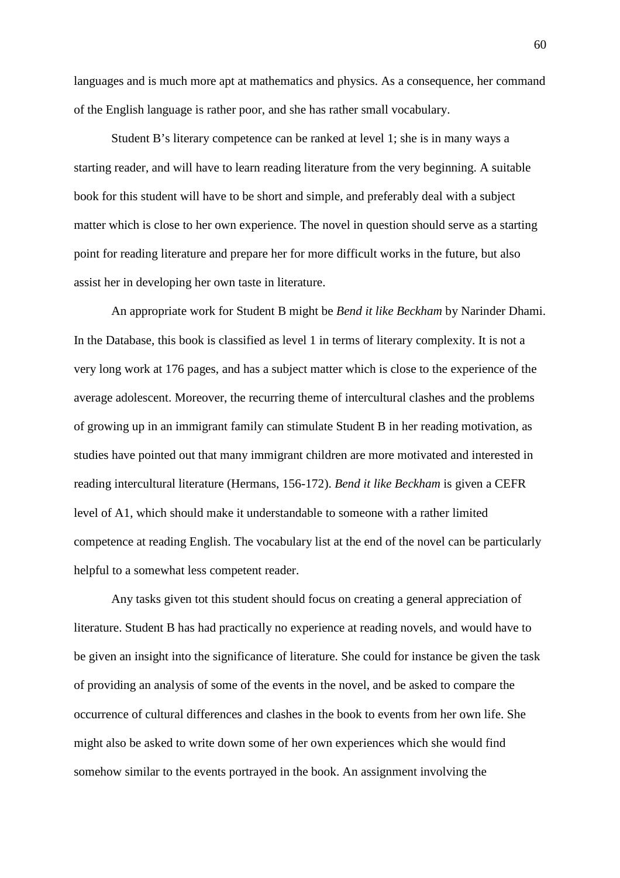languages and is much more apt at mathematics and physics. As a consequence, her command of the English language is rather poor, and she has rather small vocabulary.

Student B's literary competence can be ranked at level 1; she is in many ways a starting reader, and will have to learn reading literature from the very beginning. A suitable book for this student will have to be short and simple, and preferably deal with a subject matter which is close to her own experience. The novel in question should serve as a starting point for reading literature and prepare her for more difficult works in the future, but also assist her in developing her own taste in literature.

An appropriate work for Student B might be *Bend it like Beckham* by Narinder Dhami. In the Database, this book is classified as level 1 in terms of literary complexity. It is not a very long work at 176 pages, and has a subject matter which is close to the experience of the average adolescent. Moreover, the recurring theme of intercultural clashes and the problems of growing up in an immigrant family can stimulate Student B in her reading motivation, as studies have pointed out that many immigrant children are more motivated and interested in reading intercultural literature (Hermans, 156-172). *Bend it like Beckham* is given a CEFR level of A1, which should make it understandable to someone with a rather limited competence at reading English. The vocabulary list at the end of the novel can be particularly helpful to a somewhat less competent reader.

Any tasks given tot this student should focus on creating a general appreciation of literature. Student B has had practically no experience at reading novels, and would have to be given an insight into the significance of literature. She could for instance be given the task of providing an analysis of some of the events in the novel, and be asked to compare the occurrence of cultural differences and clashes in the book to events from her own life. She might also be asked to write down some of her own experiences which she would find somehow similar to the events portrayed in the book. An assignment involving the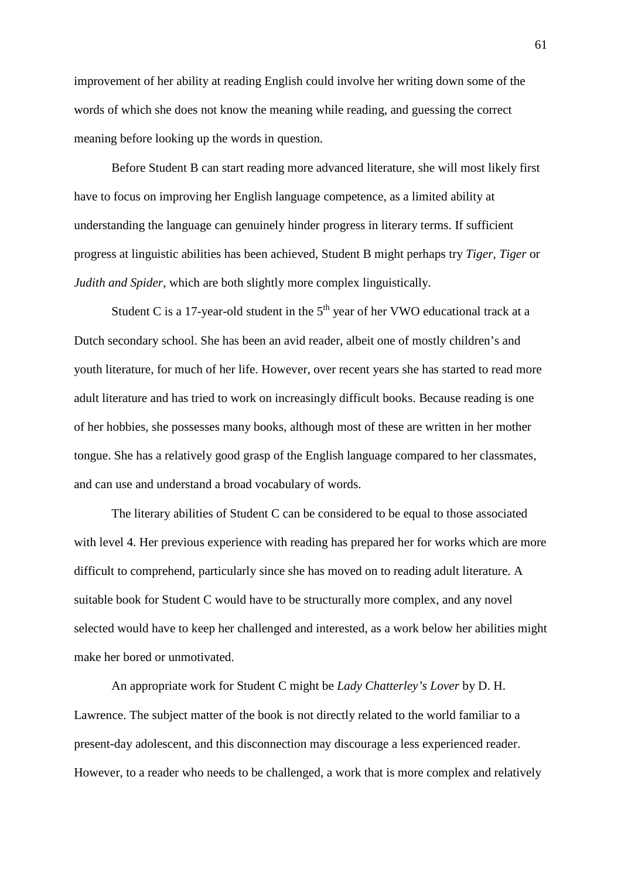improvement of her ability at reading English could involve her writing down some of the words of which she does not know the meaning while reading, and guessing the correct meaning before looking up the words in question.

Before Student B can start reading more advanced literature, she will most likely first have to focus on improving her English language competence, as a limited ability at understanding the language can genuinely hinder progress in literary terms. If sufficient progress at linguistic abilities has been achieved, Student B might perhaps try *Tiger, Tiger* or *Judith and Spider*, which are both slightly more complex linguistically.

Student C is a 17-year-old student in the 5th year of her VWO educational track at a Dutch secondary school. She has been an avid reader, albeit one of mostly children's and youth literature, for much of her life. However, over recent years she has started to read more adult literature and has tried to work on increasingly difficult books. Because reading is one of her hobbies, she possesses many books, although most of these are written in her mother tongue. She has a relatively good grasp of the English language compared to her classmates, and can use and understand a broad vocabulary of words.

The literary abilities of Student C can be considered to be equal to those associated with level 4. Her previous experience with reading has prepared her for works which are more difficult to comprehend, particularly since she has moved on to reading adult literature. A suitable book for Student C would have to be structurally more complex, and any novel selected would have to keep her challenged and interested, as a work below her abilities might make her bored or unmotivated.

An appropriate work for Student C might be *Lady Chatterley's Lover* by D. H. Lawrence. The subject matter of the book is not directly related to the world familiar to a present-day adolescent, and this disconnection may discourage a less experienced reader. However, to a reader who needs to be challenged, a work that is more complex and relatively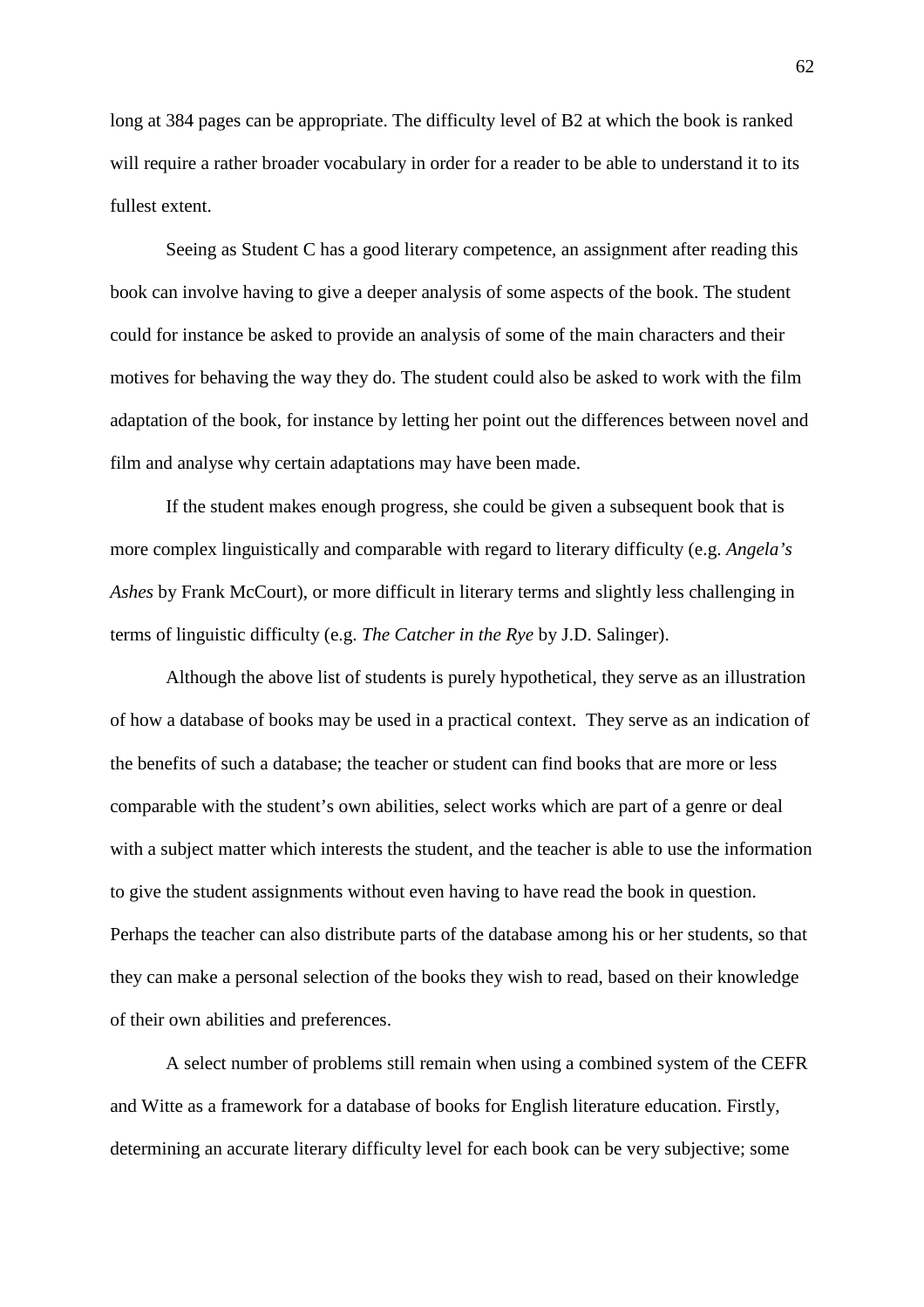long at 384 pages can be appropriate. The difficulty level of B2 at which the book is ranked will require a rather broader vocabulary in order for a reader to be able to understand it to its fullest extent.

Seeing as Student C has a good literary competence, an assignment after reading this book can involve having to give a deeper analysis of some aspects of the book. The student could for instance be asked to provide an analysis of some of the main characters and their motives for behaving the way they do. The student could also be asked to work with the film adaptation of the book, for instance by letting her point out the differences between novel and film and analyse why certain adaptations may have been made.

If the student makes enough progress, she could be given a subsequent book that is more complex linguistically and comparable with regard to literary difficulty (e.g. *Angela's Ashes* by Frank McCourt), or more difficult in literary terms and slightly less challenging in terms of linguistic difficulty (e.g. *The Catcher in the Rye* by J.D. Salinger).

Although the above list of students is purely hypothetical, they serve as an illustration of how a database of books may be used in a practical context. They serve as an indication of the benefits of such a database; the teacher or student can find books that are more or less comparable with the student's own abilities, select works which are part of a genre or deal with a subject matter which interests the student, and the teacher is able to use the information to give the student assignments without even having to have read the book in question. Perhaps the teacher can also distribute parts of the database among his or her students, so that they can make a personal selection of the books they wish to read, based on their knowledge of their own abilities and preferences.

A select number of problems still remain when using a combined system of the CEFR and Witte as a framework for a database of books for English literature education. Firstly, determining an accurate literary difficulty level for each book can be very subjective; some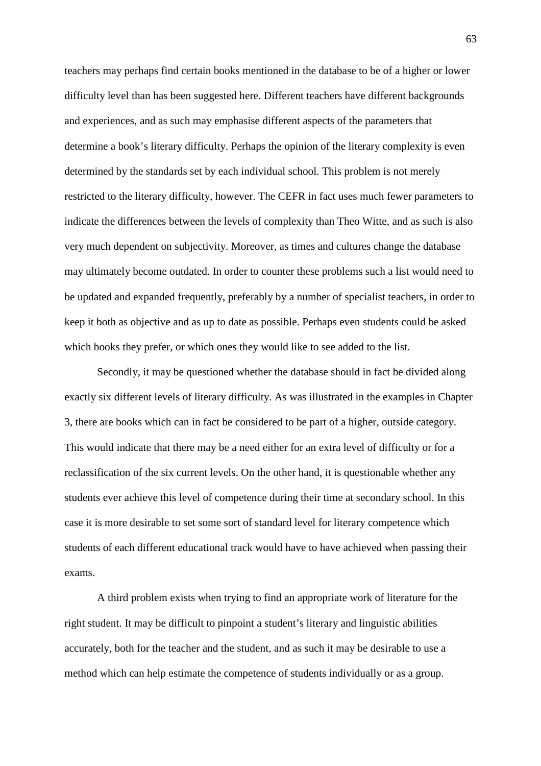teachers may perhaps find certain books mentioned in the database to be of a higher or lower difficulty level than has been suggested here. Different teachers have different backgrounds and experiences, and as such may emphasise different aspects of the parameters that determine a book's literary difficulty. Perhaps the opinion of the literary complexity is even determined by the standards set by each individual school. This problem is not merely restricted to the literary difficulty, however. The CEFR in fact uses much fewer parameters to indicate the differences between the levels of complexity than Theo Witte, and as such is also very much dependent on subjectivity. Moreover, as times and cultures change the database may ultimately become outdated. In order to counter these problems such a list would need to be updated and expanded frequently, preferably by a number of specialist teachers, in order to keep it both as objective and as up to date as possible. Perhaps even students could be asked which books they prefer, or which ones they would like to see added to the list.

Secondly, it may be questioned whether the database should in fact be divided along exactly six different levels of literary difficulty. As was illustrated in the examples in Chapter 3, there are books which can in fact be considered to be part of a higher, outside category. This would indicate that there may be a need either for an extra level of difficulty or for a reclassification of the six current levels. On the other hand, it is questionable whether any students ever achieve this level of competence during their time at secondary school. In this case it is more desirable to set some sort of standard level for literary competence which students of each different educational track would have to have achieved when passing their exams.

A third problem exists when trying to find an appropriate work of literature for the right student. It may be difficult to pinpoint a student's literary and linguistic abilities accurately, both for the teacher and the student, and as such it may be desirable to use a method which can help estimate the competence of students individually or as a group.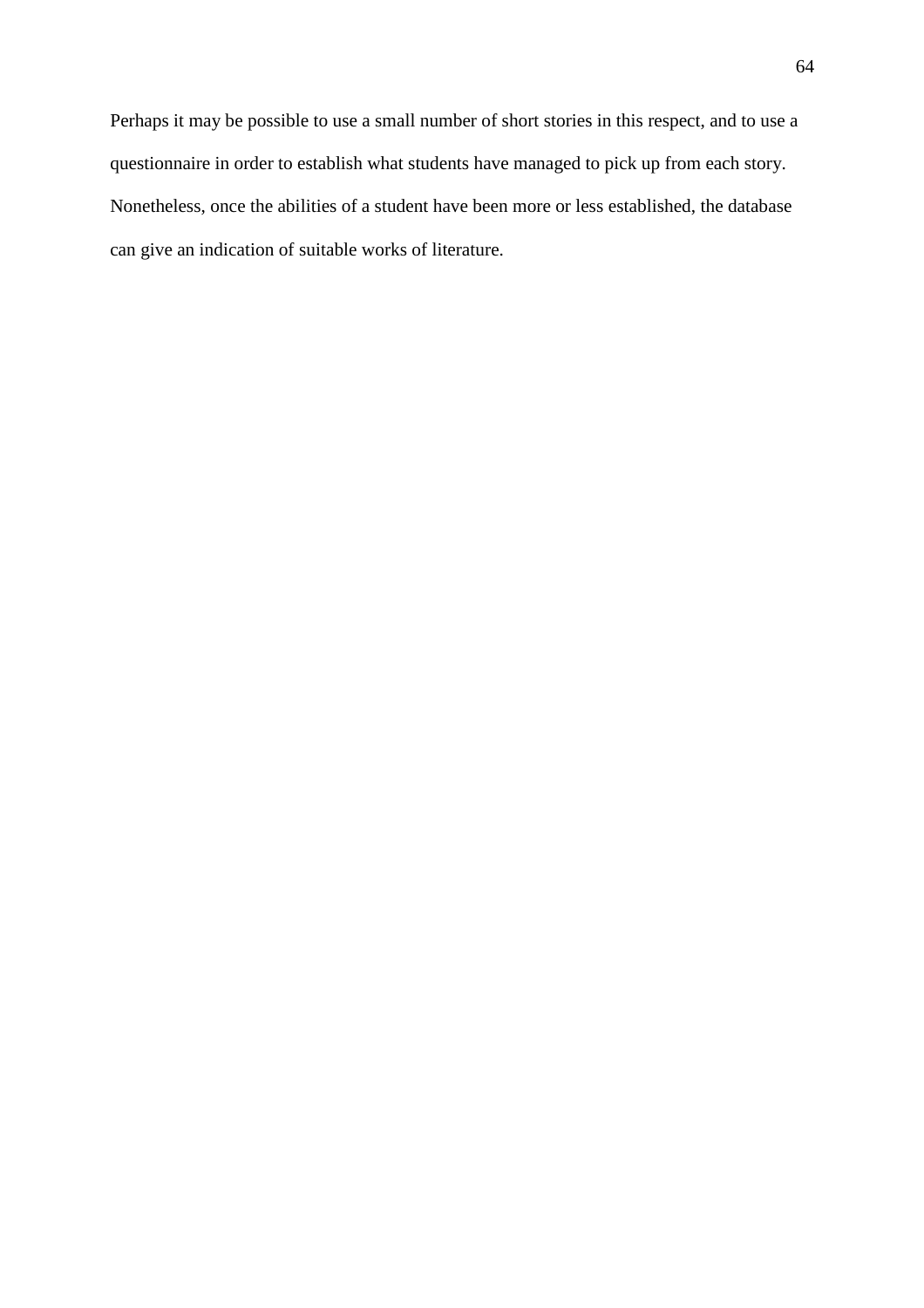Perhaps it may be possible to use a small number of short stories in this respect, and to use a questionnaire in order to establish what students have managed to pick up from each story. Nonetheless, once the abilities of a student have been more or less established, the database can give an indication of suitable works of literature.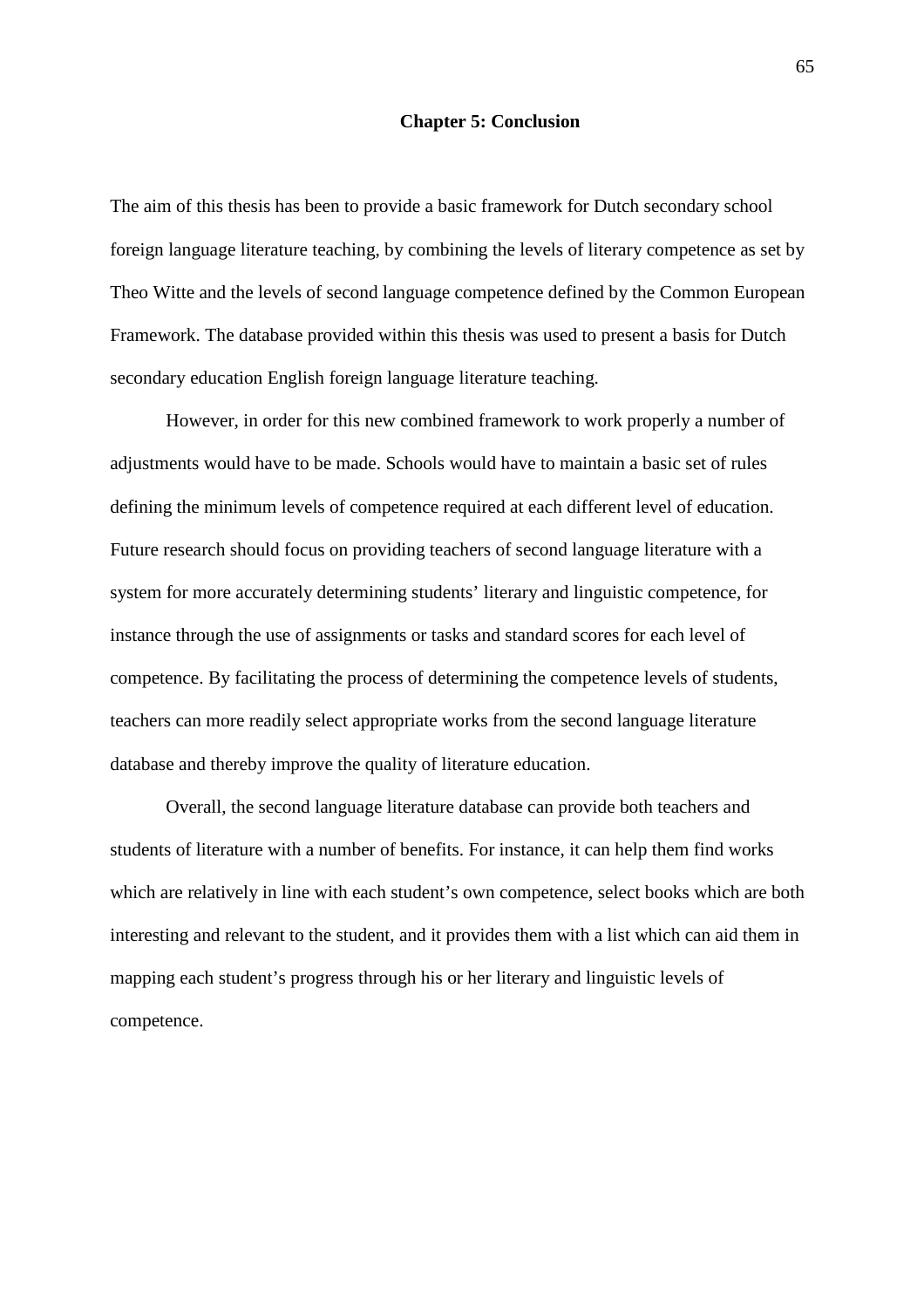# Chapter 5: Conclusion

The aim of this thesis has been to provide a basic framework for Dutch secondary school foreign language literature teaching, by combining the levels of literary competence as set by Theo Witte and the levels of second language competence defined by the Common European Framework. The database provided within this thesis was used to present a basis for Dutch secondary education English foreign language literature teaching.

However, in order for this new combined framework to work properly a number of adjustments would have to be made. Schools would have to maintain a basic set of rules defining the minimum levels of competence required at each different level of education. Future research should focus on providing teachers of second language literature with a system for more accurately determining students' literary and linguistic competence, for instance through the use of assignments or tasks and standard scores for each level of competence. By facilitating the process of determining the competence levels of students, teachers can more readily select appropriate works from the second language literature database and thereby improve the quality of literature education.

Overall, the second language literature database can provide both teachers and students of literature with a number of benefits. For instance, it can help them find works which are relatively in line with each student's own competence, select books which are both interesting and relevant to the student, and it provides them with a list which can aid them in mapping each student's progress through his or her literary and linguistic levels of competence.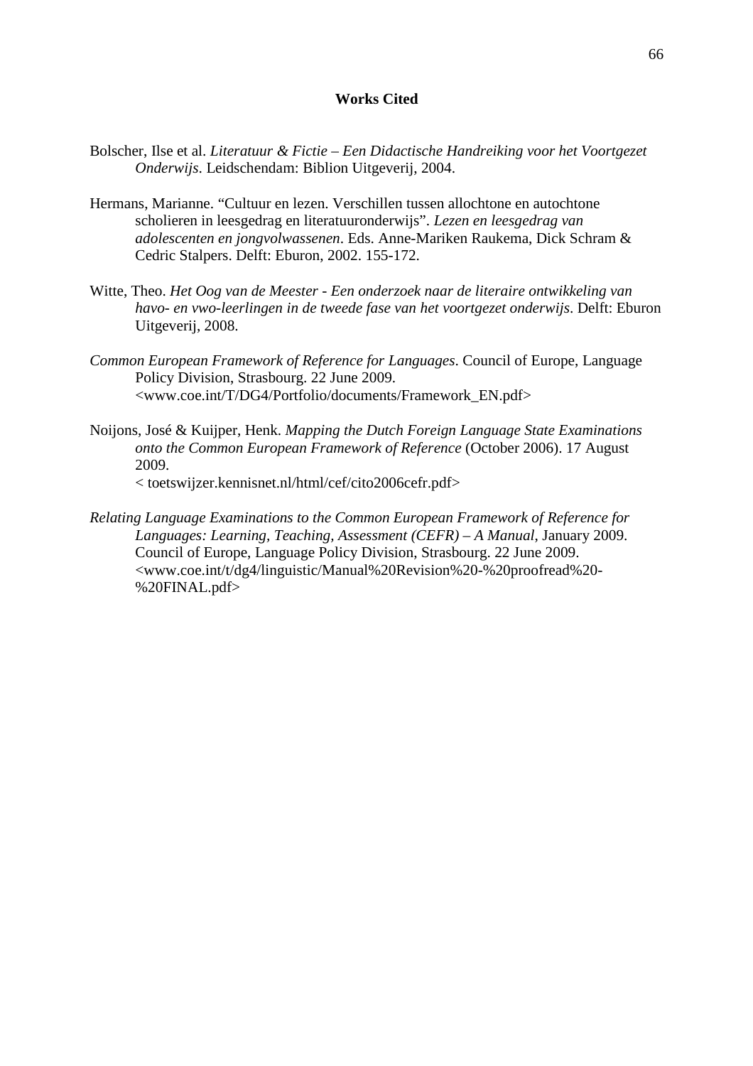## Works Cited

Bolscher, Ilse et al. *Literatuur & Fictie – Een Didactische Handreiking voor het Voortgezet Onderwijs*. Leidschendam: Biblion Uitgeverij, 2004.

Hermans, Marianne. "Cultuur en lezen. Verschillen tussen allochtone en autochtone scholieren in leesgedrag en literatuuronderwijs". *Lezen en leesgedrag van adolescenten en jongvolwassenen*. Eds. Anne-Mariken Raukema, Dick Schram & Cedric Stalpers. Delft: Eburon, 2002. 155-172.

Witte, Theo. *Het Oog van de Meester - Een onderzoek naar de literaire ontwikkeling van havo- en vwo-leerlingen in de tweede fase van het voortgezet onderwijs*. Delft: Eburon Uitgeverij, 2008.

*Common European Framework of Reference for Languages*. Council of Europe, Language Policy Division, Strasbourg. 22 June 2009. <www.coe.int/T/DG4/Portfolio/documents/Framework_EN.pdf>

Noijons, José & Kuijper, Henk. *Mapping the Dutch Foreign Language State Examinations onto the Common European Framework of Reference* (October 2006). 17 August 2009.
< toetswijzer.kennisnet.nl/html/cef/cito2006cefr.pdf>

*Relating Language Examinations to the Common European Framework of Reference for Languages: Learning, Teaching, Assessment (CEFR) – A Manual*, January 2009. Council of Europe, Language Policy Division, Strasbourg. 22 June 2009. <www.coe.int/t/dg4/linguistic/Manual%20Revision%20-%20proofread%20-%20FINAL.pdf>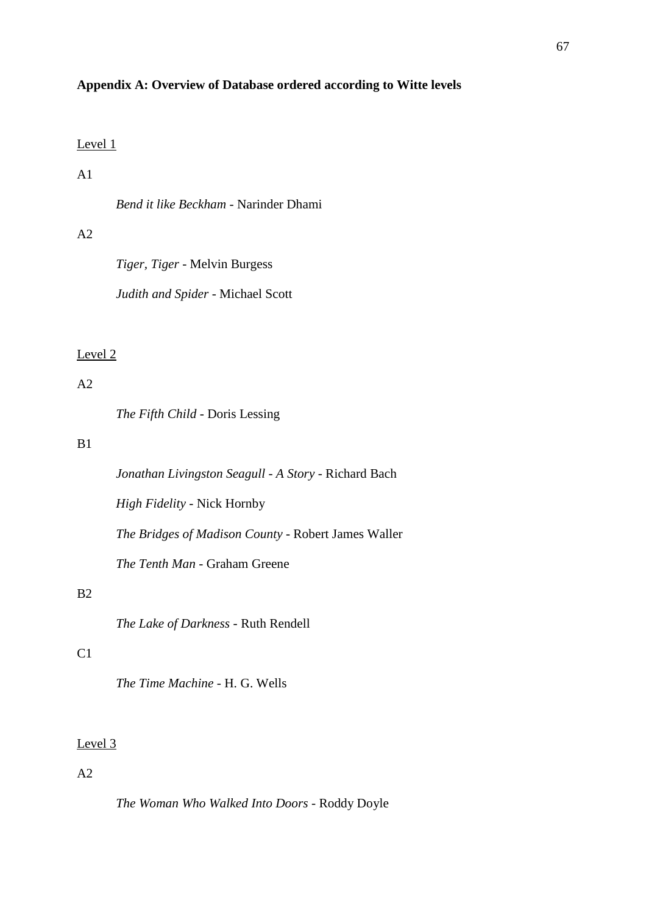## Appendix A: Overview of Database ordered according to Witte levels

<u>Level 1</u>

A1

*Bend it like Beckham* - Narinder Dhami

A2

*Tiger, Tiger* - Melvin Burgess

*Judith and Spider* - Michael Scott

<u>Level 2</u>

A2

*The Fifth Child* - Doris Lessing

B1

*Jonathan Livingston Seagull - A Story* - Richard Bach

*High Fidelity* - Nick Hornby

*The Bridges of Madison County* - Robert James Waller

*The Tenth Man* - Graham Greene

B2

*The Lake of Darkness* - Ruth Rendell

C1

*The Time Machine* - H. G. Wells

<u>Level 3</u>

A2

*The Woman Who Walked Into Doors* - Roddy Doyle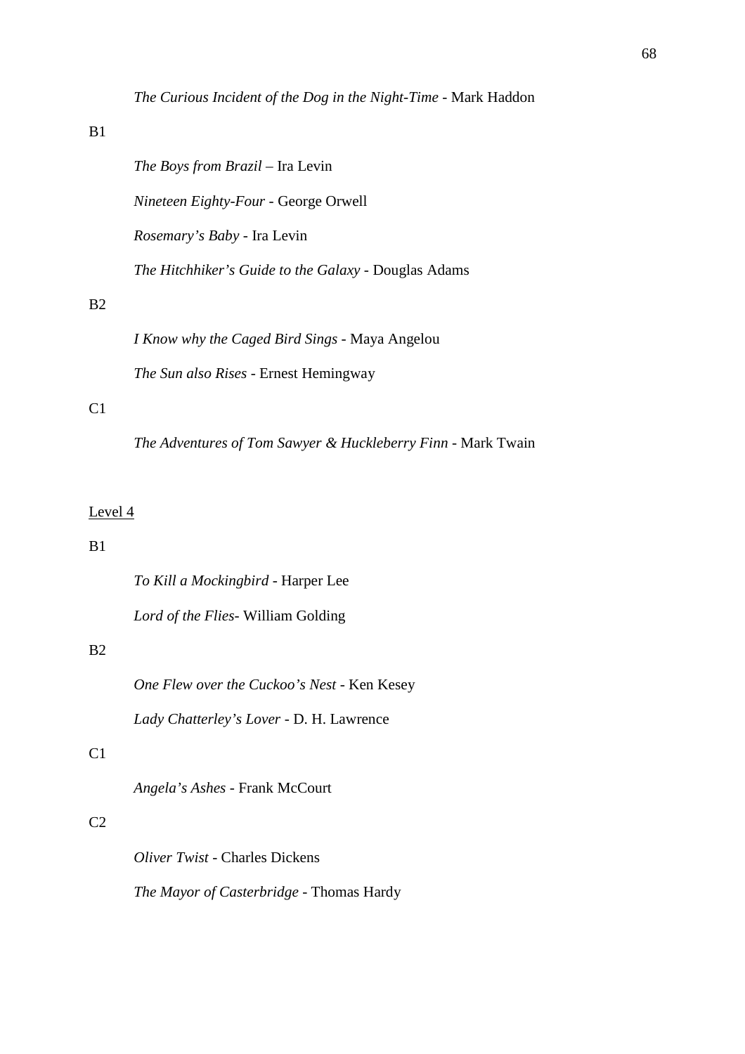*The Curious Incident of the Dog in the Night-Time* - Mark Haddon

B1

*The Boys from Brazil* – Ira Levin

*Nineteen Eighty-Four* - George Orwell

*Rosemary's Baby* - Ira Levin

*The Hitchhiker's Guide to the Galaxy* - Douglas Adams

B2

*I Know why the Caged Bird Sings* - Maya Angelou

*The Sun also Rises* - Ernest Hemingway

C1

*The Adventures of Tom Sawyer & Huckleberry Finn* - Mark Twain

<u>Level 4</u>

B1

*To Kill a Mockingbird* - Harper Lee

*Lord of the Flies*- William Golding

B2

*One Flew over the Cuckoo's Nest* - Ken Kesey

*Lady Chatterley's Lover* - D. H. Lawrence

C1

*Angela's Ashes* - Frank McCourt

C2

*Oliver Twist* - Charles Dickens

*The Mayor of Casterbridge* - Thomas Hardy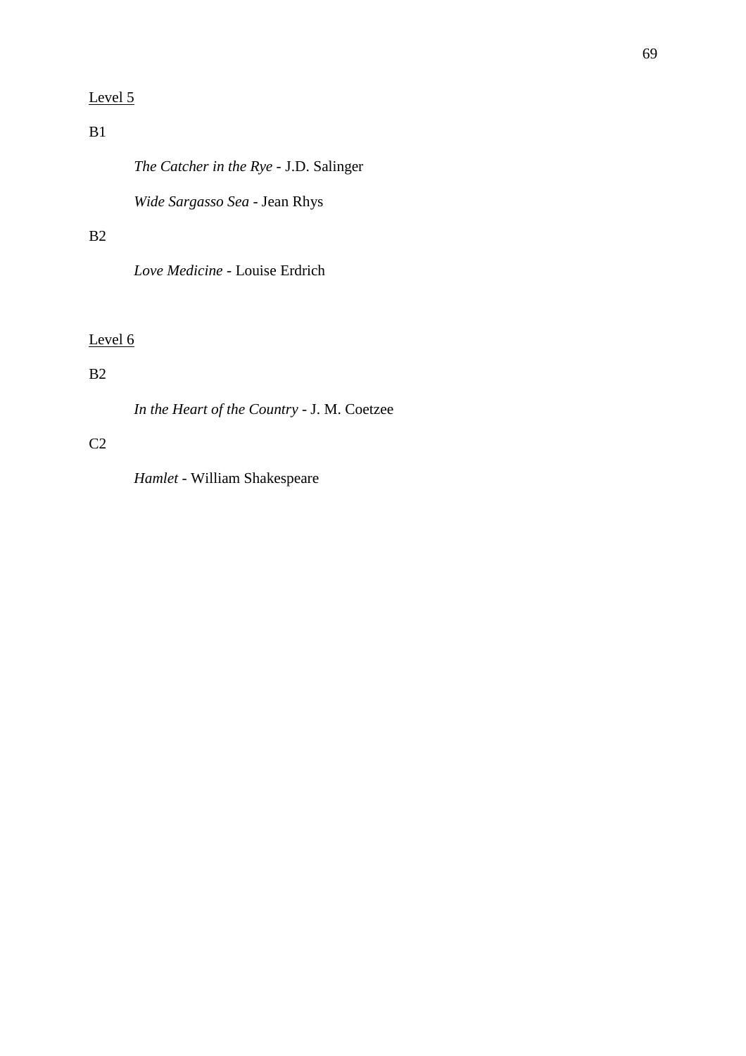Level 5

B1

*The Catcher in the Rye* - J.D. Salinger

*Wide Sargasso Sea* - Jean Rhys

B2

*Love Medicine* - Louise Erdrich

Level 6

B2

*In the Heart of the Country* - J. M. Coetzee

C2

*Hamlet* - William Shakespeare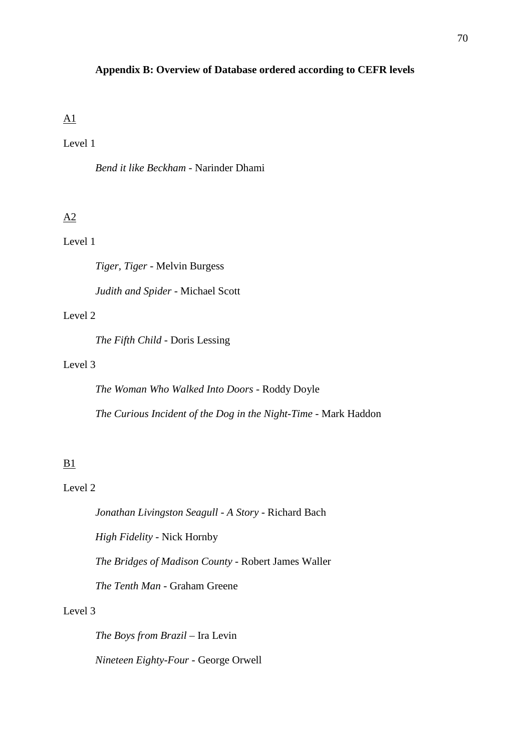## Appendix B: Overview of Database ordered according to CEFR levels

<u>A1</u>

Level 1

*Bend it like Beckham* - Narinder Dhami

<u>A2</u>

Level 1

*Tiger, Tiger* - Melvin Burgess

*Judith and Spider* - Michael Scott

Level 2

*The Fifth Child* - Doris Lessing

Level 3

*The Woman Who Walked Into Doors* - Roddy Doyle

*The Curious Incident of the Dog in the Night-Time* - Mark Haddon

<u>B1</u>

Level 2

*Jonathan Livingston Seagull - A Story* - Richard Bach

*High Fidelity* - Nick Hornby

*The Bridges of Madison County* - Robert James Waller

*The Tenth Man* - Graham Greene

Level 3

*The Boys from Brazil* – Ira Levin

*Nineteen Eighty-Four* - George Orwell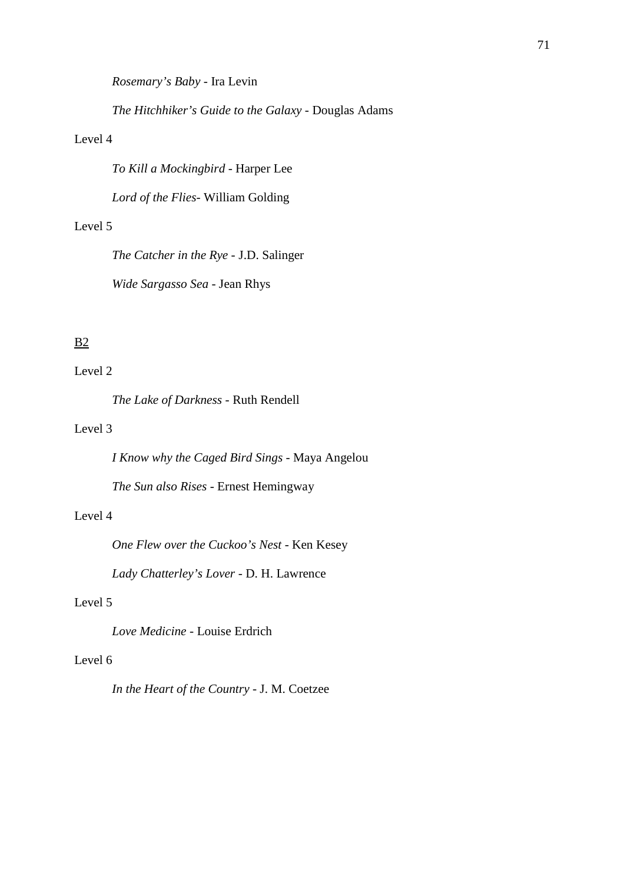*Rosemary's Baby* - Ira Levin

*The Hitchhiker's Guide to the Galaxy* - Douglas Adams

Level 4

*To Kill a Mockingbird* - Harper Lee

*Lord of the Flies*- William Golding

Level 5

*The Catcher in the Rye* - J.D. Salinger

*Wide Sargasso Sea* - Jean Rhys

<u>B2</u>

Level 2

*The Lake of Darkness* - Ruth Rendell

Level 3

*I Know why the Caged Bird Sings* - Maya Angelou

*The Sun also Rises* - Ernest Hemingway

Level 4

*One Flew over the Cuckoo's Nest* - Ken Kesey

*Lady Chatterley's Lover* - D. H. Lawrence

Level 5

*Love Medicine* - Louise Erdrich

Level 6

*In the Heart of the Country* - J. M. Coetzee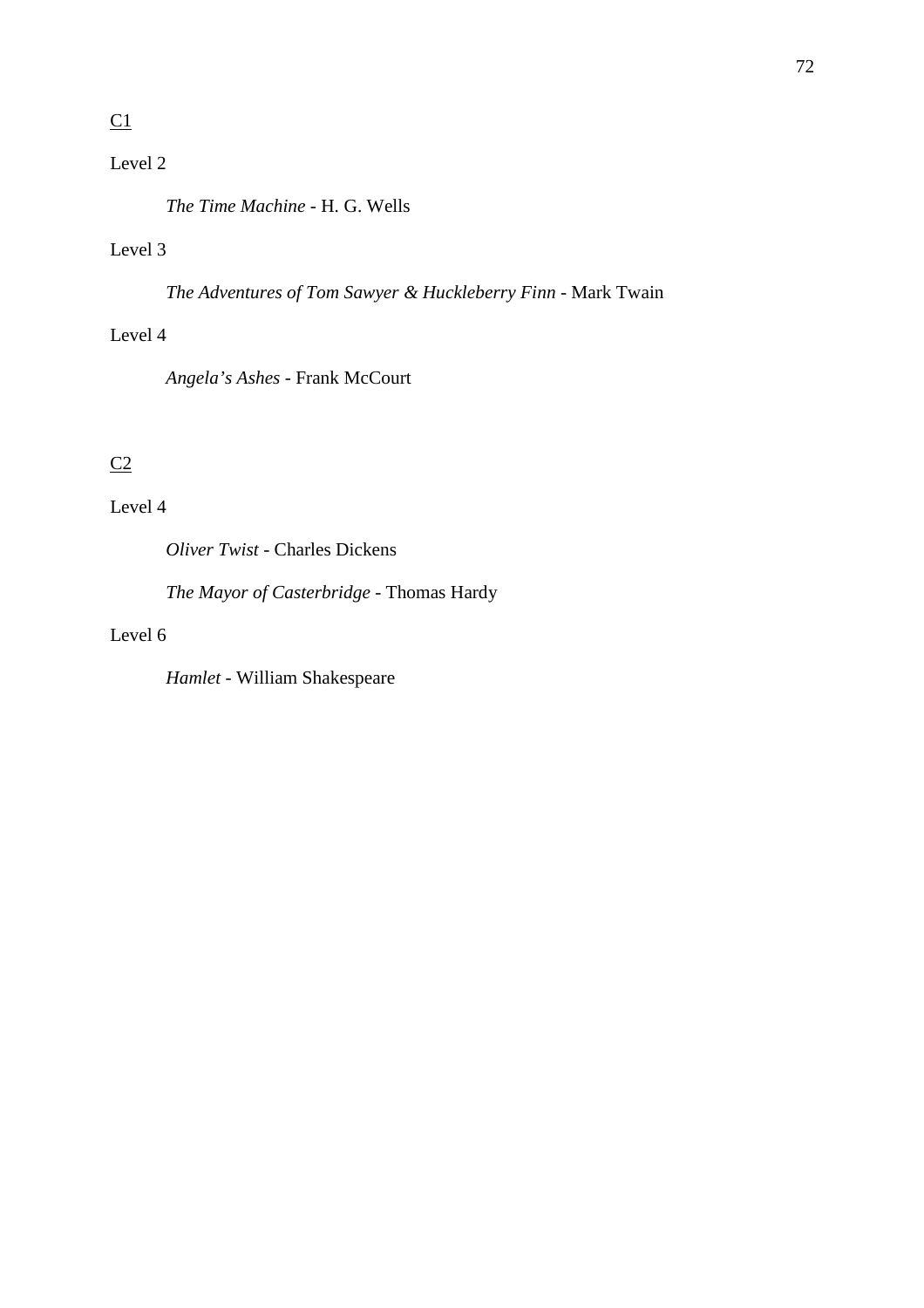<u>C1</u>

Level 2

*The Time Machine* - H. G. Wells

Level 3

*The Adventures of Tom Sawyer & Huckleberry Finn* - Mark Twain

Level 4

*Angela's Ashes* - Frank McCourt

<u>C2</u>

Level 4

*Oliver Twist* - Charles Dickens

*The Mayor of Casterbridge* - Thomas Hardy

Level 6

*Hamlet* - William Shakespeare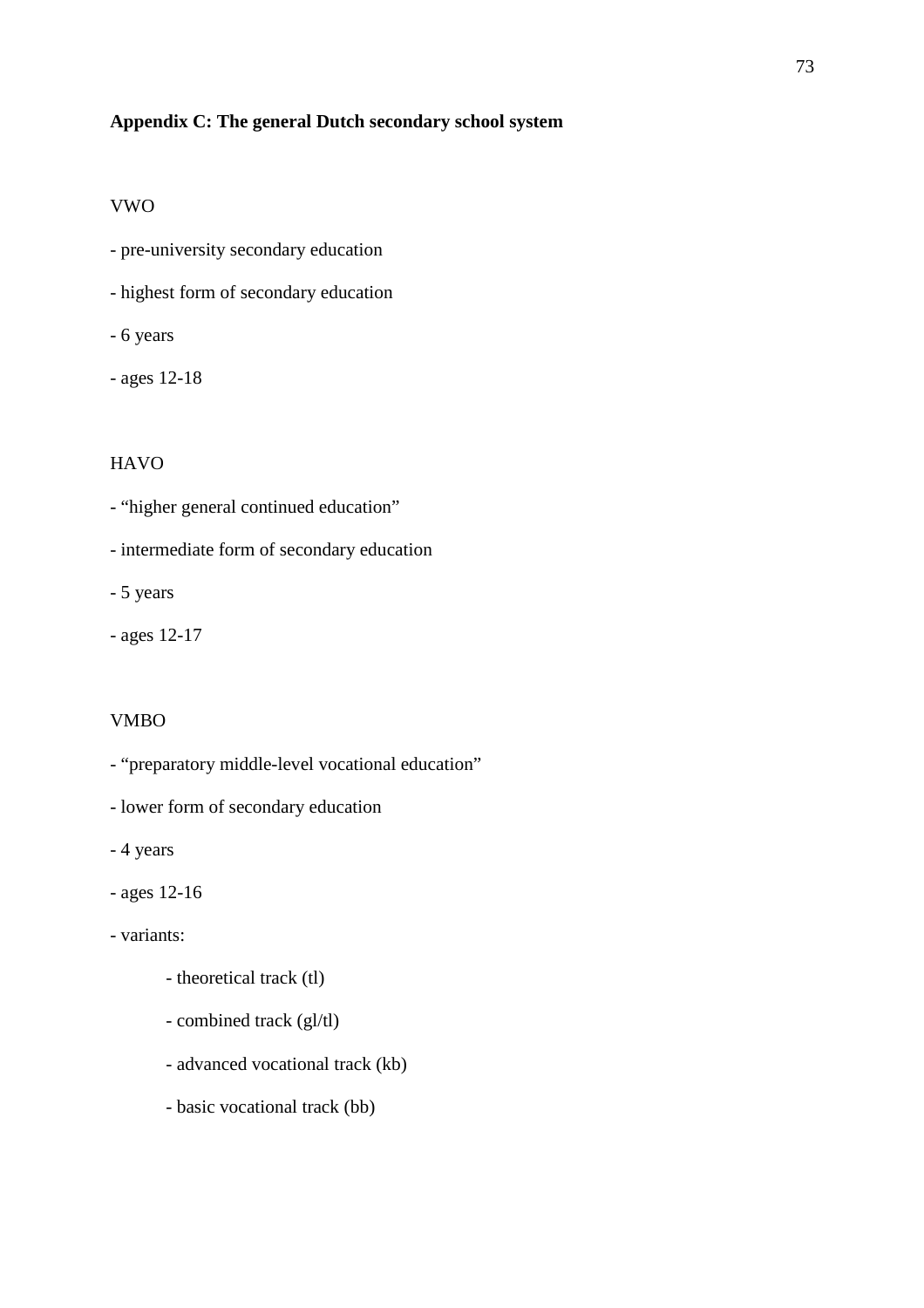## Appendix C: The general Dutch secondary school system

VWO

- pre-university secondary education
- highest form of secondary education
- 6 years
- ages 12-18

HAVO

- “higher general continued education”
- intermediate form of secondary education
- 5 years
- ages 12-17

VMBO

- “preparatory middle-level vocational education”
- lower form of secondary education
- 4 years
- ages 12-16
- variants:
    - theoretical track (tl)
    - combined track (gl/tl)
    - advanced vocational track (kb)
    - basic vocational track (bb)